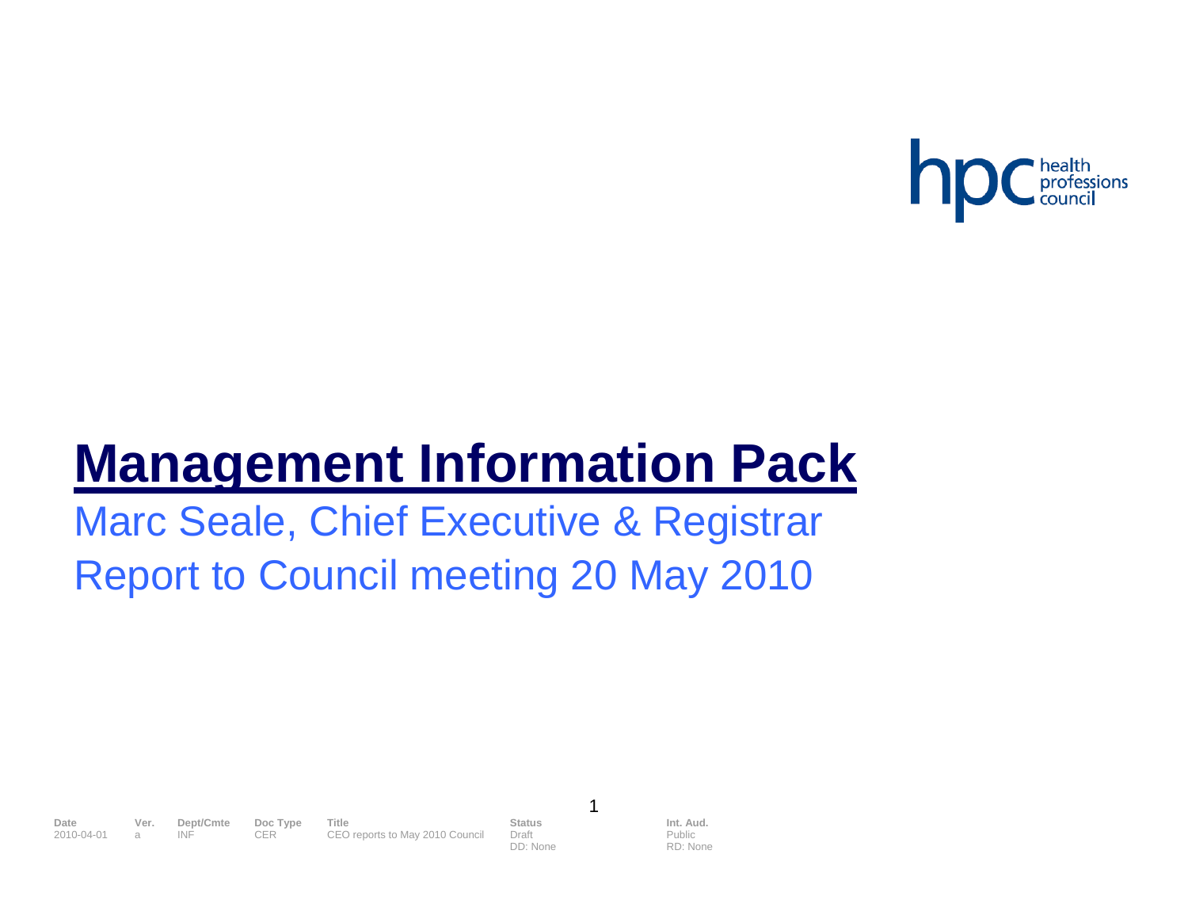# Management Information Pack

## Marc Seale, Chief Executive & Registrar

## Report to Council meeting 20 May 2010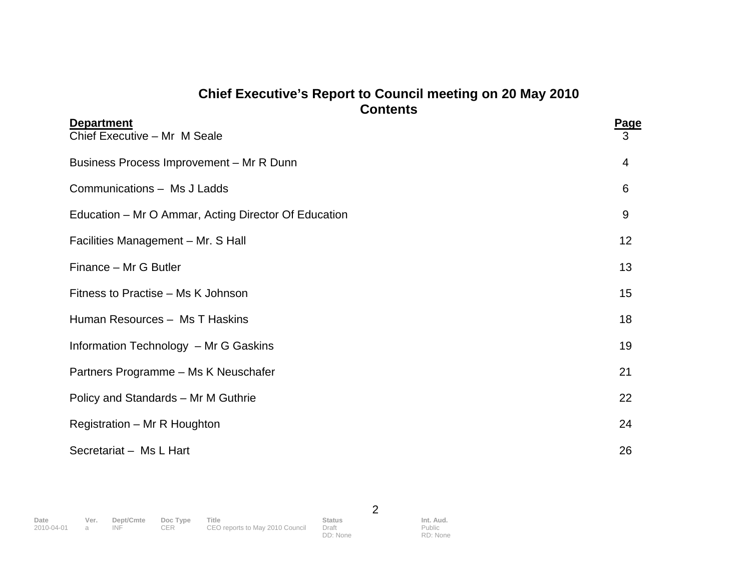# Chief Executive's Report to Council meeting on 20 May 2010
## Contents

| Department | Page |
|---|---|
| Chief Executive – Mr M Seale | 3 |
| Business Process Improvement – Mr R Dunn | 4 |
| Communications – Ms J Ladds | 6 |
| Education – Mr O Ammar, Acting Director Of Education | 9 |
| Facilities Management – Mr. S Hall | 12 |
| Finance – Mr G Butler | 13 |
| Fitness to Practise – Ms K Johnson | 15 |
| Human Resources – Ms T Haskins | 18 |
| Information Technology – Mr G Gaskins | 19 |
| Partners Programme – Ms K Neuschafer | 21 |
| Policy and Standards – Mr M Guthrie | 22 |
| Registration – Mr R Houghton | 24 |
| Secretariat – Ms L Hart | 26 |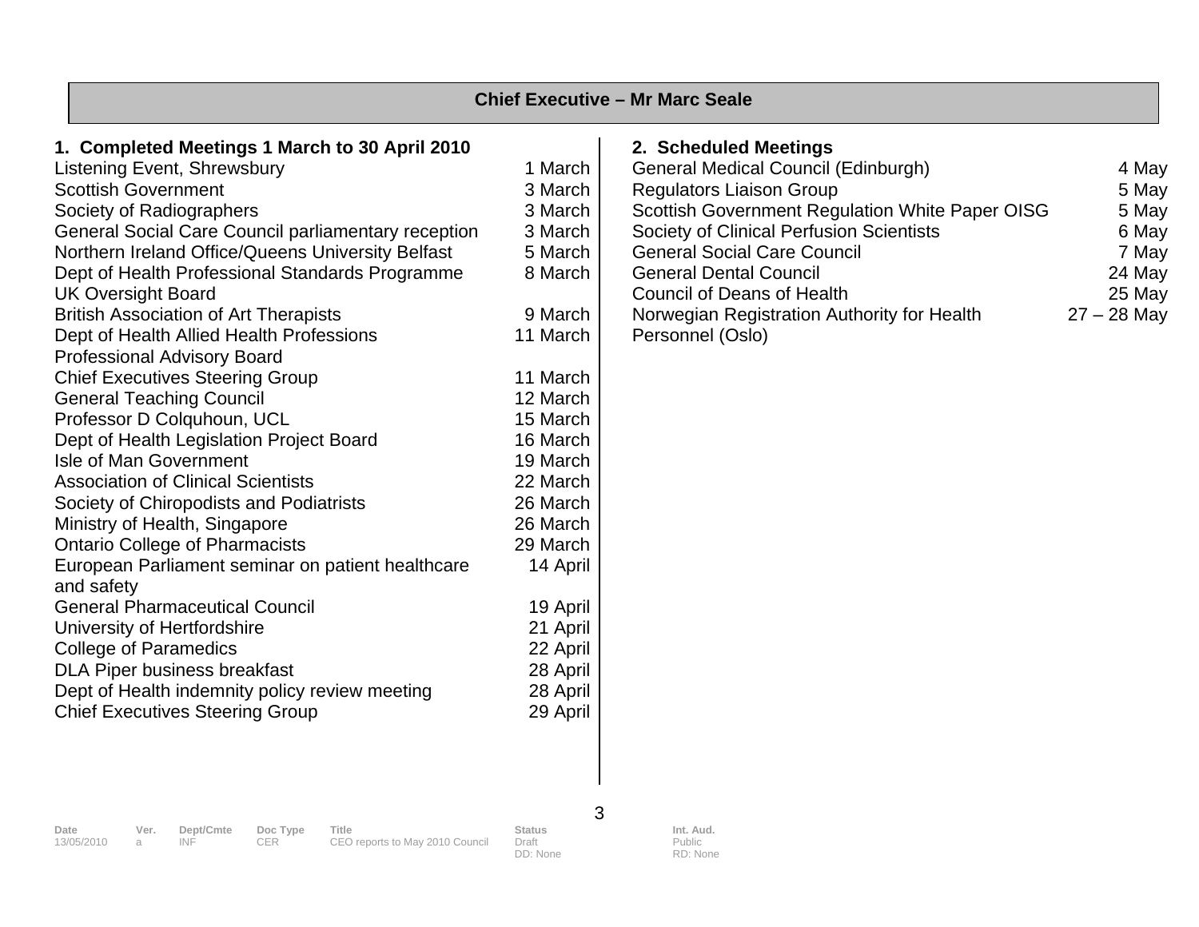## Chief Executive – Mr Marc Seale

### 1. Completed Meetings 1 March to 30 April 2010

| Meeting | Date |
| --- | --- |
| Listening Event, Shrewsbury | 1 March |
| Scottish Government | 3 March |
| Society of Radiographers | 3 March |
| General Social Care Council parliamentary reception | 3 March |
| Northern Ireland Office/Queens University Belfast | 5 March |
| Dept of Health Professional Standards Programme UK Oversight Board | 8 March |
| British Association of Art Therapists | 9 March |
| Dept of Health Allied Health Professions Professional Advisory Board | 11 March |
| Chief Executives Steering Group | 11 March |
| General Teaching Council | 12 March |
| Professor D Colquhoun, UCL | 15 March |
| Dept of Health Legislation Project Board | 16 March |
| Isle of Man Government | 19 March |
| Association of Clinical Scientists | 22 March |
| Society of Chiropodists and Podiatrists | 26 March |
| Ministry of Health, Singapore | 26 March |
| Ontario College of Pharmacists | 29 March |
| European Parliament seminar on patient healthcare and safety | 14 April |
| General Pharmaceutical Council | 19 April |
| University of Hertfordshire | 21 April |
| College of Paramedics | 22 April |
| DLA Piper business breakfast | 28 April |
| Dept of Health indemnity policy review meeting | 28 April |
| Chief Executives Steering Group | 29 April |

### 2. Scheduled Meetings

| Meeting | Date |
| --- | --- |
| General Medical Council (Edinburgh) | 4 May |
| Regulators Liaison Group | 5 May |
| Scottish Government Regulation White Paper OISG | 5 May |
| Society of Clinical Perfusion Scientists | 6 May |
| General Social Care Council | 7 May |
| General Dental Council | 24 May |
| Council of Deans of Health | 25 May |
| Norwegian Registration Authority for Health Personnel (Oslo) | 27 – 28 May |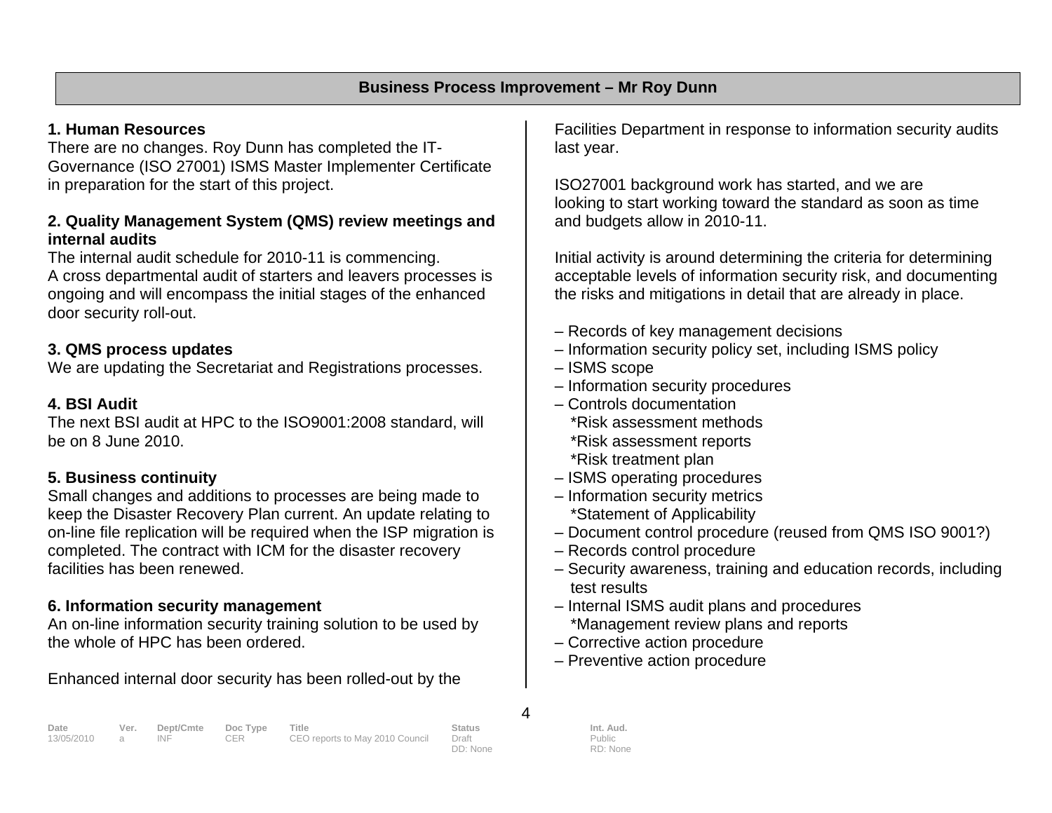## Business Process Improvement – Mr Roy Dunn

**1. Human Resources**

There are no changes. Roy Dunn has completed the IT-Governance (ISO 27001) ISMS Master Implementer Certificate in preparation for the start of this project.

**2. Quality Management System (QMS) review meetings and internal audits**

The internal audit schedule for 2010-11 is commencing. A cross departmental audit of starters and leavers processes is ongoing and will encompass the initial stages of the enhanced door security roll-out.

**3. QMS process updates**

We are updating the Secretariat and Registrations processes.

**4. BSI Audit**

The next BSI audit at HPC to the ISO9001:2008 standard, will be on 8 June 2010.

**5. Business continuity**

Small changes and additions to processes are being made to keep the Disaster Recovery Plan current. An update relating to on-line file replication will be required when the ISP migration is completed. The contract with ICM for the disaster recovery facilities has been renewed.

**6. Information security management**

An on-line information security training solution to be used by the whole of HPC has been ordered.

Enhanced internal door security has been rolled-out by the Facilities Department in response to information security audits last year.

ISO27001 background work has started, and we are looking to start working toward the standard as soon as time and budgets allow in 2010-11.

Initial activity is around determining the criteria for determining acceptable levels of information security risk, and documenting the risks and mitigations in detail that are already in place.

– Records of key management decisions
– Information security policy set, including ISMS policy
– ISMS scope
– Information security procedures
– Controls documentation
  *Risk assessment methods
  *Risk assessment reports
  *Risk treatment plan
– ISMS operating procedures
– Information security metrics
  *Statement of Applicability
– Document control procedure (reused from QMS ISO 9001?)
– Records control procedure
– Security awareness, training and education records, including test results
– Internal ISMS audit plans and procedures
  *Management review plans and reports
– Corrective action procedure
– Preventive action procedure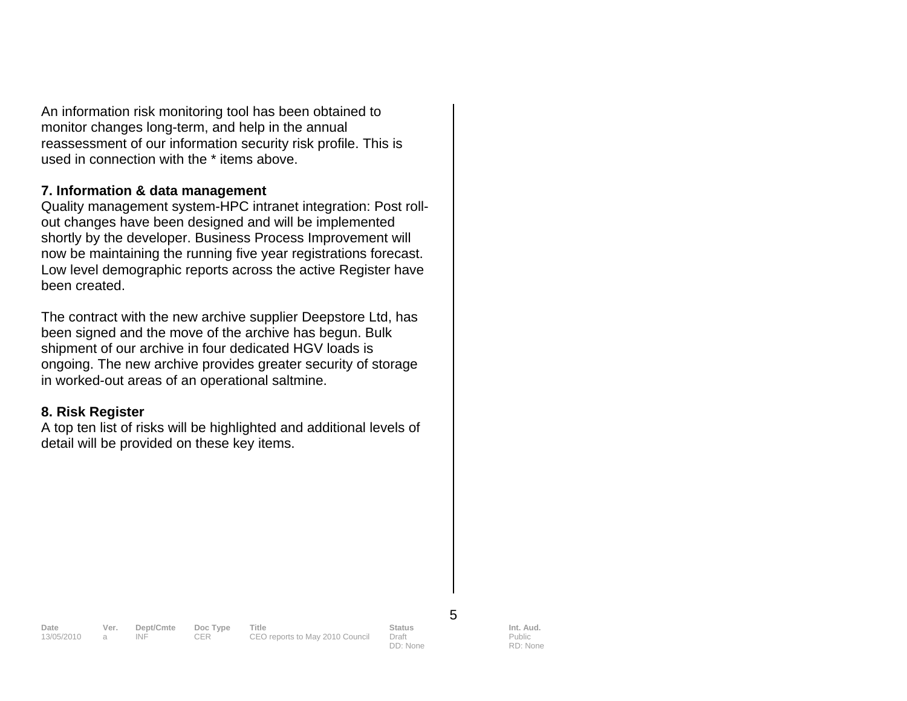An information risk monitoring tool has been obtained to monitor changes long-term, and help in the annual reassessment of our information security risk profile. This is used in connection with the * items above.

**7. Information & data management**

Quality management system-HPC intranet integration: Post roll-out changes have been designed and will be implemented shortly by the developer. Business Process Improvement will now be maintaining the running five year registrations forecast. Low level demographic reports across the active Register have been created.

The contract with the new archive supplier Deepstore Ltd, has been signed and the move of the archive has begun. Bulk shipment of our archive in four dedicated HGV loads is ongoing. The new archive provides greater security of storage in worked-out areas of an operational saltmine.

**8. Risk Register**

A top ten list of risks will be highlighted and additional levels of detail will be provided on these key items.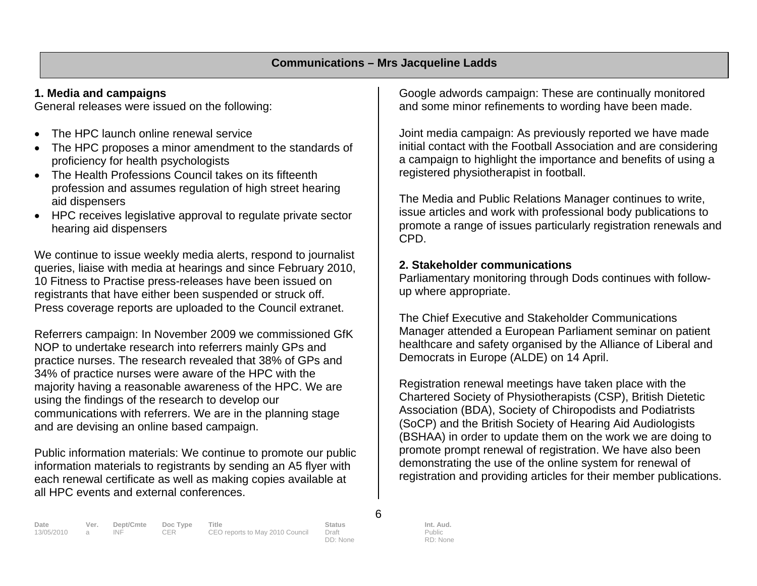## Communications – Mrs Jacqueline Ladds

### 1. Media and campaigns

General releases were issued on the following:

- The HPC launch online renewal service
- The HPC proposes a minor amendment to the standards of proficiency for health psychologists
- The Health Professions Council takes on its fifteenth profession and assumes regulation of high street hearing aid dispensers
- HPC receives legislative approval to regulate private sector hearing aid dispensers

We continue to issue weekly media alerts, respond to journalist queries, liaise with media at hearings and since February 2010, 10 Fitness to Practise press-releases have been issued on registrants that have either been suspended or struck off. Press coverage reports are uploaded to the Council extranet.

Referrers campaign: In November 2009 we commissioned GfK NOP to undertake research into referrers mainly GPs and practice nurses. The research revealed that 38% of GPs and 34% of practice nurses were aware of the HPC with the majority having a reasonable awareness of the HPC. We are using the findings of the research to develop our communications with referrers. We are in the planning stage and are devising an online based campaign.

Public information materials: We continue to promote our public information materials to registrants by sending an A5 flyer with each renewal certificate as well as making copies available at all HPC events and external conferences.

Google adwords campaign: These are continually monitored and some minor refinements to wording have been made.

Joint media campaign: As previously reported we have made initial contact with the Football Association and are considering a campaign to highlight the importance and benefits of using a registered physiotherapist in football.

The Media and Public Relations Manager continues to write, issue articles and work with professional body publications to promote a range of issues particularly registration renewals and CPD.

### 2. Stakeholder communications

Parliamentary monitoring through Dods continues with follow-up where appropriate.

The Chief Executive and Stakeholder Communications Manager attended a European Parliament seminar on patient healthcare and safety organised by the Alliance of Liberal and Democrats in Europe (ALDE) on 14 April.

Registration renewal meetings have taken place with the Chartered Society of Physiotherapists (CSP), British Dietetic Association (BDA), Society of Chiropodists and Podiatrists (SoCP) and the British Society of Hearing Aid Audiologists (BSHAA) in order to update them on the work we are doing to promote prompt renewal of registration. We have also been demonstrating the use of the online system for renewal of registration and providing articles for their member publications.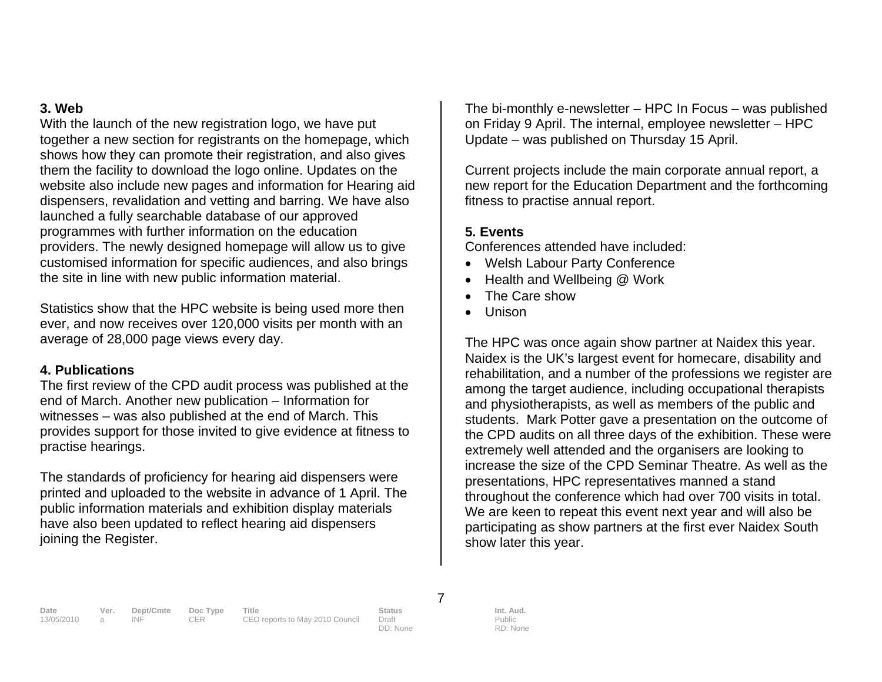### 3. Web

With the launch of the new registration logo, we have put together a new section for registrants on the homepage, which shows how they can promote their registration, and also gives them the facility to download the logo online. Updates on the website also include new pages and information for Hearing aid dispensers, revalidation and vetting and barring. We have also launched a fully searchable database of our approved programmes with further information on the education providers. The newly designed homepage will allow us to give customised information for specific audiences, and also brings the site in line with new public information material.

Statistics show that the HPC website is being used more then ever, and now receives over 120,000 visits per month with an average of 28,000 page views every day.

### 4. Publications

The first review of the CPD audit process was published at the end of March. Another new publication – Information for witnesses – was also published at the end of March. This provides support for those invited to give evidence at fitness to practise hearings.

The standards of proficiency for hearing aid dispensers were printed and uploaded to the website in advance of 1 April. The public information materials and exhibition display materials have also been updated to reflect hearing aid dispensers joining the Register.

The bi-monthly e-newsletter – HPC In Focus – was published on Friday 9 April. The internal, employee newsletter – HPC Update – was published on Thursday 15 April.

Current projects include the main corporate annual report, a new report for the Education Department and the forthcoming fitness to practise annual report.

### 5. Events

Conferences attended have included:

- Welsh Labour Party Conference
- Health and Wellbeing @ Work
- The Care show
- Unison

The HPC was once again show partner at Naidex this year. Naidex is the UK's largest event for homecare, disability and rehabilitation, and a number of the professions we register are among the target audience, including occupational therapists and physiotherapists, as well as members of the public and students. Mark Potter gave a presentation on the outcome of the CPD audits on all three days of the exhibition. These were extremely well attended and the organisers are looking to increase the size of the CPD Seminar Theatre. As well as the presentations, HPC representatives manned a stand throughout the conference which had over 700 visits in total. We are keen to repeat this event next year and will also be participating as show partners at the first ever Naidex South show later this year.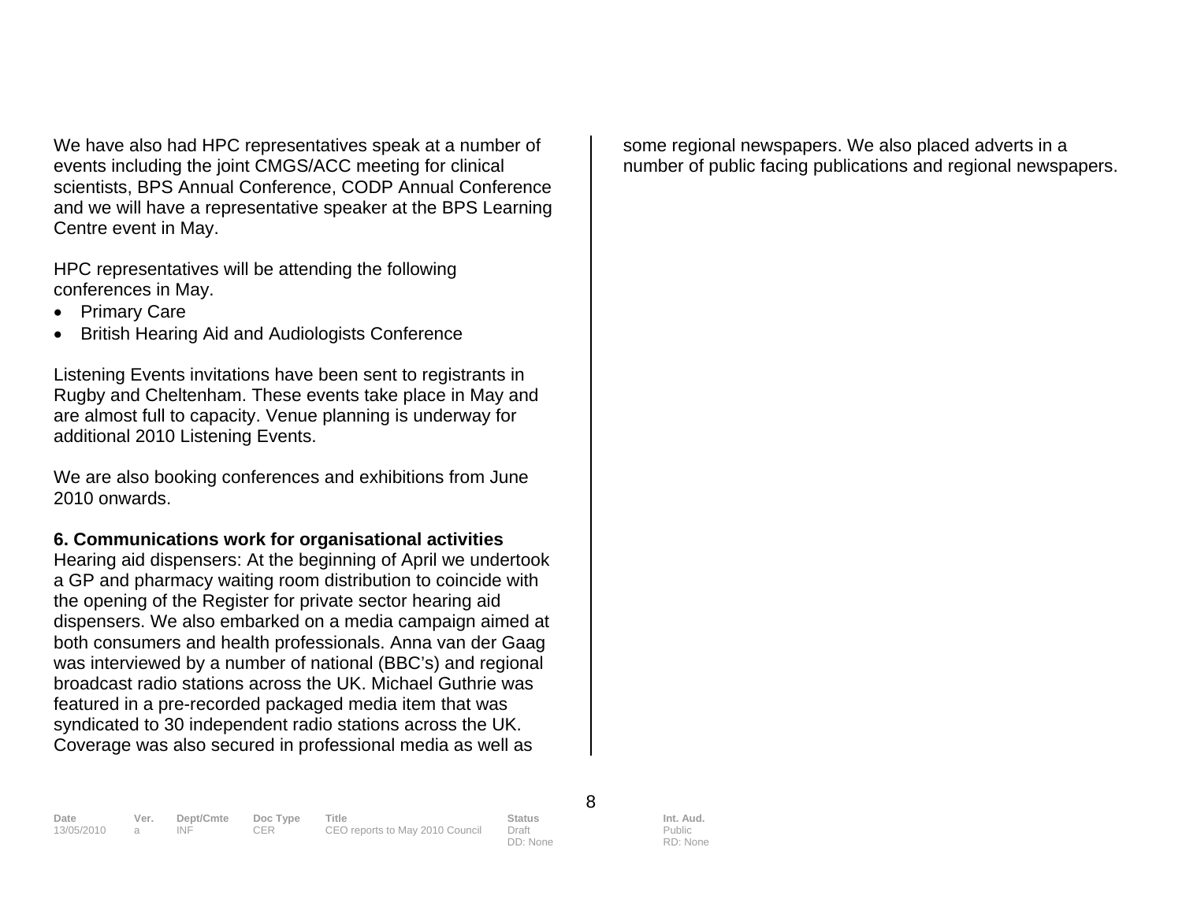We have also had HPC representatives speak at a number of events including the joint CMGS/ACC meeting for clinical scientists, BPS Annual Conference, CODP Annual Conference and we will have a representative speaker at the BPS Learning Centre event in May.

HPC representatives will be attending the following conferences in May.

- Primary Care
- British Hearing Aid and Audiologists Conference

Listening Events invitations have been sent to registrants in Rugby and Cheltenham. These events take place in May and are almost full to capacity. Venue planning is underway for additional 2010 Listening Events.

We are also booking conferences and exhibitions from June 2010 onwards.

**6. Communications work for organisational activities**

Hearing aid dispensers: At the beginning of April we undertook a GP and pharmacy waiting room distribution to coincide with the opening of the Register for private sector hearing aid dispensers. We also embarked on a media campaign aimed at both consumers and health professionals. Anna van der Gaag was interviewed by a number of national (BBC's) and regional broadcast radio stations across the UK. Michael Guthrie was featured in a pre-recorded packaged media item that was syndicated to 30 independent radio stations across the UK. Coverage was also secured in professional media as well as some regional newspapers. We also placed adverts in a number of public facing publications and regional newspapers.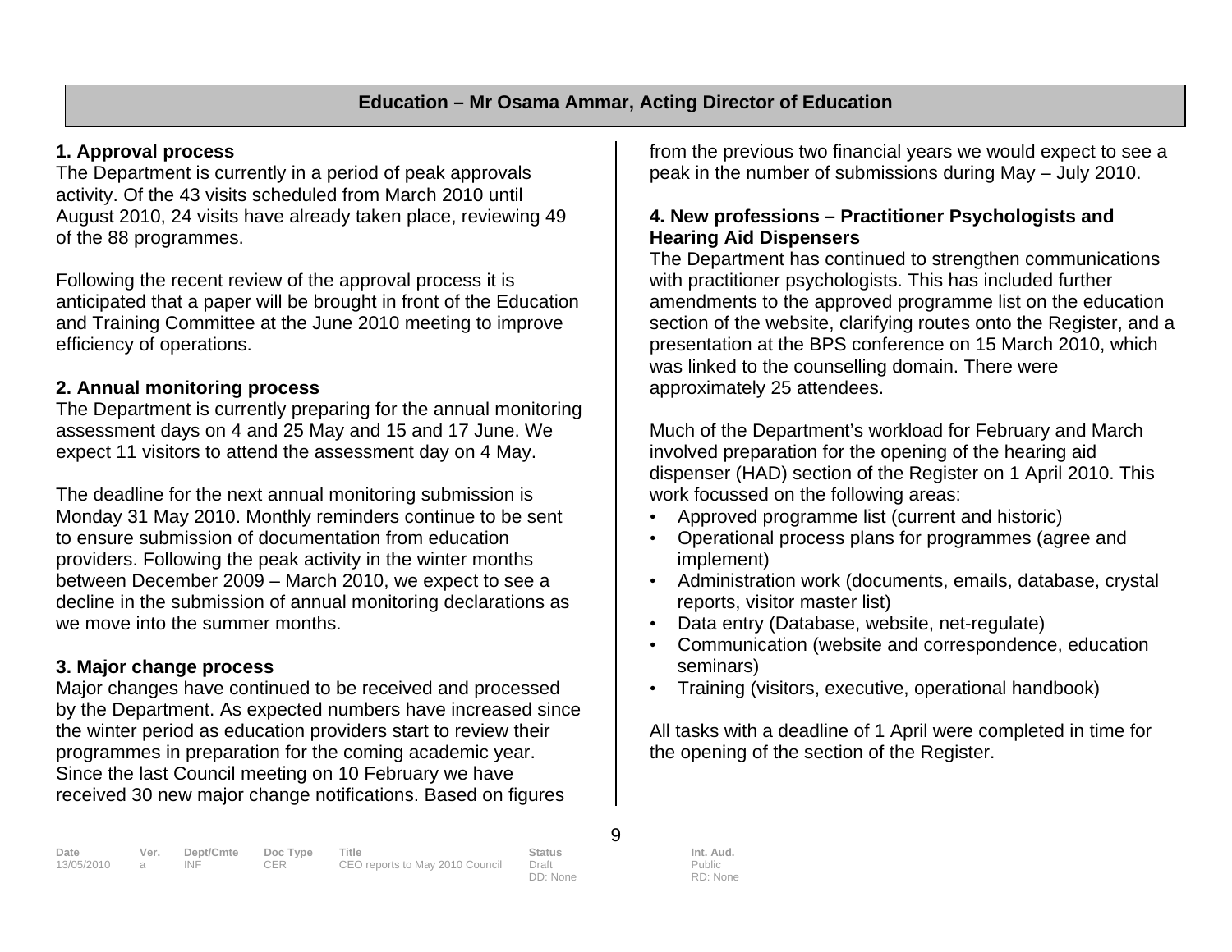## Education – Mr Osama Ammar, Acting Director of Education

### 1. Approval process

The Department is currently in a period of peak approvals activity. Of the 43 visits scheduled from March 2010 until August 2010, 24 visits have already taken place, reviewing 49 of the 88 programmes.

Following the recent review of the approval process it is anticipated that a paper will be brought in front of the Education and Training Committee at the June 2010 meeting to improve efficiency of operations.

### 2. Annual monitoring process

The Department is currently preparing for the annual monitoring assessment days on 4 and 25 May and 15 and 17 June. We expect 11 visitors to attend the assessment day on 4 May.

The deadline for the next annual monitoring submission is Monday 31 May 2010. Monthly reminders continue to be sent to ensure submission of documentation from education providers. Following the peak activity in the winter months between December 2009 – March 2010, we expect to see a decline in the submission of annual monitoring declarations as we move into the summer months.

### 3. Major change process

Major changes have continued to be received and processed by the Department. As expected numbers have increased since the winter period as education providers start to review their programmes in preparation for the coming academic year. Since the last Council meeting on 10 February we have received 30 new major change notifications. Based on figures from the previous two financial years we would expect to see a peak in the number of submissions during May – July 2010.

### 4. New professions – Practitioner Psychologists and Hearing Aid Dispensers

The Department has continued to strengthen communications with practitioner psychologists. This has included further amendments to the approved programme list on the education section of the website, clarifying routes onto the Register, and a presentation at the BPS conference on 15 March 2010, which was linked to the counselling domain. There were approximately 25 attendees.

Much of the Department's workload for February and March involved preparation for the opening of the hearing aid dispenser (HAD) section of the Register on 1 April 2010. This work focussed on the following areas:

- Approved programme list (current and historic)
- Operational process plans for programmes (agree and implement)
- Administration work (documents, emails, database, crystal reports, visitor master list)
- Data entry (Database, website, net-regulate)
- Communication (website and correspondence, education seminars)
- Training (visitors, executive, operational handbook)

All tasks with a deadline of 1 April were completed in time for the opening of the section of the Register.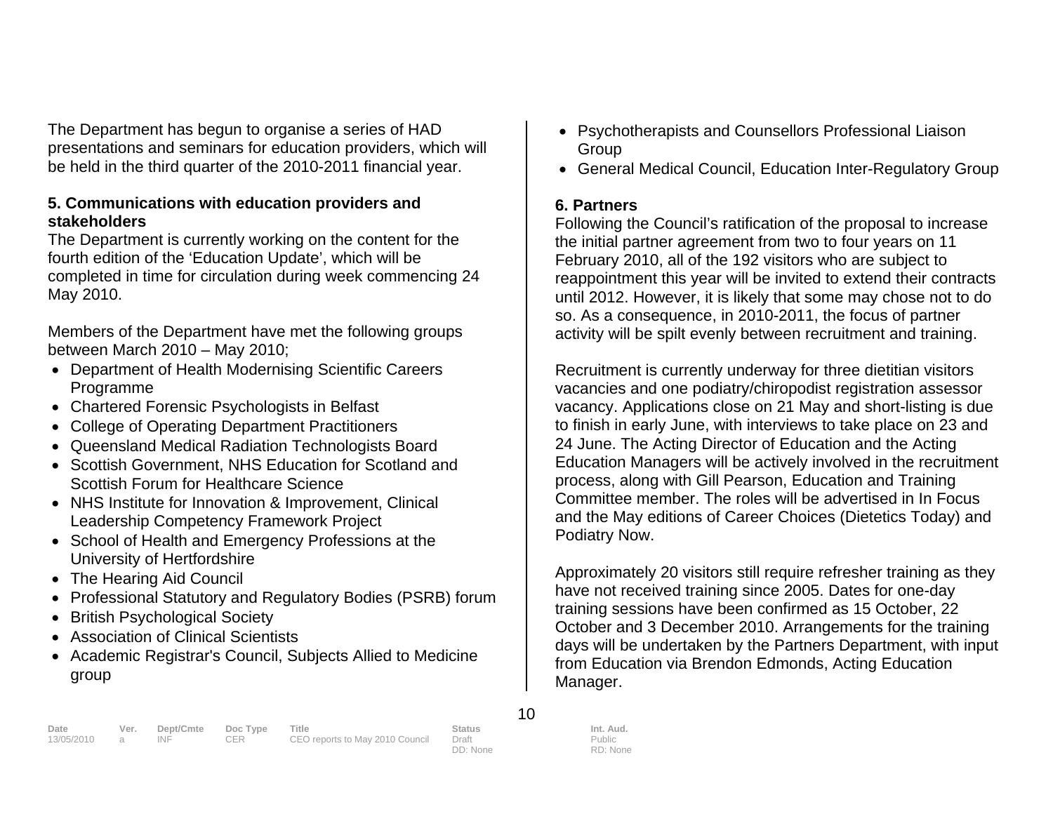The Department has begun to organise a series of HAD presentations and seminars for education providers, which will be held in the third quarter of the 2010-2011 financial year.

**5. Communications with education providers and stakeholders**

The Department is currently working on the content for the fourth edition of the 'Education Update', which will be completed in time for circulation during week commencing 24 May 2010.

Members of the Department have met the following groups between March 2010 – May 2010;

- Department of Health Modernising Scientific Careers Programme
- Chartered Forensic Psychologists in Belfast
- College of Operating Department Practitioners
- Queensland Medical Radiation Technologists Board
- Scottish Government, NHS Education for Scotland and Scottish Forum for Healthcare Science
- NHS Institute for Innovation & Improvement, Clinical Leadership Competency Framework Project
- School of Health and Emergency Professions at the University of Hertfordshire
- The Hearing Aid Council
- Professional Statutory and Regulatory Bodies (PSRB) forum
- British Psychological Society
- Association of Clinical Scientists
- Academic Registrar's Council, Subjects Allied to Medicine group
- Psychotherapists and Counsellors Professional Liaison Group
- General Medical Council, Education Inter-Regulatory Group

**6. Partners**

Following the Council's ratification of the proposal to increase the initial partner agreement from two to four years on 11 February 2010, all of the 192 visitors who are subject to reappointment this year will be invited to extend their contracts until 2012. However, it is likely that some may chose not to do so. As a consequence, in 2010-2011, the focus of partner activity will be spilt evenly between recruitment and training.

Recruitment is currently underway for three dietitian visitors vacancies and one podiatry/chiropodist registration assessor vacancy. Applications close on 21 May and short-listing is due to finish in early June, with interviews to take place on 23 and 24 June. The Acting Director of Education and the Acting Education Managers will be actively involved in the recruitment process, along with Gill Pearson, Education and Training Committee member. The roles will be advertised in In Focus and the May editions of Career Choices (Dietetics Today) and Podiatry Now.

Approximately 20 visitors still require refresher training as they have not received training since 2005. Dates for one-day training sessions have been confirmed as 15 October, 22 October and 3 December 2010. Arrangements for the training days will be undertaken by the Partners Department, with input from Education via Brendon Edmonds, Acting Education Manager.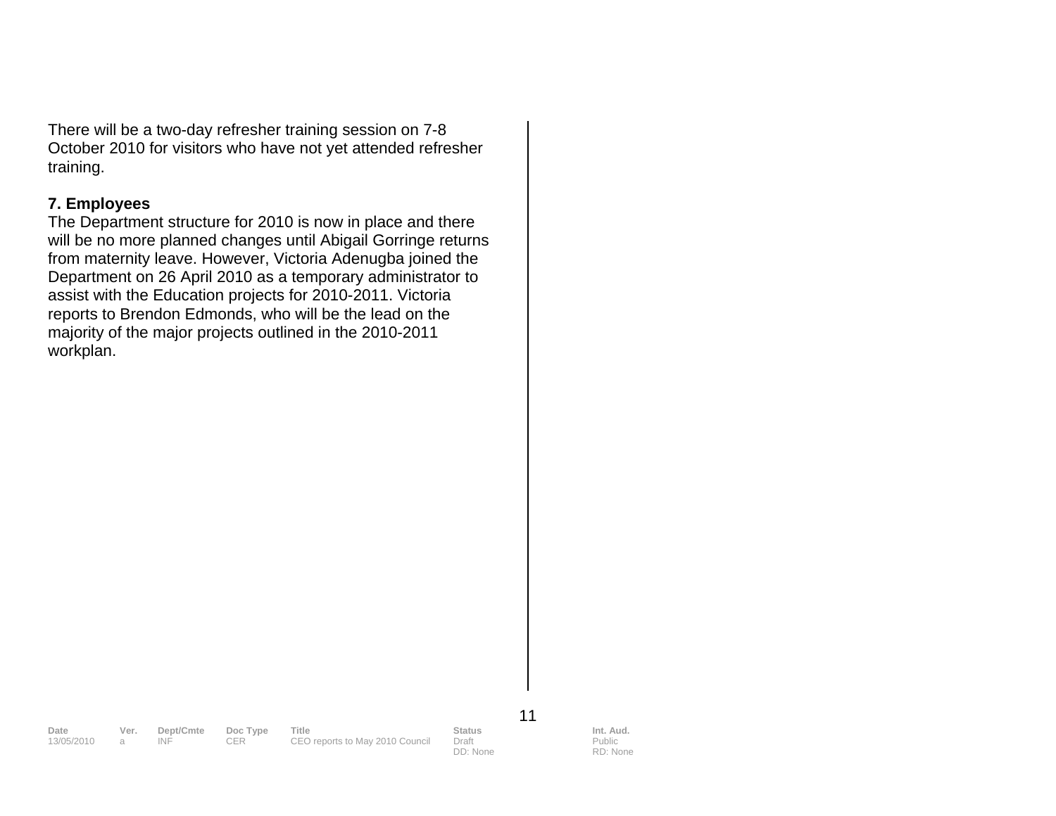There will be a two-day refresher training session on 7-8 October 2010 for visitors who have not yet attended refresher training.

**7. Employees**

The Department structure for 2010 is now in place and there will be no more planned changes until Abigail Gorringe returns from maternity leave. However, Victoria Adenugba joined the Department on 26 April 2010 as a temporary administrator to assist with the Education projects for 2010-2011. Victoria reports to Brendon Edmonds, who will be the lead on the majority of the major projects outlined in the 2010-2011 workplan.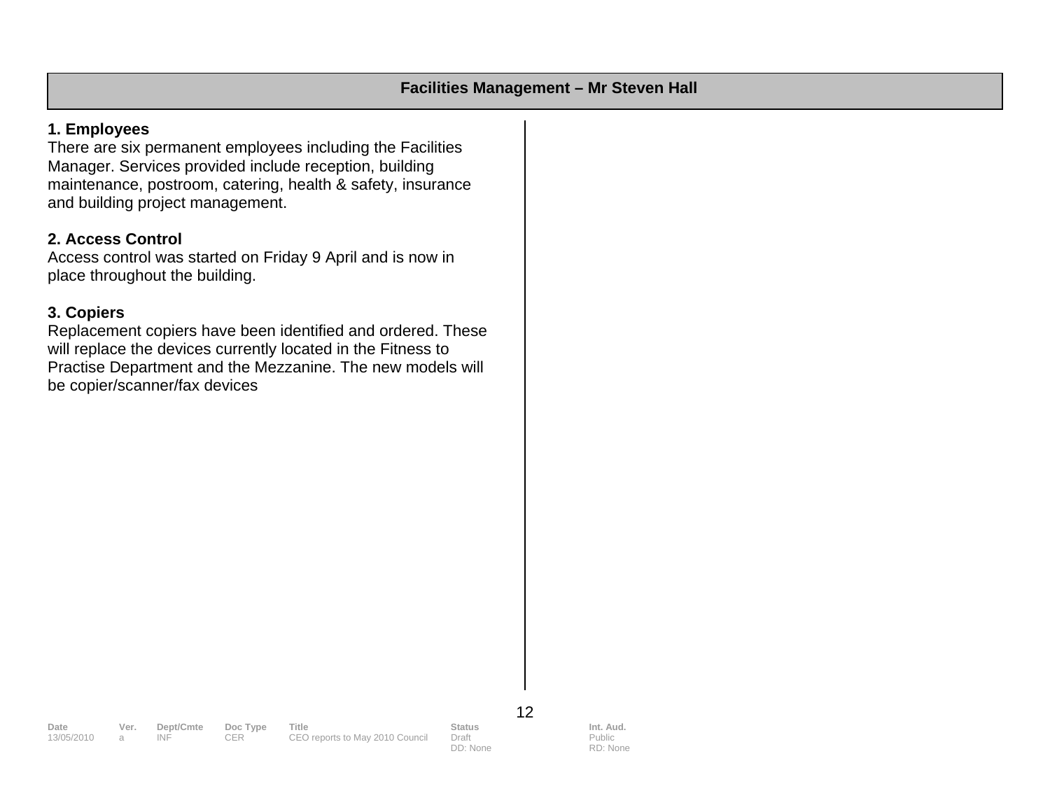## Facilities Management – Mr Steven Hall

**1. Employees**
There are six permanent employees including the Facilities Manager. Services provided include reception, building maintenance, postroom, catering, health & safety, insurance and building project management.

**2. Access Control**
Access control was started on Friday 9 April and is now in place throughout the building.

**3. Copiers**
Replacement copiers have been identified and ordered. These will replace the devices currently located in the Fitness to Practise Department and the Mezzanine. The new models will be copier/scanner/fax devices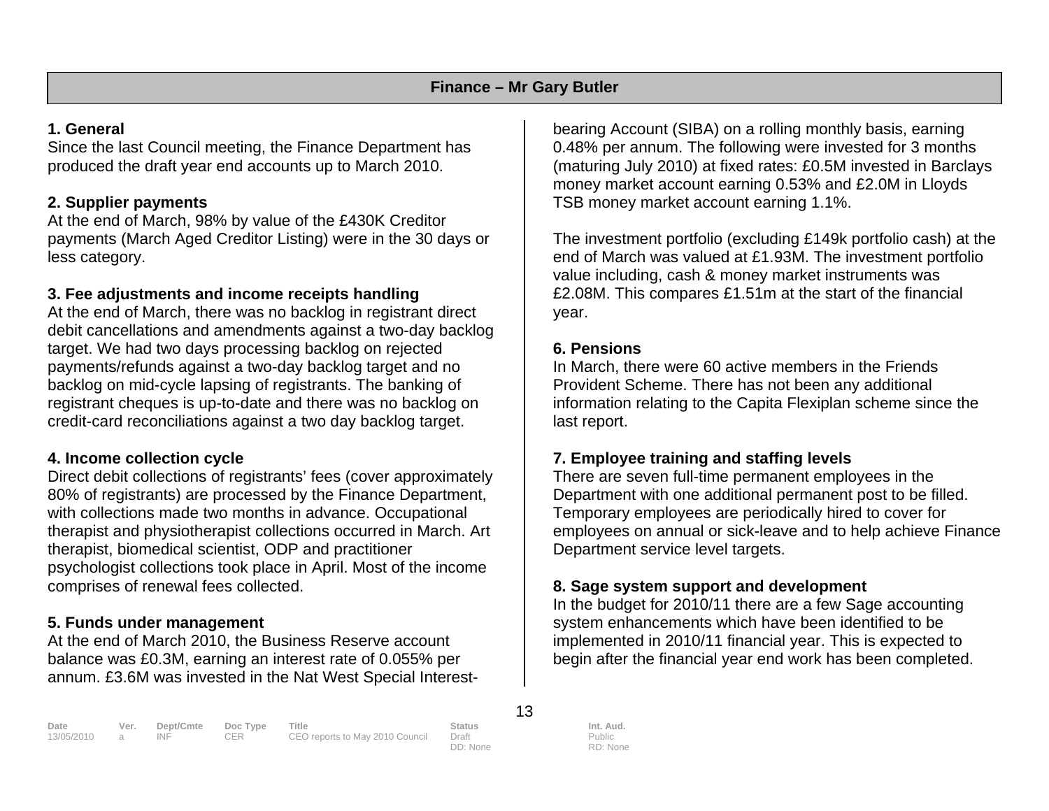## Finance – Mr Gary Butler

### 1. General

Since the last Council meeting, the Finance Department has produced the draft year end accounts up to March 2010.

### 2. Supplier payments

At the end of March, 98% by value of the £430K Creditor payments (March Aged Creditor Listing) were in the 30 days or less category.

### 3. Fee adjustments and income receipts handling

At the end of March, there was no backlog in registrant direct debit cancellations and amendments against a two-day backlog target. We had two days processing backlog on rejected payments/refunds against a two-day backlog target and no backlog on mid-cycle lapsing of registrants. The banking of registrant cheques is up-to-date and there was no backlog on credit-card reconciliations against a two day backlog target.

### 4. Income collection cycle

Direct debit collections of registrants' fees (cover approximately 80% of registrants) are processed by the Finance Department, with collections made two months in advance. Occupational therapist and physiotherapist collections occurred in March. Art therapist, biomedical scientist, ODP and practitioner psychologist collections took place in April. Most of the income comprises of renewal fees collected.

### 5. Funds under management

At the end of March 2010, the Business Reserve account balance was £0.3M, earning an interest rate of 0.055% per annum. £3.6M was invested in the Nat West Special Interest-bearing Account (SIBA) on a rolling monthly basis, earning 0.48% per annum. The following were invested for 3 months (maturing July 2010) at fixed rates: £0.5M invested in Barclays money market account earning 0.53% and £2.0M in Lloyds TSB money market account earning 1.1%.

The investment portfolio (excluding £149k portfolio cash) at the end of March was valued at £1.93M. The investment portfolio value including, cash & money market instruments was £2.08M. This compares £1.51m at the start of the financial year.

### 6. Pensions

In March, there were 60 active members in the Friends Provident Scheme. There has not been any additional information relating to the Capita Flexiplan scheme since the last report.

### 7. Employee training and staffing levels

There are seven full-time permanent employees in the Department with one additional permanent post to be filled. Temporary employees are periodically hired to cover for employees on annual or sick-leave and to help achieve Finance Department service level targets.

### 8. Sage system support and development

In the budget for 2010/11 there are a few Sage accounting system enhancements which have been identified to be implemented in 2010/11 financial year. This is expected to begin after the financial year end work has been completed.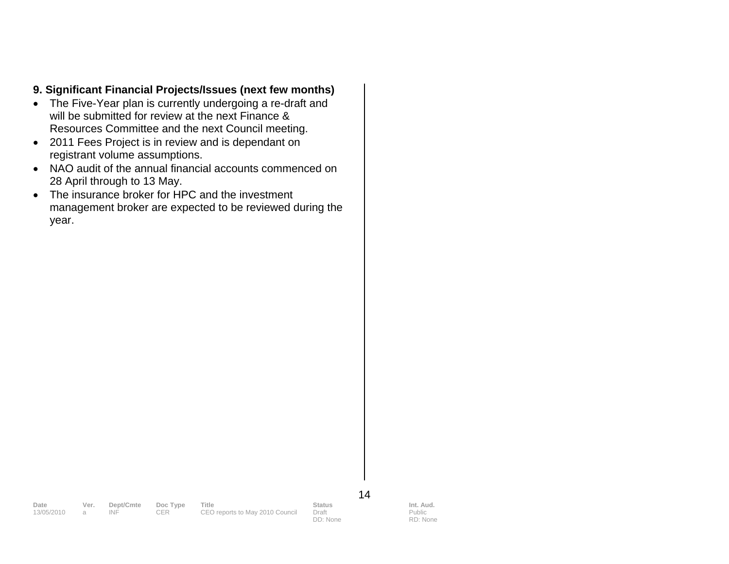**9. Significant Financial Projects/Issues (next few months)**

- The Five-Year plan is currently undergoing a re-draft and will be submitted for review at the next Finance & Resources Committee and the next Council meeting.
- 2011 Fees Project is in review and is dependant on registrant volume assumptions.
- NAO audit of the annual financial accounts commenced on 28 April through to 13 May.
- The insurance broker for HPC and the investment management broker are expected to be reviewed during the year.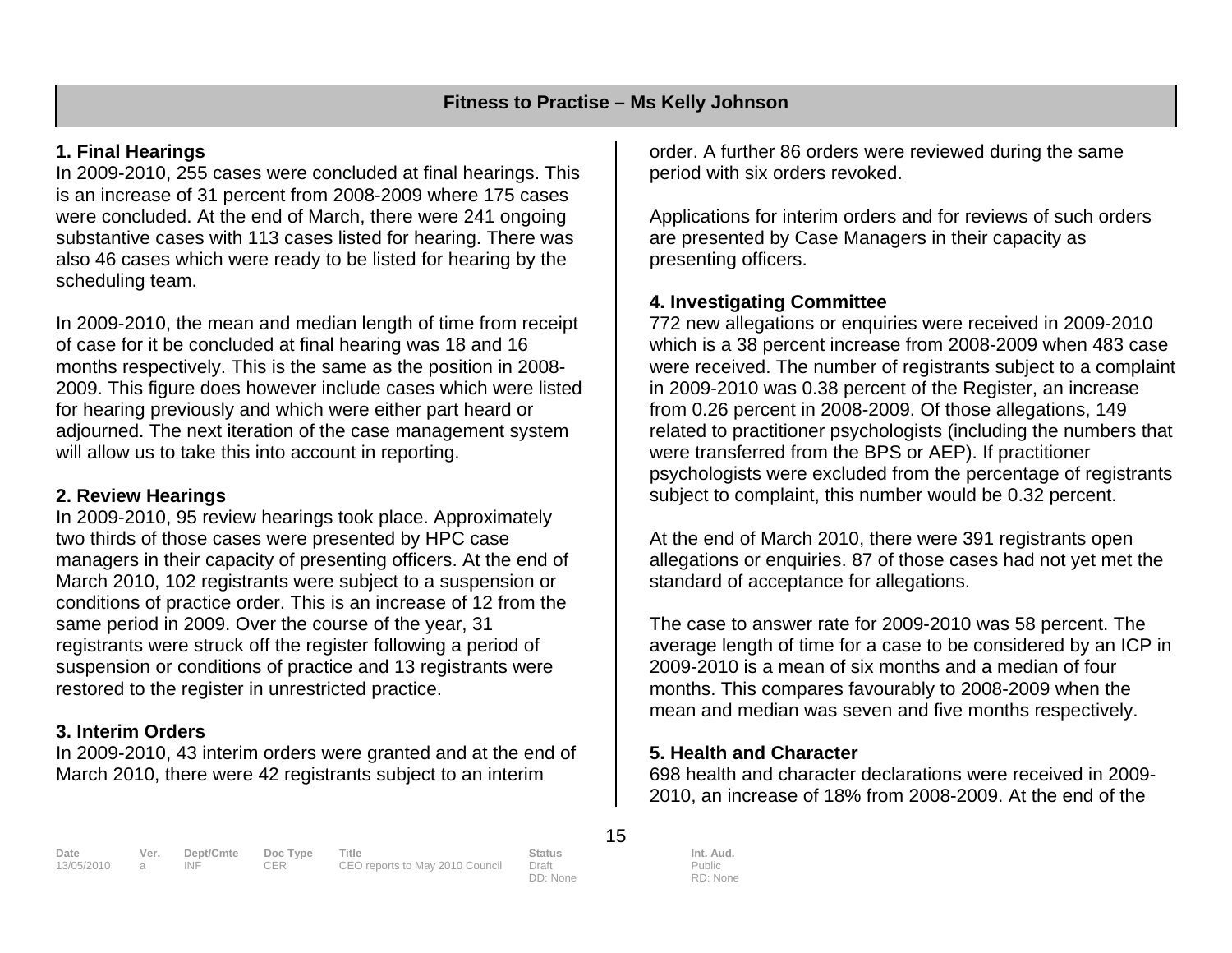## Fitness to Practise – Ms Kelly Johnson

### 1. Final Hearings

In 2009-2010, 255 cases were concluded at final hearings. This is an increase of 31 percent from 2008-2009 where 175 cases were concluded. At the end of March, there were 241 ongoing substantive cases with 113 cases listed for hearing. There was also 46 cases which were ready to be listed for hearing by the scheduling team.

In 2009-2010, the mean and median length of time from receipt of case for it be concluded at final hearing was 18 and 16 months respectively. This is the same as the position in 2008-2009. This figure does however include cases which were listed for hearing previously and which were either part heard or adjourned. The next iteration of the case management system will allow us to take this into account in reporting.

### 2. Review Hearings

In 2009-2010, 95 review hearings took place. Approximately two thirds of those cases were presented by HPC case managers in their capacity of presenting officers. At the end of March 2010, 102 registrants were subject to a suspension or conditions of practice order. This is an increase of 12 from the same period in 2009. Over the course of the year, 31 registrants were struck off the register following a period of suspension or conditions of practice and 13 registrants were restored to the register in unrestricted practice.

### 3. Interim Orders

In 2009-2010, 43 interim orders were granted and at the end of March 2010, there were 42 registrants subject to an interim order. A further 86 orders were reviewed during the same period with six orders revoked.

Applications for interim orders and for reviews of such orders are presented by Case Managers in their capacity as presenting officers.

### 4. Investigating Committee

772 new allegations or enquiries were received in 2009-2010 which is a 38 percent increase from 2008-2009 when 483 case were received. The number of registrants subject to a complaint in 2009-2010 was 0.38 percent of the Register, an increase from 0.26 percent in 2008-2009. Of those allegations, 149 related to practitioner psychologists (including the numbers that were transferred from the BPS or AEP). If practitioner psychologists were excluded from the percentage of registrants subject to complaint, this number would be 0.32 percent.

At the end of March 2010, there were 391 registrants open allegations or enquiries. 87 of those cases had not yet met the standard of acceptance for allegations.

The case to answer rate for 2009-2010 was 58 percent. The average length of time for a case to be considered by an ICP in 2009-2010 is a mean of six months and a median of four months. This compares favourably to 2008-2009 when the mean and median was seven and five months respectively.

### 5. Health and Character

698 health and character declarations were received in 2009-2010, an increase of 18% from 2008-2009. At the end of the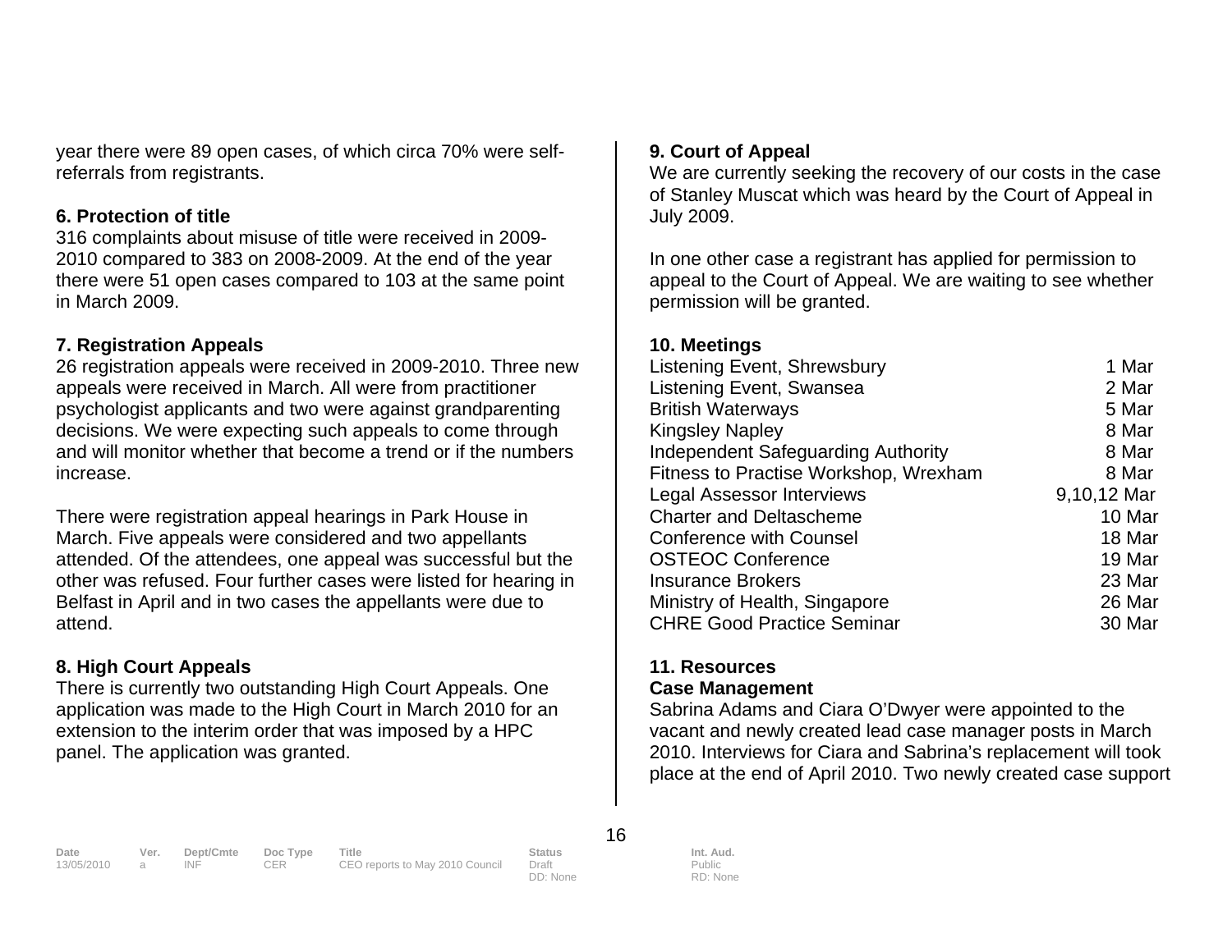year there were 89 open cases, of which circa 70% were self-referrals from registrants.

**6. Protection of title**

316 complaints about misuse of title were received in 2009-2010 compared to 383 on 2008-2009. At the end of the year there were 51 open cases compared to 103 at the same point in March 2009.

**7. Registration Appeals**

26 registration appeals were received in 2009-2010. Three new appeals were received in March. All were from practitioner psychologist applicants and two were against grandparenting decisions. We were expecting such appeals to come through and will monitor whether that become a trend or if the numbers increase.

There were registration appeal hearings in Park House in March. Five appeals were considered and two appellants attended. Of the attendees, one appeal was successful but the other was refused. Four further cases were listed for hearing in Belfast in April and in two cases the appellants were due to attend.

**8. High Court Appeals**

There is currently two outstanding High Court Appeals. One application was made to the High Court in March 2010 for an extension to the interim order that was imposed by a HPC panel. The application was granted.

**9. Court of Appeal**

We are currently seeking the recovery of our costs in the case of Stanley Muscat which was heard by the Court of Appeal in July 2009.

In one other case a registrant has applied for permission to appeal to the Court of Appeal. We are waiting to see whether permission will be granted.

**10. Meetings**

| | |
|---|---|
| Listening Event, Shrewsbury | 1 Mar |
| Listening Event, Swansea | 2 Mar |
| British Waterways | 5 Mar |
| Kingsley Napley | 8 Mar |
| Independent Safeguarding Authority | 8 Mar |
| Fitness to Practise Workshop, Wrexham | 8 Mar |
| Legal Assessor Interviews | 9,10,12 Mar |
| Charter and Deltascheme | 10 Mar |
| Conference with Counsel | 18 Mar |
| OSTEOC Conference | 19 Mar |
| Insurance Brokers | 23 Mar |
| Ministry of Health, Singapore | 26 Mar |
| CHRE Good Practice Seminar | 30 Mar |

**11. Resources**

**Case Management**

Sabrina Adams and Ciara O'Dwyer were appointed to the vacant and newly created lead case manager posts in March 2010. Interviews for Ciara and Sabrina's replacement will took place at the end of April 2010. Two newly created case support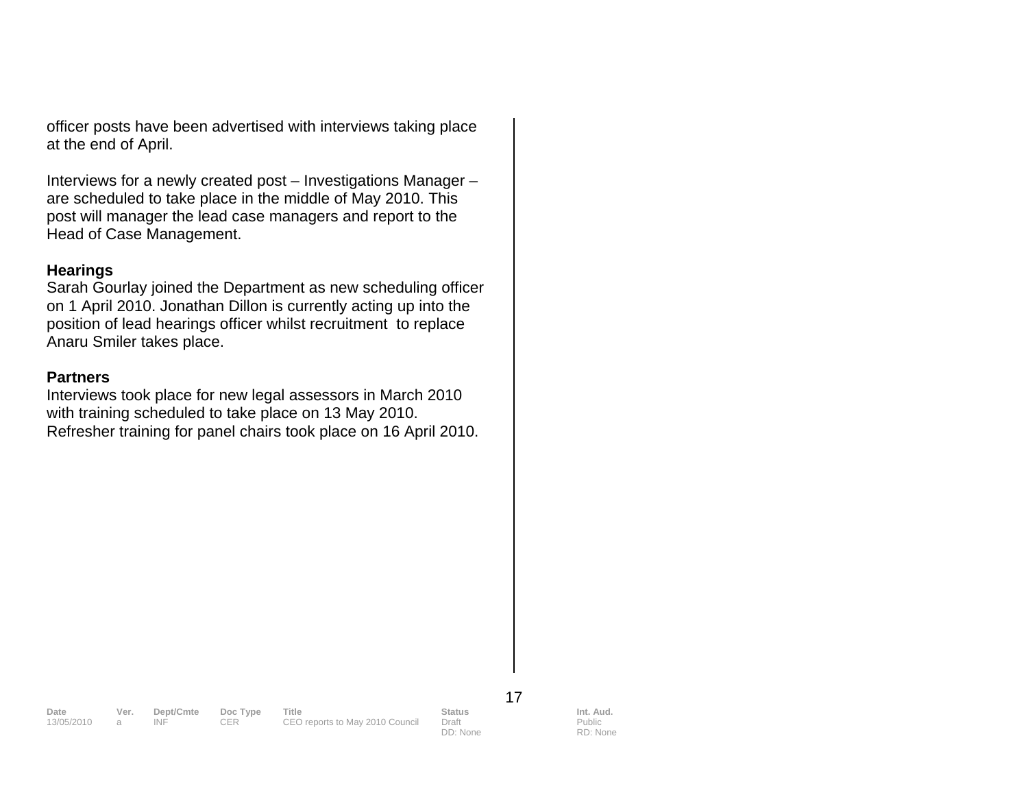officer posts have been advertised with interviews taking place at the end of April.

Interviews for a newly created post – Investigations Manager – are scheduled to take place in the middle of May 2010. This post will manager the lead case managers and report to the Head of Case Management.

**Hearings**
Sarah Gourlay joined the Department as new scheduling officer on 1 April 2010. Jonathan Dillon is currently acting up into the position of lead hearings officer whilst recruitment  to replace Anaru Smiler takes place.

**Partners**
Interviews took place for new legal assessors in March 2010 with training scheduled to take place on 13 May 2010. Refresher training for panel chairs took place on 16 April 2010.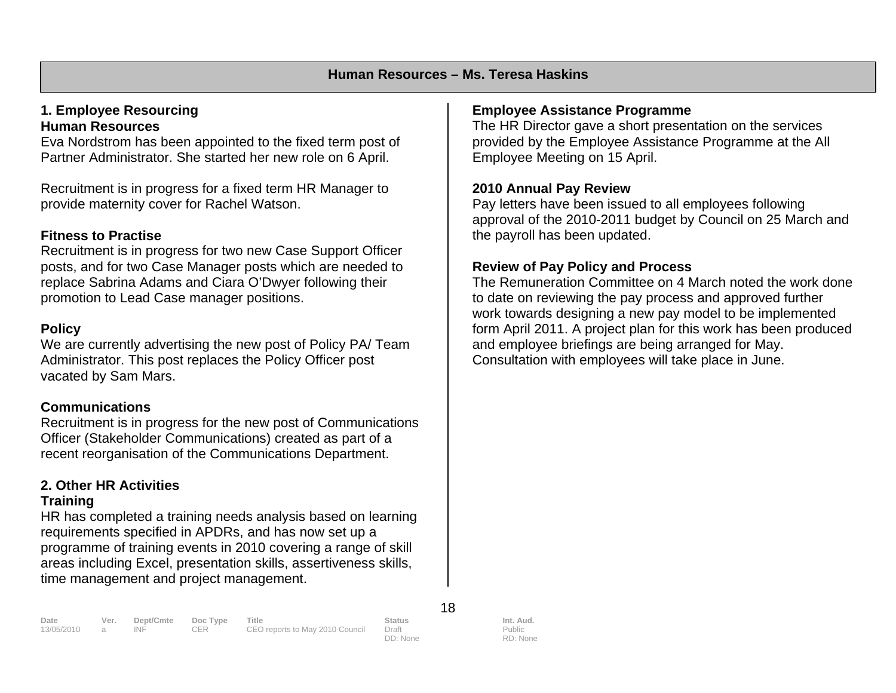## Human Resources – Ms. Teresa Haskins

### 1. Employee Resourcing

#### Human Resources

Eva Nordstrom has been appointed to the fixed term post of Partner Administrator. She started her new role on 6 April.

Recruitment is in progress for a fixed term HR Manager to provide maternity cover for Rachel Watson.

#### Fitness to Practise

Recruitment is in progress for two new Case Support Officer posts, and for two Case Manager posts which are needed to replace Sabrina Adams and Ciara O'Dwyer following their promotion to Lead Case manager positions.

#### Policy

We are currently advertising the new post of Policy PA/ Team Administrator. This post replaces the Policy Officer post vacated by Sam Mars.

#### Communications

Recruitment is in progress for the new post of Communications Officer (Stakeholder Communications) created as part of a recent reorganisation of the Communications Department.

### 2. Other HR Activities

#### Training

HR has completed a training needs analysis based on learning requirements specified in APDRs, and has now set up a programme of training events in 2010 covering a range of skill areas including Excel, presentation skills, assertiveness skills, time management and project management.

#### Employee Assistance Programme

The HR Director gave a short presentation on the services provided by the Employee Assistance Programme at the All Employee Meeting on 15 April.

#### 2010 Annual Pay Review

Pay letters have been issued to all employees following approval of the 2010-2011 budget by Council on 25 March and the payroll has been updated.

#### Review of Pay Policy and Process

The Remuneration Committee on 4 March noted the work done to date on reviewing the pay process and approved further work towards designing a new pay model to be implemented form April 2011. A project plan for this work has been produced and employee briefings are being arranged for May. Consultation with employees will take place in June.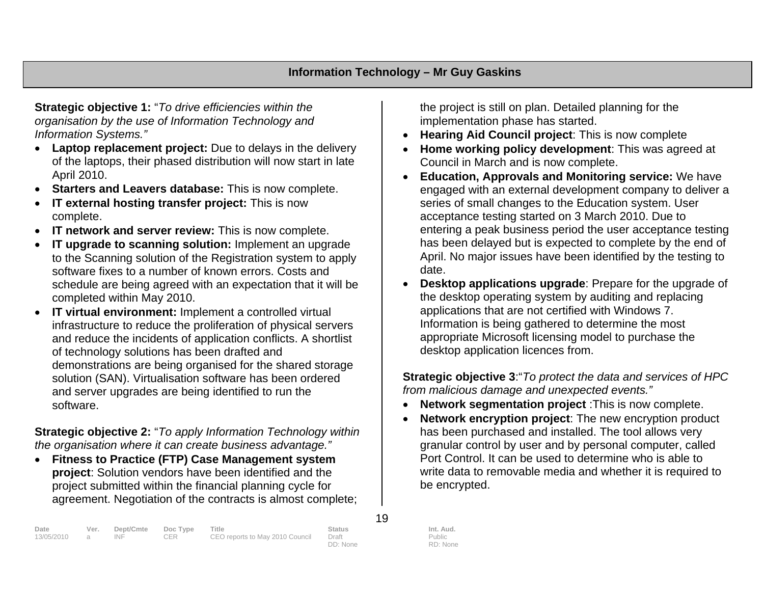## Information Technology – Mr Guy Gaskins

**Strategic objective 1:** "*To drive efficiencies within the organisation by the use of Information Technology and Information Systems.*"

- **Laptop replacement project:** Due to delays in the delivery of the laptops, their phased distribution will now start in late April 2010.
- **Starters and Leavers database:** This is now complete.
- **IT external hosting transfer project:** This is now complete.
- **IT network and server review:** This is now complete.
- **IT upgrade to scanning solution:** Implement an upgrade to the Scanning solution of the Registration system to apply software fixes to a number of known errors. Costs and schedule are being agreed with an expectation that it will be completed within May 2010.
- **IT virtual environment:** Implement a controlled virtual infrastructure to reduce the proliferation of physical servers and reduce the incidents of application conflicts. A shortlist of technology solutions has been drafted and demonstrations are being organised for the shared storage solution (SAN). Virtualisation software has been ordered and server upgrades are being identified to run the software.

**Strategic objective 2:** "*To apply Information Technology within the organisation where it can create business advantage.*"

- **Fitness to Practice (FTP) Case Management system project**: Solution vendors have been identified and the project submitted within the financial planning cycle for agreement. Negotiation of the contracts is almost complete; the project is still on plan. Detailed planning for the implementation phase has started.
- **Hearing Aid Council project**: This is now complete
- **Home working policy development**: This was agreed at Council in March and is now complete.
- **Education, Approvals and Monitoring service:** We have engaged with an external development company to deliver a series of small changes to the Education system. User acceptance testing started on 3 March 2010. Due to entering a peak business period the user acceptance testing has been delayed but is expected to complete by the end of April. No major issues have been identified by the testing to date.
- **Desktop applications upgrade**: Prepare for the upgrade of the desktop operating system by auditing and replacing applications that are not certified with Windows 7. Information is being gathered to determine the most appropriate Microsoft licensing model to purchase the desktop application licences from.

**Strategic objective 3**:"*To protect the data and services of HPC from malicious damage and unexpected events.*"

- **Network segmentation project** :This is now complete.
- **Network encryption project**: The new encryption product has been purchased and installed. The tool allows very granular control by user and by personal computer, called Port Control. It can be used to determine who is able to write data to removable media and whether it is required to be encrypted.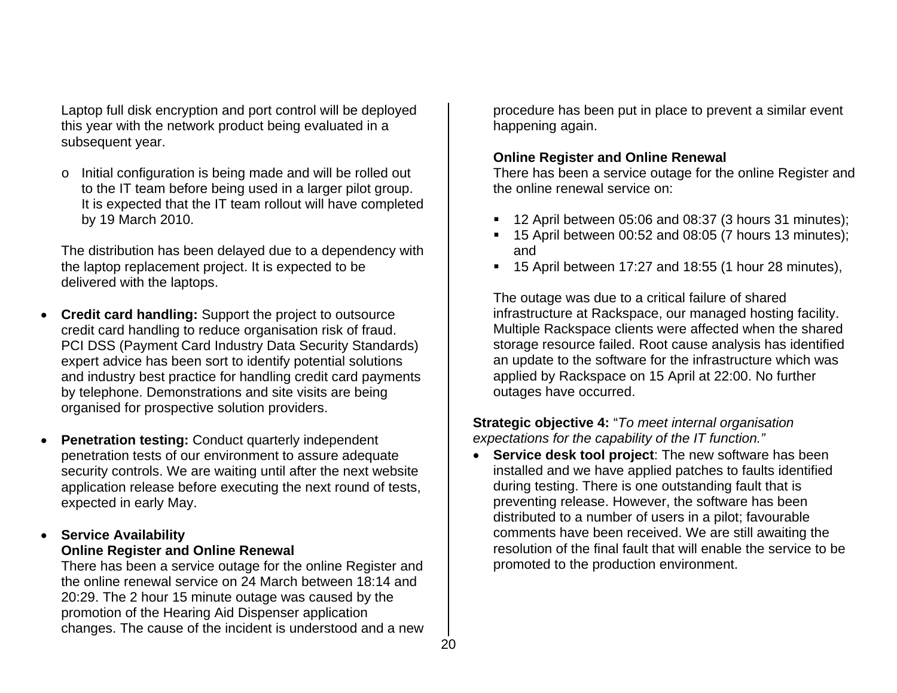Laptop full disk encryption and port control will be deployed this year with the network product being evaluated in a subsequent year.

- o Initial configuration is being made and will be rolled out to the IT team before being used in a larger pilot group. It is expected that the IT team rollout will have completed by 19 March 2010.

The distribution has been delayed due to a dependency with the laptop replacement project. It is expected to be delivered with the laptops.

- **Credit card handling:** Support the project to outsource credit card handling to reduce organisation risk of fraud. PCI DSS (Payment Card Industry Data Security Standards) expert advice has been sort to identify potential solutions and industry best practice for handling credit card payments by telephone. Demonstrations and site visits are being organised for prospective solution providers.

- **Penetration testing:** Conduct quarterly independent penetration tests of our environment to assure adequate security controls. We are waiting until after the next website application release before executing the next round of tests, expected in early May.

- **Service Availability**

  **Online Register and Online Renewal**

  There has been a service outage for the online Register and the online renewal service on 24 March between 18:14 and 20:29. The 2 hour 15 minute outage was caused by the promotion of the Hearing Aid Dispenser application changes. The cause of the incident is understood and a new procedure has been put in place to prevent a similar event happening again.

  **Online Register and Online Renewal**

  There has been a service outage for the online Register and the online renewal service on:

  - 12 April between 05:06 and 08:37 (3 hours 31 minutes);
  - 15 April between 00:52 and 08:05 (7 hours 13 minutes); and
  - 15 April between 17:27 and 18:55 (1 hour 28 minutes),

  The outage was due to a critical failure of shared infrastructure at Rackspace, our managed hosting facility. Multiple Rackspace clients were affected when the shared storage resource failed. Root cause analysis has identified an update to the software for the infrastructure which was applied by Rackspace on 15 April at 22:00. No further outages have occurred.

**Strategic objective 4:** "*To meet internal organisation expectations for the capability of the IT function.*"

- **Service desk tool project**: The new software has been installed and we have applied patches to faults identified during testing. There is one outstanding fault that is preventing release. However, the software has been distributed to a number of users in a pilot; favourable comments have been received. We are still awaiting the resolution of the final fault that will enable the service to be promoted to the production environment.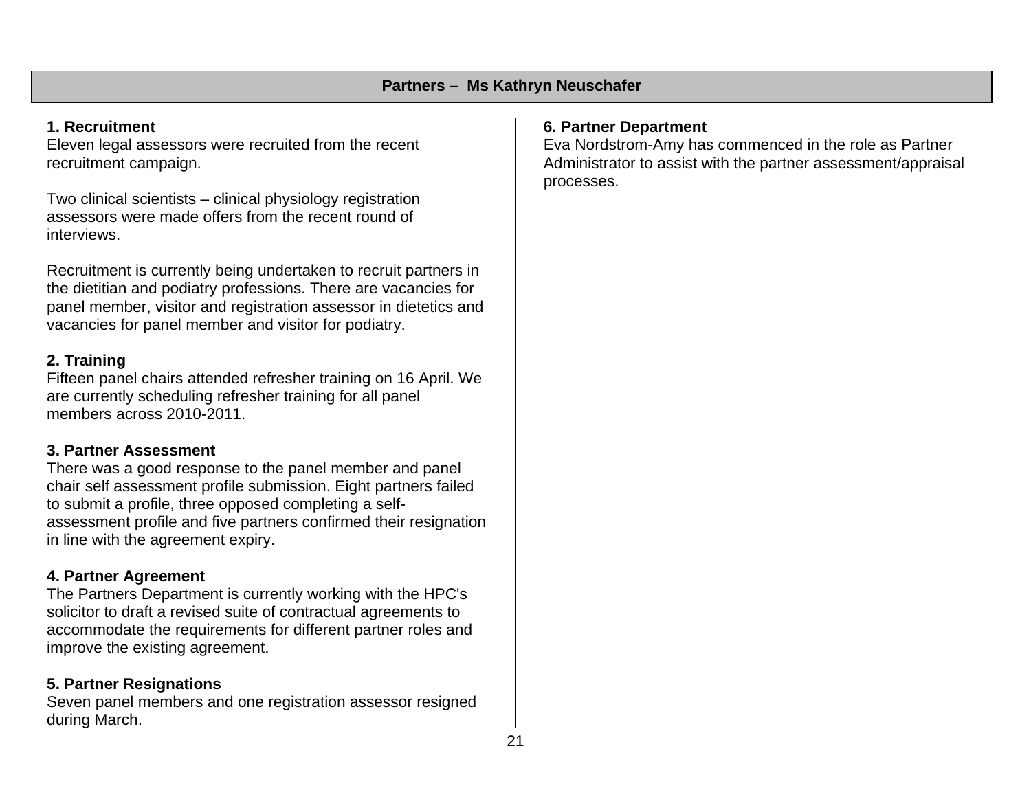## Partners – Ms Kathryn Neuschafer

### 1. Recruitment

Eleven legal assessors were recruited from the recent recruitment campaign.

Two clinical scientists – clinical physiology registration assessors were made offers from the recent round of interviews.

Recruitment is currently being undertaken to recruit partners in the dietitian and podiatry professions. There are vacancies for panel member, visitor and registration assessor in dietetics and vacancies for panel member and visitor for podiatry.

### 2. Training

Fifteen panel chairs attended refresher training on 16 April. We are currently scheduling refresher training for all panel members across 2010-2011.

### 3. Partner Assessment

There was a good response to the panel member and panel chair self assessment profile submission. Eight partners failed to submit a profile, three opposed completing a self-assessment profile and five partners confirmed their resignation in line with the agreement expiry.

### 4. Partner Agreement

The Partners Department is currently working with the HPC's solicitor to draft a revised suite of contractual agreements to accommodate the requirements for different partner roles and improve the existing agreement.

### 5. Partner Resignations

Seven panel members and one registration assessor resigned during March.

### 6. Partner Department

Eva Nordstrom-Amy has commenced in the role as Partner Administrator to assist with the partner assessment/appraisal processes.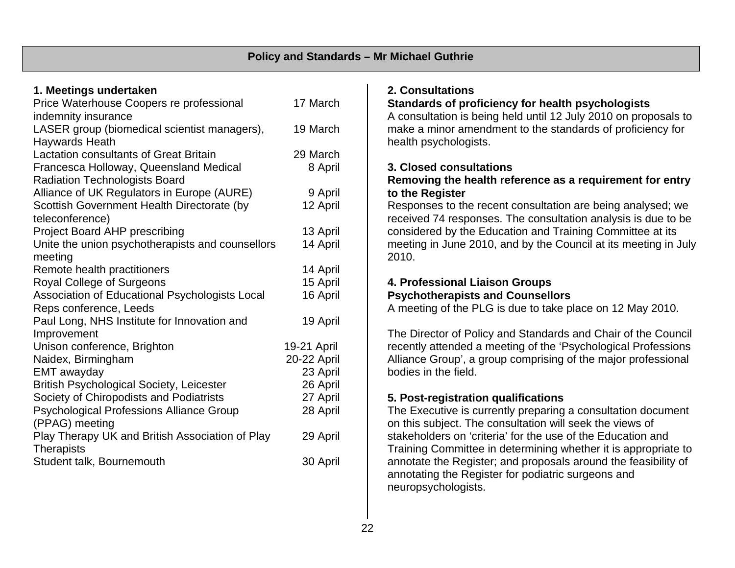## Policy and Standards – Mr Michael Guthrie

### 1. Meetings undertaken

| Meeting | Date |
|---|---|
| Price Waterhouse Coopers re professional indemnity insurance | 17 March |
| LASER group (biomedical scientist managers), Haywards Heath | 19 March |
| Lactation consultants of Great Britain | 29 March |
| Francesca Holloway, Queensland Medical Radiation Technologists Board | 8 April |
| Alliance of UK Regulators in Europe (AURE) | 9 April |
| Scottish Government Health Directorate (by teleconference) | 12 April |
| Project Board AHP prescribing | 13 April |
| Unite the union psychotherapists and counsellors meeting | 14 April |
| Remote health practitioners | 14 April |
| Royal College of Surgeons | 15 April |
| Association of Educational Psychologists Local Reps conference, Leeds | 16 April |
| Paul Long, NHS Institute for Innovation and Improvement | 19 April |
| Unison conference, Brighton | 19-21 April |
| Naidex, Birmingham | 20-22 April |
| EMT awayday | 23 April |
| British Psychological Society, Leicester | 26 April |
| Society of Chiropodists and Podiatrists | 27 April |
| Psychological Professions Alliance Group (PPAG) meeting | 28 April |
| Play Therapy UK and British Association of Play Therapists | 29 April |
| Student talk, Bournemouth | 30 April |

### 2. Consultations

**Standards of proficiency for health psychologists**

A consultation is being held until 12 July 2010 on proposals to make a minor amendment to the standards of proficiency for health psychologists.

### 3. Closed consultations

**Removing the health reference as a requirement for entry to the Register**

Responses to the recent consultation are being analysed; we received 74 responses. The consultation analysis is due to be considered by the Education and Training Committee at its meeting in June 2010, and by the Council at its meeting in July 2010.

### 4. Professional Liaison Groups

**Psychotherapists and Counsellors**

A meeting of the PLG is due to take place on 12 May 2010.

The Director of Policy and Standards and Chair of the Council recently attended a meeting of the 'Psychological Professions Alliance Group', a group comprising of the major professional bodies in the field.

### 5. Post-registration qualifications

The Executive is currently preparing a consultation document on this subject. The consultation will seek the views of stakeholders on 'criteria' for the use of the Education and Training Committee in determining whether it is appropriate to annotate the Register; and proposals around the feasibility of annotating the Register for podiatric surgeons and neuropsychologists.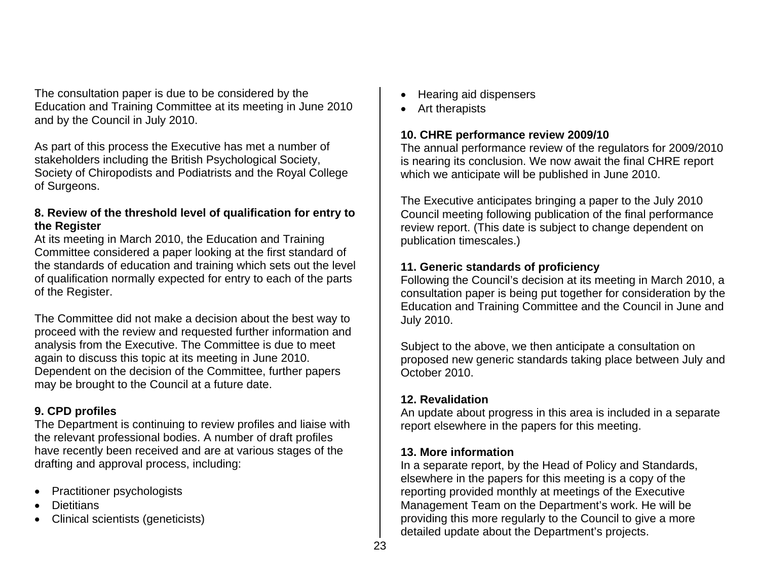The consultation paper is due to be considered by the Education and Training Committee at its meeting in June 2010 and by the Council in July 2010.

As part of this process the Executive has met a number of stakeholders including the British Psychological Society, Society of Chiropodists and Podiatrists and the Royal College of Surgeons.

**8. Review of the threshold level of qualification for entry to the Register**

At its meeting in March 2010, the Education and Training Committee considered a paper looking at the first standard of the standards of education and training which sets out the level of qualification normally expected for entry to each of the parts of the Register.

The Committee did not make a decision about the best way to proceed with the review and requested further information and analysis from the Executive. The Committee is due to meet again to discuss this topic at its meeting in June 2010. Dependent on the decision of the Committee, further papers may be brought to the Council at a future date.

**9. CPD profiles**

The Department is continuing to review profiles and liaise with the relevant professional bodies. A number of draft profiles have recently been received and are at various stages of the drafting and approval process, including:

- Practitioner psychologists
- Dietitians
- Clinical scientists (geneticists)
- Hearing aid dispensers
- Art therapists

**10. CHRE performance review 2009/10**

The annual performance review of the regulators for 2009/2010 is nearing its conclusion. We now await the final CHRE report which we anticipate will be published in June 2010.

The Executive anticipates bringing a paper to the July 2010 Council meeting following publication of the final performance review report. (This date is subject to change dependent on publication timescales.)

**11. Generic standards of proficiency**

Following the Council's decision at its meeting in March 2010, a consultation paper is being put together for consideration by the Education and Training Committee and the Council in June and July 2010.

Subject to the above, we then anticipate a consultation on proposed new generic standards taking place between July and October 2010.

**12. Revalidation**

An update about progress in this area is included in a separate report elsewhere in the papers for this meeting.

**13. More information**

In a separate report, by the Head of Policy and Standards, elsewhere in the papers for this meeting is a copy of the reporting provided monthly at meetings of the Executive Management Team on the Department's work. He will be providing this more regularly to the Council to give a more detailed update about the Department's projects.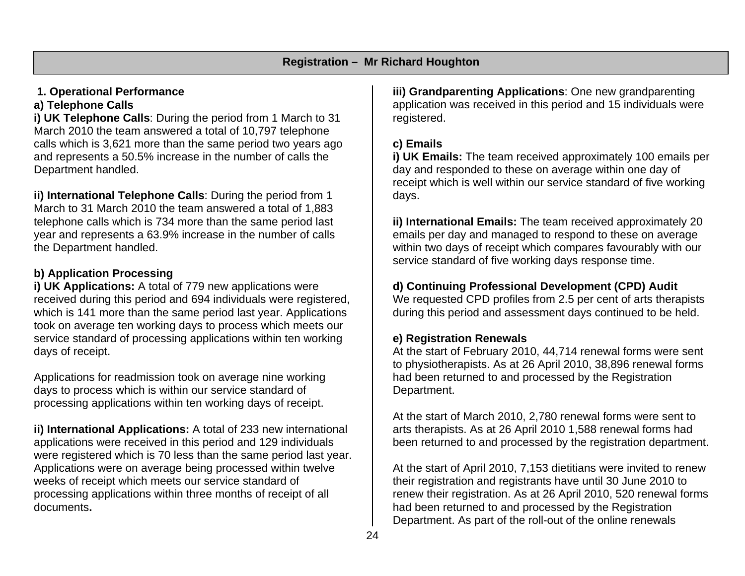## Registration – Mr Richard Houghton

### 1. Operational Performance

#### a) Telephone Calls

**i) UK Telephone Calls**: During the period from 1 March to 31 March 2010 the team answered a total of 10,797 telephone calls which is 3,621 more than the same period two years ago and represents a 50.5% increase in the number of calls the Department handled.

**ii) International Telephone Calls**: During the period from 1 March to 31 March 2010 the team answered a total of 1,883 telephone calls which is 734 more than the same period last year and represents a 63.9% increase in the number of calls the Department handled.

#### b) Application Processing

**i) UK Applications:** A total of 779 new applications were received during this period and 694 individuals were registered, which is 141 more than the same period last year. Applications took on average ten working days to process which meets our service standard of processing applications within ten working days of receipt.

Applications for readmission took on average nine working days to process which is within our service standard of processing applications within ten working days of receipt.

**ii) International Applications:** A total of 233 new international applications were received in this period and 129 individuals were registered which is 70 less than the same period last year. Applications were on average being processed within twelve weeks of receipt which meets our service standard of processing applications within three months of receipt of all documents**.**

**iii) Grandparenting Applications**: One new grandparenting application was received in this period and 15 individuals were registered.

#### c) Emails

**i) UK Emails:** The team received approximately 100 emails per day and responded to these on average within one day of receipt which is well within our service standard of five working days.

**ii) International Emails:** The team received approximately 20 emails per day and managed to respond to these on average within two days of receipt which compares favourably with our service standard of five working days response time.

#### d) Continuing Professional Development (CPD) Audit

We requested CPD profiles from 2.5 per cent of arts therapists during this period and assessment days continued to be held.

#### e) Registration Renewals

At the start of February 2010, 44,714 renewal forms were sent to physiotherapists. As at 26 April 2010, 38,896 renewal forms had been returned to and processed by the Registration Department.

At the start of March 2010, 2,780 renewal forms were sent to arts therapists. As at 26 April 2010 1,588 renewal forms had been returned to and processed by the registration department.

At the start of April 2010, 7,153 dietitians were invited to renew their registration and registrants have until 30 June 2010 to renew their registration. As at 26 April 2010, 520 renewal forms had been returned to and processed by the Registration Department. As part of the roll-out of the online renewals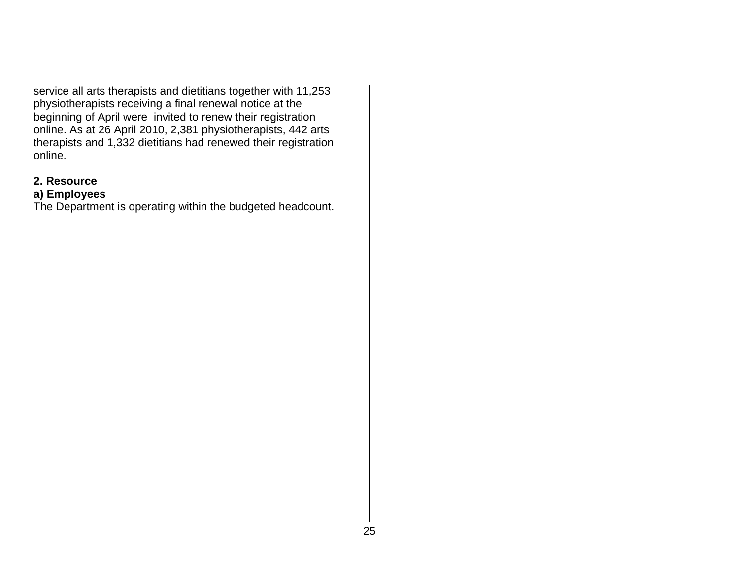service all arts therapists and dietitians together with 11,253 physiotherapists receiving a final renewal notice at the beginning of April were invited to renew their registration online. As at 26 April 2010, 2,381 physiotherapists, 442 arts therapists and 1,332 dietitians had renewed their registration online.

**2. Resource**

**a) Employees**

The Department is operating within the budgeted headcount.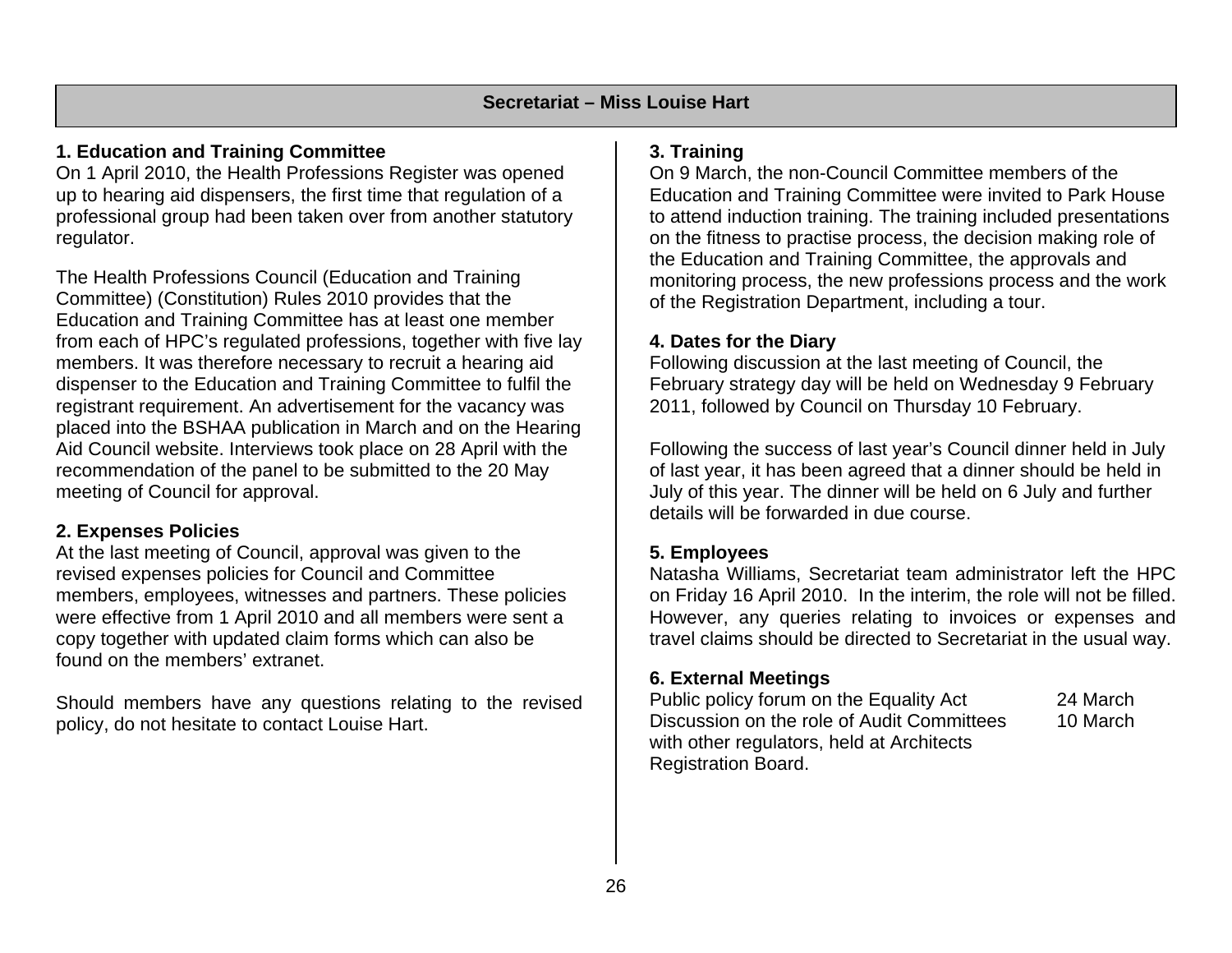## Secretariat – Miss Louise Hart

### 1. Education and Training Committee

On 1 April 2010, the Health Professions Register was opened up to hearing aid dispensers, the first time that regulation of a professional group had been taken over from another statutory regulator.

The Health Professions Council (Education and Training Committee) (Constitution) Rules 2010 provides that the Education and Training Committee has at least one member from each of HPC's regulated professions, together with five lay members. It was therefore necessary to recruit a hearing aid dispenser to the Education and Training Committee to fulfil the registrant requirement. An advertisement for the vacancy was placed into the BSHAA publication in March and on the Hearing Aid Council website. Interviews took place on 28 April with the recommendation of the panel to be submitted to the 20 May meeting of Council for approval.

### 2. Expenses Policies

At the last meeting of Council, approval was given to the revised expenses policies for Council and Committee members, employees, witnesses and partners. These policies were effective from 1 April 2010 and all members were sent a copy together with updated claim forms which can also be found on the members' extranet.

Should members have any questions relating to the revised policy, do not hesitate to contact Louise Hart.

### 3. Training

On 9 March, the non-Council Committee members of the Education and Training Committee were invited to Park House to attend induction training. The training included presentations on the fitness to practise process, the decision making role of the Education and Training Committee, the approvals and monitoring process, the new professions process and the work of the Registration Department, including a tour.

### 4. Dates for the Diary

Following discussion at the last meeting of Council, the February strategy day will be held on Wednesday 9 February 2011, followed by Council on Thursday 10 February.

Following the success of last year's Council dinner held in July of last year, it has been agreed that a dinner should be held in July of this year. The dinner will be held on 6 July and further details will be forwarded in due course.

### 5. Employees

Natasha Williams, Secretariat team administrator left the HPC on Friday 16 April 2010. In the interim, the role will not be filled. However, any queries relating to invoices or expenses and travel claims should be directed to Secretariat in the usual way.

### 6. External Meetings

| | |
|---|---|
| Public policy forum on the Equality Act | 24 March |
| Discussion on the role of Audit Committees with other regulators, held at Architects Registration Board. | 10 March |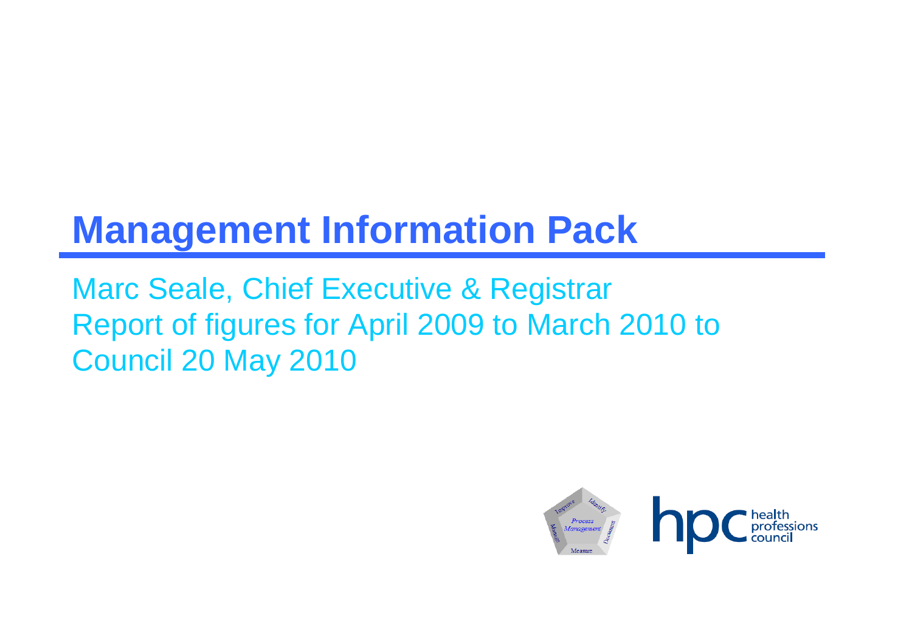# Management Information Pack

Marc Seale, Chief Executive & Registrar
Report of figures for April 2009 to March 2010 to Council 20 May 2010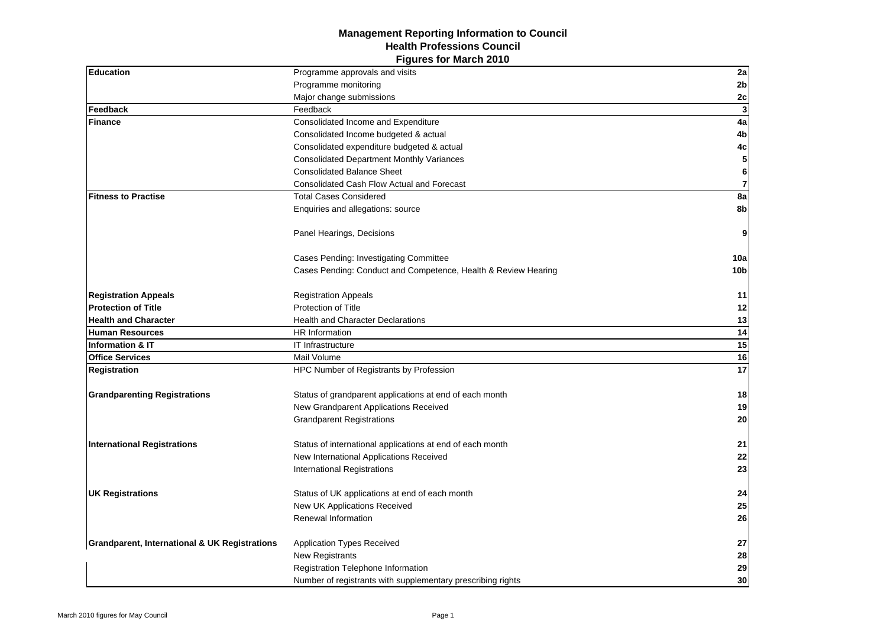# Management Reporting Information to Council
## Health Professions Council
### Figures for March 2010

| | | |
|---|---|---|
| **Education** | Programme approvals and visits | **2a** |
| | Programme monitoring | **2b** |
| | Major change submissions | **2c** |
| **Feedback** | Feedback | **3** |
| **Finance** | Consolidated Income and Expenditure | **4a** |
| | Consolidated Income budgeted & actual | **4b** |
| | Consolidated expenditure budgeted & actual | **4c** |
| | Consolidated Department Monthly Variances | **5** |
| | Consolidated Balance Sheet | **6** |
| | Consolidated Cash Flow Actual and Forecast | **7** |
| **Fitness to Practise** | Total Cases Considered | **8a** |
| | Enquiries and allegations: source | **8b** |
| | Panel Hearings, Decisions | **9** |
| | Cases Pending: Investigating Committee | **10a** |
| | Cases Pending: Conduct and Competence, Health & Review Hearing | **10b** |
| **Registration Appeals** | Registration Appeals | **11** |
| **Protection of Title** | Protection of Title | **12** |
| **Health and Character** | Health and Character Declarations | **13** |
| **Human Resources** | HR Information | **14** |
| **Information & IT** | IT Infrastructure | **15** |
| **Office Services** | Mail Volume | **16** |
| **Registration** | HPC Number of Registrants by Profession | **17** |
| **Grandparenting Registrations** | Status of grandparent applications at end of each month | **18** |
| | New Grandparent Applications Received | **19** |
| | Grandparent Registrations | **20** |
| **International Registrations** | Status of international applications at end of each month | **21** |
| | New International Applications Received | **22** |
| | International Registrations | **23** |
| **UK Registrations** | Status of UK applications at end of each month | **24** |
| | New UK Applications Received | **25** |
| | Renewal Information | **26** |
| **Grandparent, International & UK Registrations** | Application Types Received | **27** |
| | New Registrants | **28** |
| | Registration Telephone Information | **29** |
| | Number of registrants with supplementary prescribing rights | **30** |

March 2010 figures for May Council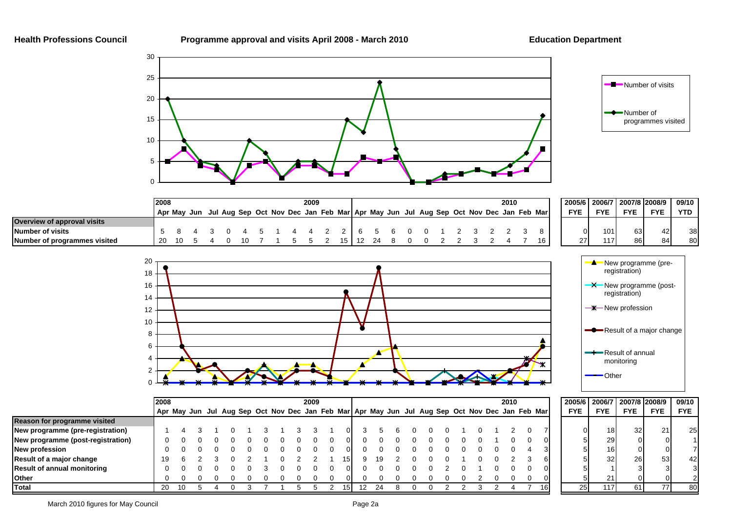**Health Professions Council** **Programme approval and visits April 2008 - March 2010** **Education Department**

Legend: Number of visits; Number of programmes visited

| | 2008 Apr | May | Jun | Jul | Aug | Sep | Oct | Nov | Dec | 2009 Jan | Feb | Mar | Apr | May | Jun | Jul | Aug | Sep | Oct | Nov | Dec | 2010 Jan | Feb | Mar | 2005/6 FYE | 2006/7 FYE | 2007/8 FYE | 2008/9 FYE | 09/10 YTD |
|---|---|---|---|---|---|---|---|---|---|---|---|---|---|---|---|---|---|---|---|---|---|---|---|---|---|---|---|---|---|
| **Overview of approval visits** | | | | | | | | | | | | | | | | | | | | | | | | | | | | | |
| **Number of visits** | 5 | 8 | 4 | 3 | 0 | 4 | 5 | 1 | 4 | 4 | 2 | 2 | 6 | 5 | 6 | 0 | 0 | 1 | 2 | 3 | 2 | 2 | 3 | 8 | 0 | 101 | 63 | 42 | 38 |
| **Number of programmes visited** | 20 | 10 | 5 | 4 | 0 | 10 | 7 | 1 | 5 | 5 | 2 | 15 | 12 | 24 | 8 | 0 | 0 | 2 | 2 | 3 | 2 | 4 | 7 | 16 | 27 | 117 | 86 | 84 | 80 |

Legend: New programme (pre-registration); New programme (post-registration); New profession; Result of a major change; Result of annual monitoring; Other

| | 2008 Apr | May | Jun | Jul | Aug | Sep | Oct | Nov | Dec | 2009 Jan | Feb | Mar | Apr | May | Jun | Jul | Aug | Sep | Oct | Nov | Dec | 2010 Jan | Feb | Mar | 2005/6 FYE | 2006/7 FYE | 2007/8 FYE | 2008/9 FYE | 09/10 FYE |
|---|---|---|---|---|---|---|---|---|---|---|---|---|---|---|---|---|---|---|---|---|---|---|---|---|---|---|---|---|---|
| **Reason for programme visited** | | | | | | | | | | | | | | | | | | | | | | | | | | | | | |
| **New programme (pre-registration)** | 1 | 4 | 3 | 1 | 0 | 1 | 3 | 1 | 3 | 3 | 1 | 0 | 3 | 5 | 6 | 0 | 0 | 0 | 1 | 0 | 1 | 2 | 0 | 7 | 0 | 18 | 32 | 21 | 25 |
| **New programme (post-registration)** | 0 | 0 | 0 | 0 | 0 | 0 | 0 | 0 | 0 | 0 | 0 | 0 | 0 | 0 | 0 | 0 | 0 | 0 | 0 | 0 | 1 | 0 | 0 | 0 | 5 | 29 | 0 | 0 | 1 |
| **New profession** | 0 | 0 | 0 | 0 | 0 | 0 | 0 | 0 | 0 | 0 | 0 | 0 | 0 | 0 | 0 | 0 | 0 | 0 | 0 | 0 | 0 | 0 | 4 | 3 | 5 | 16 | 0 | 0 | 7 |
| **Result of a major change** | 19 | 6 | 2 | 3 | 0 | 2 | 1 | 0 | 2 | 2 | 1 | 15 | 9 | 19 | 2 | 0 | 0 | 0 | 1 | 0 | 0 | 2 | 3 | 6 | 5 | 32 | 26 | 53 | 42 |
| **Result of annual monitoring** | 0 | 0 | 0 | 0 | 0 | 0 | 3 | 0 | 0 | 0 | 0 | 0 | 0 | 0 | 0 | 0 | 0 | 2 | 0 | 1 | 0 | 0 | 0 | 0 | 5 | 1 | 3 | 3 | 3 |
| **Other** | 0 | 0 | 0 | 0 | 0 | 0 | 0 | 0 | 0 | 0 | 0 | 0 | 0 | 0 | 0 | 0 | 0 | 0 | 0 | 2 | 0 | 0 | 0 | 0 | 5 | 21 | 0 | 0 | 2 |
| **Total** | 20 | 10 | 5 | 4 | 0 | 3 | 7 | 1 | 5 | 5 | 2 | 15 | 12 | 24 | 8 | 0 | 0 | 2 | 2 | 3 | 2 | 4 | 7 | 16 | 25 | 117 | 61 | 77 | 80 |

March 2010 figures for May Council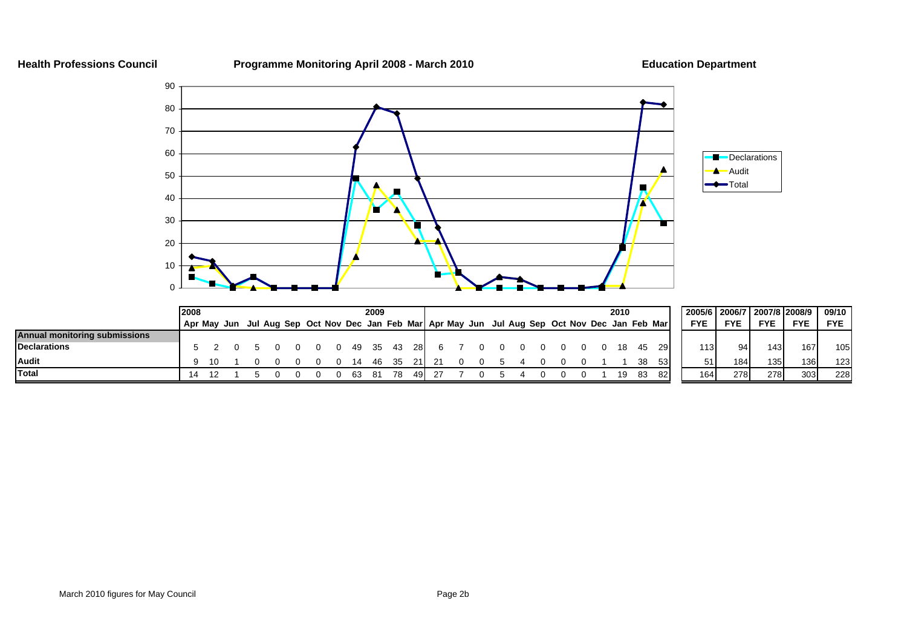**Health Professions Council** **Programme Monitoring April 2008 - March 2010** **Education Department**

| | 2008 Apr | May | Jun | Jul | Aug | Sep | Oct | Nov | Dec | 2009 Jan | Feb | Mar | Apr | May | Jun | Jul | Aug | Sep | Oct | Nov | Dec | 2010 Jan | Feb | Mar | 2005/6 FYE | 2006/7 FYE | 2007/8 FYE | 2008/9 FYE | 09/10 FYE |
|---|---|---|---|---|---|---|---|---|---|---|---|---|---|---|---|---|---|---|---|---|---|---|---|---|---|---|---|---|---|
| **Annual monitoring submissions** | | | | | | | | | | | | | | | | | | | | | | | | | | | | | |
| **Declarations** | 5 | 2 | 0 | 5 | 0 | 0 | 0 | 0 | 49 | 35 | 43 | 28 | 6 | 7 | 0 | 0 | 0 | 0 | 0 | 0 | 0 | 18 | 45 | 29 | 113 | 94 | 143 | 167 | 105 |
| **Audit** | 9 | 10 | 1 | 0 | 0 | 0 | 0 | 0 | 14 | 46 | 35 | 21 | 21 | 0 | 0 | 5 | 4 | 0 | 0 | 0 | 1 | 1 | 38 | 53 | 51 | 184 | 135 | 136 | 123 |
| **Total** | 14 | 12 | 1 | 5 | 0 | 0 | 0 | 0 | 63 | 81 | 78 | 49 | 27 | 7 | 0 | 5 | 4 | 0 | 0 | 0 | 1 | 19 | 83 | 82 | 164 | 278 | 278 | 303 | 228 |

March 2010 figures for May Council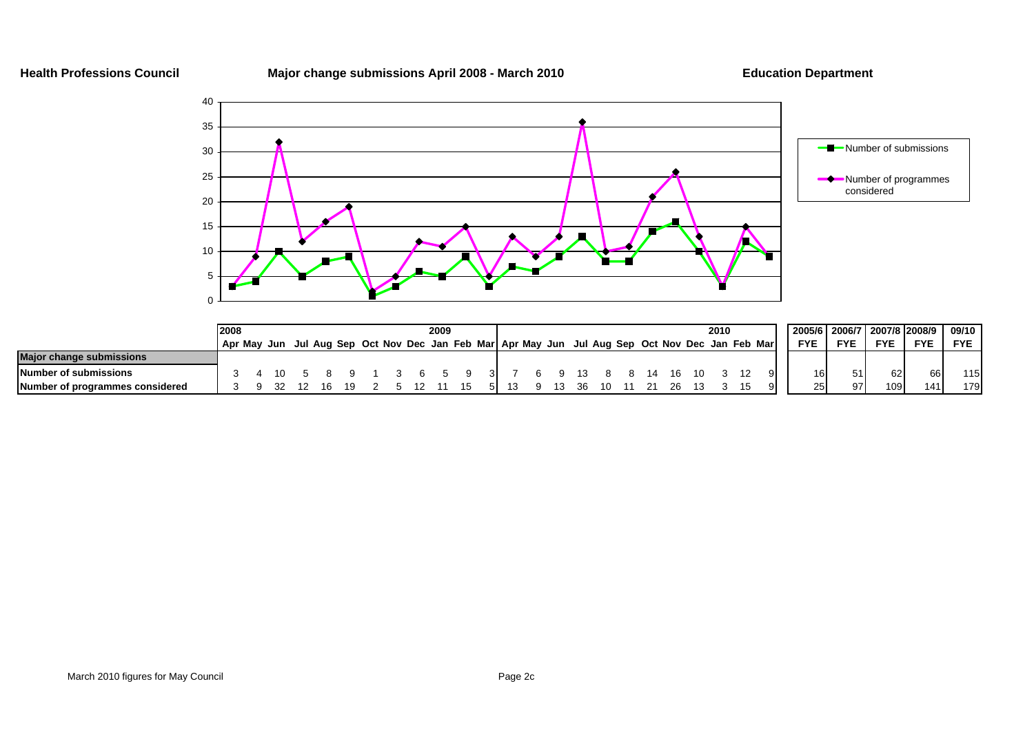**Health Professions Council** | **Major change submissions April 2008 - March 2010** | **Education Department**

| | 2008 | | | | | | | | | 2009 | | | | | | | | | | | | | 2010 | | | | 2005/6 | 2006/7 | 2007/8 | 2008/9 | 09/10 |
|---|---|---|---|---|---|---|---|---|---|---|---|---|---|---|---|---|---|---|---|---|---|---|---|---|---|---|---|---|---|---|---|
| | Apr | May | Jun | Jul | Aug | Sep | Oct | Nov | Dec | Jan | Feb | Mar | Apr | May | Jun | Jul | Aug | Sep | Oct | Nov | Dec | Jan | Feb | Mar | FYE | FYE | FYE | FYE | FYE |
| **Major change submissions** | | | | | | | | | | | | | | | | | | | | | | | | | | | | | |
| **Number of submissions** | 3 | 4 | 10 | 5 | 8 | 9 | 1 | 3 | 6 | 5 | 9 | 3 | 7 | 6 | 9 | 13 | 8 | 8 | 14 | 16 | 10 | 3 | 12 | 9 | 16 | 51 | 62 | 66 | 115 |
| **Number of programmes considered** | 3 | 9 | 32 | 12 | 16 | 19 | 2 | 5 | 12 | 11 | 15 | 5 | 13 | 9 | 13 | 36 | 10 | 11 | 21 | 26 | 13 | 3 | 15 | 9 | 25 | 97 | 109 | 141 | 179 |

March 2010 figures for May Council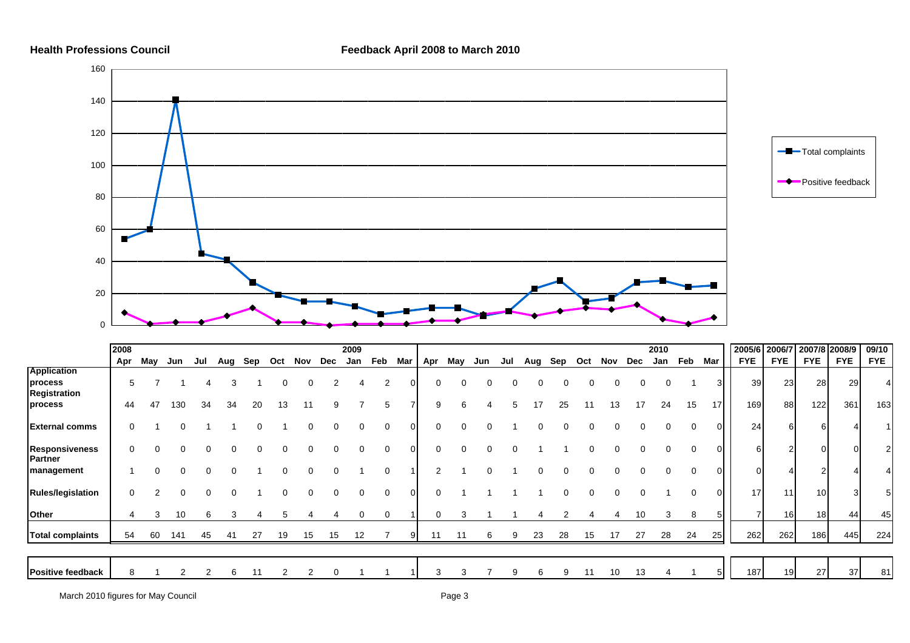**Health Professions Council**

**Feedback April 2008 to March 2010**

| | 2008 Apr | May | Jun | Jul | Aug | Sep | Oct | Nov | Dec | 2009 Jan | Feb | Mar | Apr | May | Jun | Jul | Aug | Sep | Oct | Nov | Dec | 2010 Jan | Feb | Mar | 2005/6 FYE | 2006/7 FYE | 2007/8 FYE | 2008/9 FYE | 09/10 FYE |
|---|---|---|---|---|---|---|---|---|---|---|---|---|---|---|---|---|---|---|---|---|---|---|---|---|---|---|---|---|---|
| **Application process** | 5 | 7 | 1 | 4 | 3 | 1 | 0 | 0 | 2 | 4 | 2 | 0 | 0 | 0 | 0 | 0 | 0 | 0 | 0 | 0 | 0 | 0 | 1 | 3 | 39 | 23 | 28 | 29 | 4 |
| **Registration process** | 44 | 47 | 130 | 34 | 34 | 20 | 13 | 11 | 9 | 7 | 5 | 7 | 9 | 6 | 4 | 5 | 17 | 25 | 11 | 13 | 17 | 24 | 15 | 17 | 169 | 88 | 122 | 361 | 163 |
| **External comms** | 0 | 1 | 0 | 1 | 1 | 0 | 1 | 0 | 0 | 0 | 0 | 0 | 0 | 0 | 0 | 1 | 0 | 0 | 0 | 0 | 0 | 0 | 0 | 0 | 24 | 6 | 6 | 4 | 1 |
| **Responsiveness** | 0 | 0 | 0 | 0 | 0 | 0 | 0 | 0 | 0 | 0 | 0 | 0 | 0 | 0 | 0 | 0 | 1 | 1 | 0 | 0 | 0 | 0 | 0 | 0 | 6 | 2 | 0 | 0 | 2 |
| **Partner management** | 1 | 0 | 0 | 0 | 0 | 1 | 0 | 0 | 0 | 1 | 0 | 1 | 2 | 1 | 0 | 1 | 0 | 0 | 0 | 0 | 0 | 0 | 0 | 0 | 0 | 4 | 2 | 4 | 4 |
| **Rules/legislation** | 0 | 2 | 0 | 0 | 0 | 1 | 0 | 0 | 0 | 0 | 0 | 0 | 0 | 1 | 1 | 1 | 1 | 0 | 0 | 0 | 0 | 1 | 0 | 0 | 17 | 11 | 10 | 3 | 5 |
| **Other** | 4 | 3 | 10 | 6 | 3 | 4 | 5 | 4 | 4 | 0 | 0 | 1 | 0 | 3 | 1 | 1 | 4 | 2 | 4 | 4 | 10 | 3 | 8 | 5 | 7 | 16 | 18 | 44 | 45 |
| **Total complaints** | 54 | 60 | 141 | 45 | 41 | 27 | 19 | 15 | 15 | 12 | 7 | 9 | 11 | 11 | 6 | 9 | 23 | 28 | 15 | 17 | 27 | 28 | 24 | 25 | 262 | 262 | 186 | 445 | 224 |
| **Positive feedback** | 8 | 1 | 2 | 2 | 6 | 11 | 2 | 2 | 0 | 1 | 1 | 1 | 3 | 3 | 7 | 9 | 6 | 9 | 11 | 10 | 13 | 4 | 1 | 5 | 187 | 19 | 27 | 37 | 81 |

March 2010 figures for May Council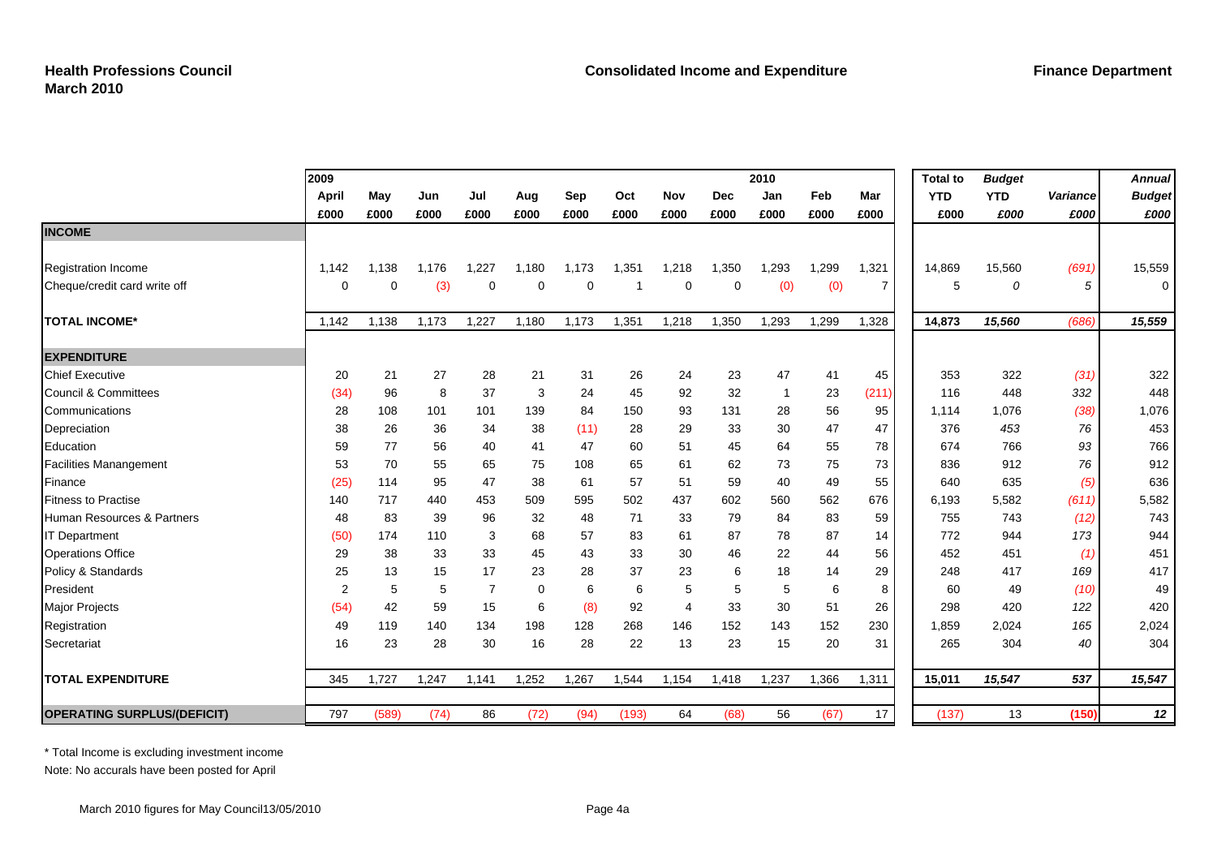**Health Professions Council**
**March 2010**

**Consolidated Income and Expenditure**

**Finance Department**

| | 2009 April | May | Jun | Jul | Aug | Sep | Oct | Nov | Dec | 2010 Jan | Feb | Mar | Total to YTD | *Budget* YTD | *Variance* | *Annual Budget* |
|---|---|---|---|---|---|---|---|---|---|---|---|---|---|---|---|---|
| | £000 | £000 | £000 | £000 | £000 | £000 | £000 | £000 | £000 | £000 | £000 | £000 | £000 | *£000* | *£000* | *£000* |
| **INCOME** | | | | | | | | | | | | | | | | |
| Registration Income | 1,142 | 1,138 | 1,176 | 1,227 | 1,180 | 1,173 | 1,351 | 1,218 | 1,350 | 1,293 | 1,299 | 1,321 | 14,869 | 15,560 | *(691)* | 15,559 |
| Cheque/credit card write off | 0 | 0 | (3) | 0 | 0 | 0 | 1 | 0 | 0 | (0) | (0) | 7 | 5 | *0* | *5* | 0 |
| **TOTAL INCOME*** | 1,142 | 1,138 | 1,173 | 1,227 | 1,180 | 1,173 | 1,351 | 1,218 | 1,350 | 1,293 | 1,299 | 1,328 | **14,873** | ***15,560*** | *(686)* | ***15,559*** |
| **EXPENDITURE** | | | | | | | | | | | | | | | | |
| Chief Executive | 20 | 21 | 27 | 28 | 21 | 31 | 26 | 24 | 23 | 47 | 41 | 45 | 353 | 322 | *(31)* | 322 |
| Council & Committees | (34) | 96 | 8 | 37 | 3 | 24 | 45 | 92 | 32 | 1 | 23 | (211) | 116 | 448 | *332* | 448 |
| Communications | 28 | 108 | 101 | 101 | 139 | 84 | 150 | 93 | 131 | 28 | 56 | 95 | 1,114 | 1,076 | *(38)* | 1,076 |
| Depreciation | 38 | 26 | 36 | 34 | 38 | (11) | 28 | 29 | 33 | 30 | 47 | 47 | 376 | *453* | *76* | 453 |
| Education | 59 | 77 | 56 | 40 | 41 | 47 | 60 | 51 | 45 | 64 | 55 | 78 | 674 | 766 | *93* | 766 |
| Facilities Manangement | 53 | 70 | 55 | 65 | 75 | 108 | 65 | 61 | 62 | 73 | 75 | 73 | 836 | 912 | *76* | 912 |
| Finance | (25) | 114 | 95 | 47 | 38 | 61 | 57 | 51 | 59 | 40 | 49 | 55 | 640 | 635 | *(5)* | 636 |
| Fitness to Practise | 140 | 717 | 440 | 453 | 509 | 595 | 502 | 437 | 602 | 560 | 562 | 676 | 6,193 | 5,582 | *(611)* | 5,582 |
| Human Resources & Partners | 48 | 83 | 39 | 96 | 32 | 48 | 71 | 33 | 79 | 84 | 83 | 59 | 755 | 743 | *(12)* | 743 |
| IT Department | (50) | 174 | 110 | 3 | 68 | 57 | 83 | 61 | 87 | 78 | 87 | 14 | 772 | 944 | *173* | 944 |
| Operations Office | 29 | 38 | 33 | 33 | 45 | 43 | 33 | 30 | 46 | 22 | 44 | 56 | 452 | 451 | *(1)* | 451 |
| Policy & Standards | 25 | 13 | 15 | 17 | 23 | 28 | 37 | 23 | 6 | 18 | 14 | 29 | 248 | 417 | *169* | 417 |
| President | 2 | 5 | 5 | 7 | 0 | 6 | 6 | 5 | 5 | 5 | 6 | 8 | 60 | 49 | *(10)* | 49 |
| Major Projects | (54) | 42 | 59 | 15 | 6 | (8) | 92 | 4 | 33 | 30 | 51 | 26 | 298 | 420 | *122* | 420 |
| Registration | 49 | 119 | 140 | 134 | 198 | 128 | 268 | 146 | 152 | 143 | 152 | 230 | 1,859 | 2,024 | *165* | 2,024 |
| Secretariat | 16 | 23 | 28 | 30 | 16 | 28 | 22 | 13 | 23 | 15 | 20 | 31 | 265 | 304 | *40* | 304 |
| **TOTAL EXPENDITURE** | 345 | 1,727 | 1,247 | 1,141 | 1,252 | 1,267 | 1,544 | 1,154 | 1,418 | 1,237 | 1,366 | 1,311 | **15,011** | ***15,547*** | ***537*** | ***15,547*** |
| **OPERATING SURPLUS/(DEFICIT)** | 797 | (589) | (74) | 86 | (72) | (94) | (193) | 64 | (68) | 56 | (67) | 17 | (137) | 13 | **(150)** | ***12*** |

* Total Income is excluding investment income

Note: No accurals have been posted for April

March 2010 figures for May Council13/05/2010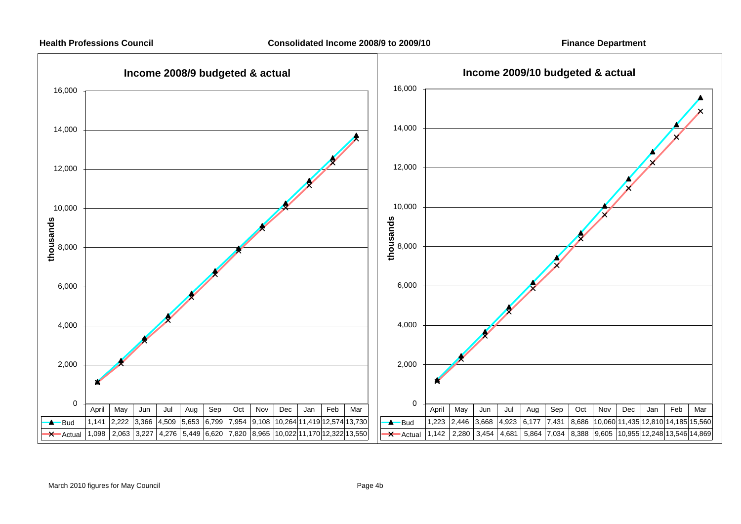**Health Professions Council** **Consolidated Income 2008/9 to 2009/10** **Finance Department**

## Income 2008/9 budgeted & actual

(thousands)

| | April | May | Jun | Jul | Aug | Sep | Oct | Nov | Dec | Jan | Feb | Mar |
|---|---|---|---|---|---|---|---|---|---|---|---|---|
| Bud | 1,141 | 2,222 | 3,366 | 4,509 | 5,653 | 6,799 | 7,954 | 9,108 | 10,264 | 11,419 | 12,574 | 13,730 |
| Actual | 1,098 | 2,063 | 3,227 | 4,276 | 5,449 | 6,620 | 7,820 | 8,965 | 10,022 | 11,170 | 12,322 | 13,550 |

## Income 2009/10 budgeted & actual

(thousands)

| | April | May | Jun | Jul | Aug | Sep | Oct | Nov | Dec | Jan | Feb | Mar |
|---|---|---|---|---|---|---|---|---|---|---|---|---|
| Bud | 1,223 | 2,446 | 3,668 | 4,923 | 6,177 | 7,431 | 8,686 | 10,060 | 11,435 | 12,810 | 14,185 | 15,560 |
| Actual | 1,142 | 2,280 | 3,454 | 4,681 | 5,864 | 7,034 | 8,388 | 9,605 | 10,955 | 12,248 | 13,546 | 14,869 |

March 2010 figures for May Council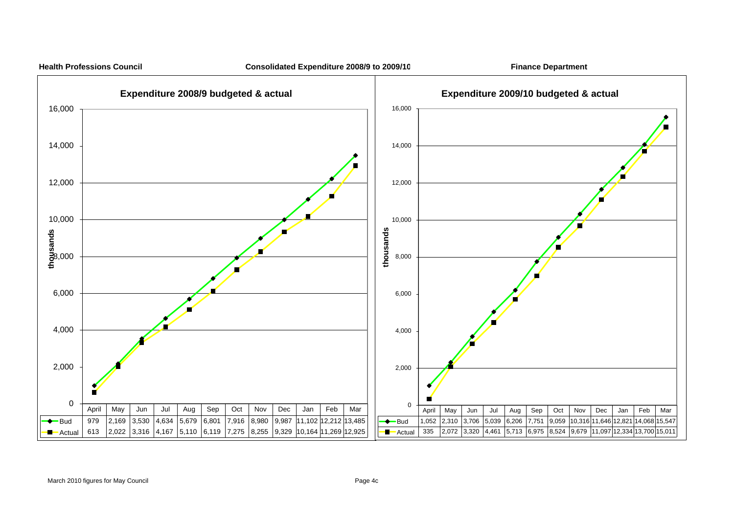**Health Professions Council** — **Consolidated Expenditure 2008/9 to 2009/10** — **Finance Department**

## Expenditure 2008/9 budgeted & actual

(thousands)

| | April | May | Jun | Jul | Aug | Sep | Oct | Nov | Dec | Jan | Feb | Mar |
|---|---|---|---|---|---|---|---|---|---|---|---|---|
| Bud | 979 | 2,169 | 3,530 | 4,634 | 5,679 | 6,801 | 7,916 | 8,980 | 9,987 | 11,102 | 12,212 | 13,485 |
| Actual | 613 | 2,022 | 3,316 | 4,167 | 5,110 | 6,119 | 7,275 | 8,255 | 9,329 | 10,164 | 11,269 | 12,925 |

## Expenditure 2009/10 budgeted & actual

(thousands)

| | April | May | Jun | Jul | Aug | Sep | Oct | Nov | Dec | Jan | Feb | Mar |
|---|---|---|---|---|---|---|---|---|---|---|---|---|
| Bud | 1,052 | 2,310 | 3,706 | 5,039 | 6,206 | 7,751 | 9,059 | 10,316 | 11,646 | 12,821 | 14,068 | 15,547 |
| Actual | 335 | 2,072 | 3,320 | 4,461 | 5,713 | 6,975 | 8,524 | 9,679 | 11,097 | 12,334 | 13,700 | 15,011 |

March 2010 figures for May Council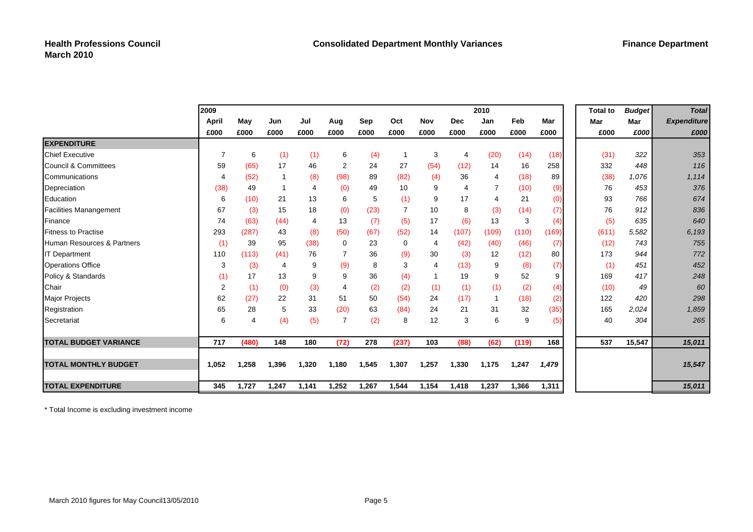**Health Professions Council**
**March 2010**

**Consolidated Department Monthly Variances**

**Finance Department**

| | 2009 | | | | | | | | | 2010 | | | Total to | *Budget* | *Total* |
|---|---|---|---|---|---|---|---|---|---|---|---|---|---|---|---|
| | April | May | Jun | Jul | Aug | Sep | Oct | Nov | Dec | Jan | Feb | Mar | Mar | *Mar* | *Expenditure* |
| | £000 | £000 | £000 | £000 | £000 | £000 | £000 | £000 | £000 | £000 | £000 | £000 | £000 | *£000* | *£000* |
| **EXPENDITURE** | | | | | | | | | | | | | | | |
| Chief Executive | 7 | 6 | (1) | (1) | 6 | (4) | 1 | 3 | 4 | (20) | (14) | (18) | (31) | *322* | *353* |
| Council & Committees | 59 | (65) | 17 | 46 | 2 | 24 | 27 | (54) | (12) | 14 | 16 | 258 | 332 | *448* | *116* |
| Communications | 4 | (52) | 1 | (8) | (98) | 89 | (82) | (4) | 36 | 4 | (18) | 89 | (38) | *1,076* | *1,114* |
| Depreciation | (38) | 49 | 1 | 4 | (0) | 49 | 10 | 9 | 4 | 7 | (10) | (9) | 76 | *453* | *376* |
| Education | 6 | (10) | 21 | 13 | 6 | 5 | (1) | 9 | 17 | 4 | 21 | (0) | 93 | *766* | *674* |
| Facilities Manangement | 67 | (3) | 15 | 18 | (0) | (23) | 7 | 10 | 8 | (3) | (14) | (7) | 76 | *912* | *836* |
| Finance | 74 | (63) | (44) | 4 | 13 | (7) | (5) | 17 | (6) | 13 | 3 | (4) | (5) | *635* | *640* |
| Fitness to Practise | 293 | (287) | 43 | (8) | (50) | (67) | (52) | 14 | (107) | (109) | (110) | (169) | (611) | *5,582* | *6,193* |
| Human Resources & Partners | (1) | 39 | 95 | (38) | 0 | 23 | 0 | 4 | (42) | (40) | (46) | (7) | (12) | *743* | *755* |
| IT Department | 110 | (113) | (41) | 76 | 7 | 36 | (9) | 30 | (3) | 12 | (12) | 80 | 173 | *944* | *772* |
| Operations Office | 3 | (3) | 4 | 9 | (9) | 8 | 3 | 4 | (13) | 9 | (8) | (7) | (1) | *451* | *452* |
| Policy & Standards | (1) | 17 | 13 | 9 | 9 | 36 | (4) | 1 | 19 | 9 | 52 | 9 | 169 | *417* | *248* |
| Chair | 2 | (1) | (0) | (3) | 4 | (2) | (2) | (1) | (1) | (1) | (2) | (4) | (10) | *49* | *60* |
| Major Projects | 62 | (27) | 22 | 31 | 51 | 50 | (54) | 24 | (17) | 1 | (18) | (2) | 122 | *420* | *298* |
| Registration | 65 | 28 | 5 | 33 | (20) | 63 | (84) | 24 | 21 | 31 | 32 | (35) | 165 | *2,024* | *1,859* |
| Secretariat | 6 | 4 | (4) | (5) | 7 | (2) | 8 | 12 | 3 | 6 | 9 | (5) | 40 | *304* | *265* |
| **TOTAL BUDGET VARIANCE** | **717** | **(480)** | **148** | **180** | **(72)** | **278** | **(237)** | **103** | **(88)** | **(62)** | **(119)** | **168** | **537** | **15,547** | ***15,011*** |
| **TOTAL MONTHLY BUDGET** | **1,052** | **1,258** | **1,396** | **1,320** | **1,180** | **1,545** | **1,307** | **1,257** | **1,330** | **1,175** | **1,247** | ***1,479*** | | | ***15,547*** |
| **TOTAL EXPENDITURE** | **345** | **1,727** | **1,247** | **1,141** | **1,252** | **1,267** | **1,544** | **1,154** | **1,418** | **1,237** | **1,366** | **1,311** | | | ***15,011*** |

* Total Income is excluding investment income

March 2010 figures for May Council13/05/2010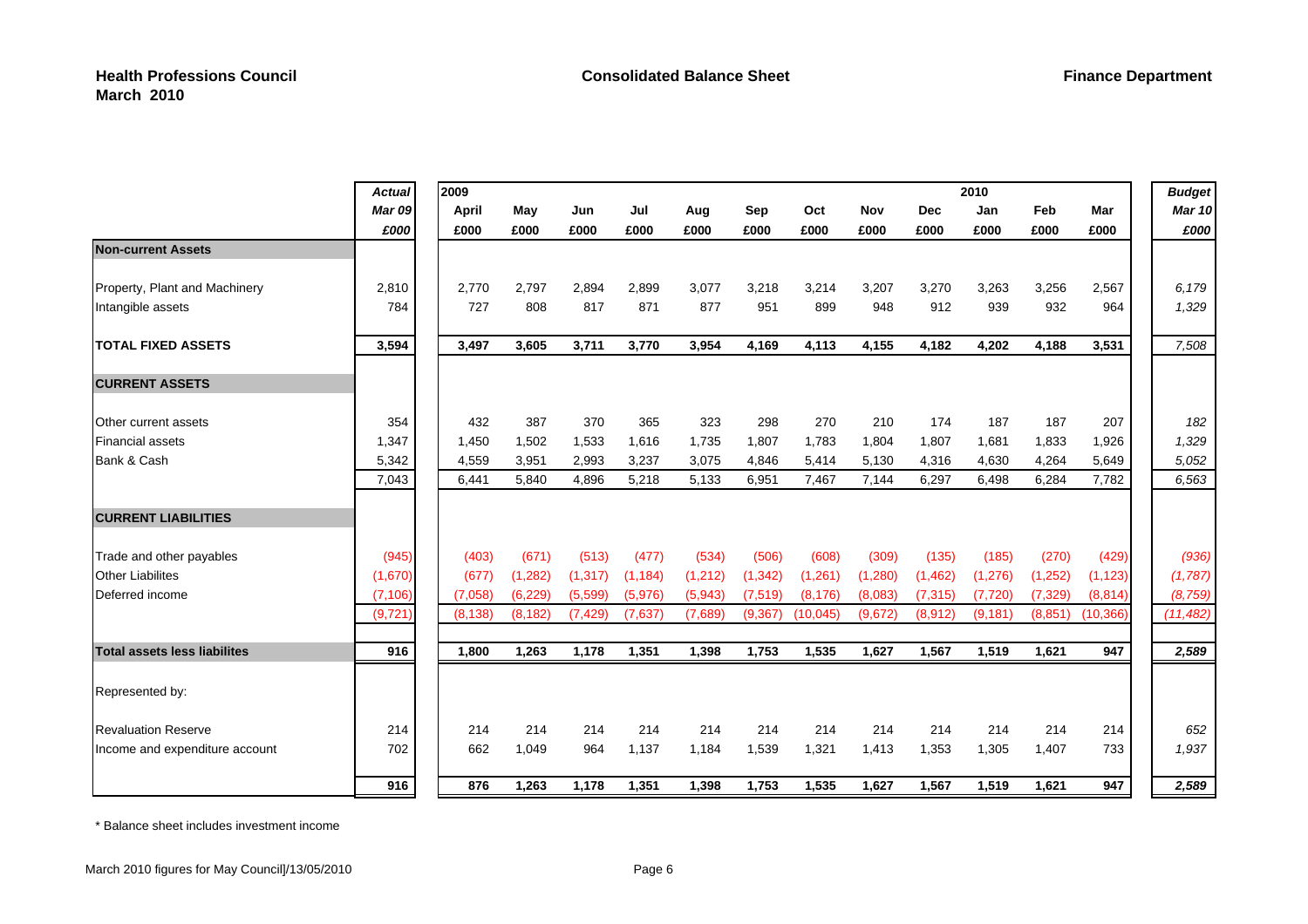**Health Professions Council**
**March 2010**

**Consolidated Balance Sheet**

**Finance Department**

| | *Actual* | 2009 | | | | | | | | | 2010 | | | *Budget* |
|---|---|---|---|---|---|---|---|---|---|---|---|---|---|---|
| | *Mar 09* | April | May | Jun | Jul | Aug | Sep | Oct | Nov | Dec | Jan | Feb | Mar | *Mar 10* |
| | *£000* | £000 | £000 | £000 | £000 | £000 | £000 | £000 | £000 | £000 | £000 | £000 | £000 | *£000* |
| **Non-current Assets** | | | | | | | | | | | | | | |
| Property, Plant and Machinery | 2,810 | 2,770 | 2,797 | 2,894 | 2,899 | 3,077 | 3,218 | 3,214 | 3,207 | 3,270 | 3,263 | 3,256 | 2,567 | *6,179* |
| Intangible assets | 784 | 727 | 808 | 817 | 871 | 877 | 951 | 899 | 948 | 912 | 939 | 932 | 964 | *1,329* |
| **TOTAL FIXED ASSETS** | **3,594** | **3,497** | **3,605** | **3,711** | **3,770** | **3,954** | **4,169** | **4,113** | **4,155** | **4,182** | **4,202** | **4,188** | **3,531** | *7,508* |
| **CURRENT ASSETS** | | | | | | | | | | | | | | |
| Other current assets | 354 | 432 | 387 | 370 | 365 | 323 | 298 | 270 | 210 | 174 | 187 | 187 | 207 | *182* |
| Financial assets | 1,347 | 1,450 | 1,502 | 1,533 | 1,616 | 1,735 | 1,807 | 1,783 | 1,804 | 1,807 | 1,681 | 1,833 | 1,926 | *1,329* |
| Bank & Cash | 5,342 | 4,559 | 3,951 | 2,993 | 3,237 | 3,075 | 4,846 | 5,414 | 5,130 | 4,316 | 4,630 | 4,264 | 5,649 | *5,052* |
| | 7,043 | 6,441 | 5,840 | 4,896 | 5,218 | 5,133 | 6,951 | 7,467 | 7,144 | 6,297 | 6,498 | 6,284 | 7,782 | *6,563* |
| **CURRENT LIABILITIES** | | | | | | | | | | | | | | |
| Trade and other payables | (945) | (403) | (671) | (513) | (477) | (534) | (506) | (608) | (309) | (135) | (185) | (270) | (429) | *(936)* |
| Other Liabilites | (1,670) | (677) | (1,282) | (1,317) | (1,184) | (1,212) | (1,342) | (1,261) | (1,280) | (1,462) | (1,276) | (1,252) | (1,123) | *(1,787)* |
| Deferred income | (7,106) | (7,058) | (6,229) | (5,599) | (5,976) | (5,943) | (7,519) | (8,176) | (8,083) | (7,315) | (7,720) | (7,329) | (8,814) | *(8,759)* |
| | (9,721) | (8,138) | (8,182) | (7,429) | (7,637) | (7,689) | (9,367) | (10,045) | (9,672) | (8,912) | (9,181) | (8,851) | (10,366) | *(11,482)* |
| **Total assets less liabilites** | **916** | **1,800** | **1,263** | **1,178** | **1,351** | **1,398** | **1,753** | **1,535** | **1,627** | **1,567** | **1,519** | **1,621** | **947** | ***2,589*** |
| Represented by: | | | | | | | | | | | | | | |
| Revaluation Reserve | 214 | 214 | 214 | 214 | 214 | 214 | 214 | 214 | 214 | 214 | 214 | 214 | 214 | *652* |
| Income and expenditure account | 702 | 662 | 1,049 | 964 | 1,137 | 1,184 | 1,539 | 1,321 | 1,413 | 1,353 | 1,305 | 1,407 | 733 | *1,937* |
| | **916** | **876** | **1,263** | **1,178** | **1,351** | **1,398** | **1,753** | **1,535** | **1,627** | **1,567** | **1,519** | **1,621** | **947** | ***2,589*** |

\* Balance sheet includes investment income

March 2010 figures for May Council]/13/05/2010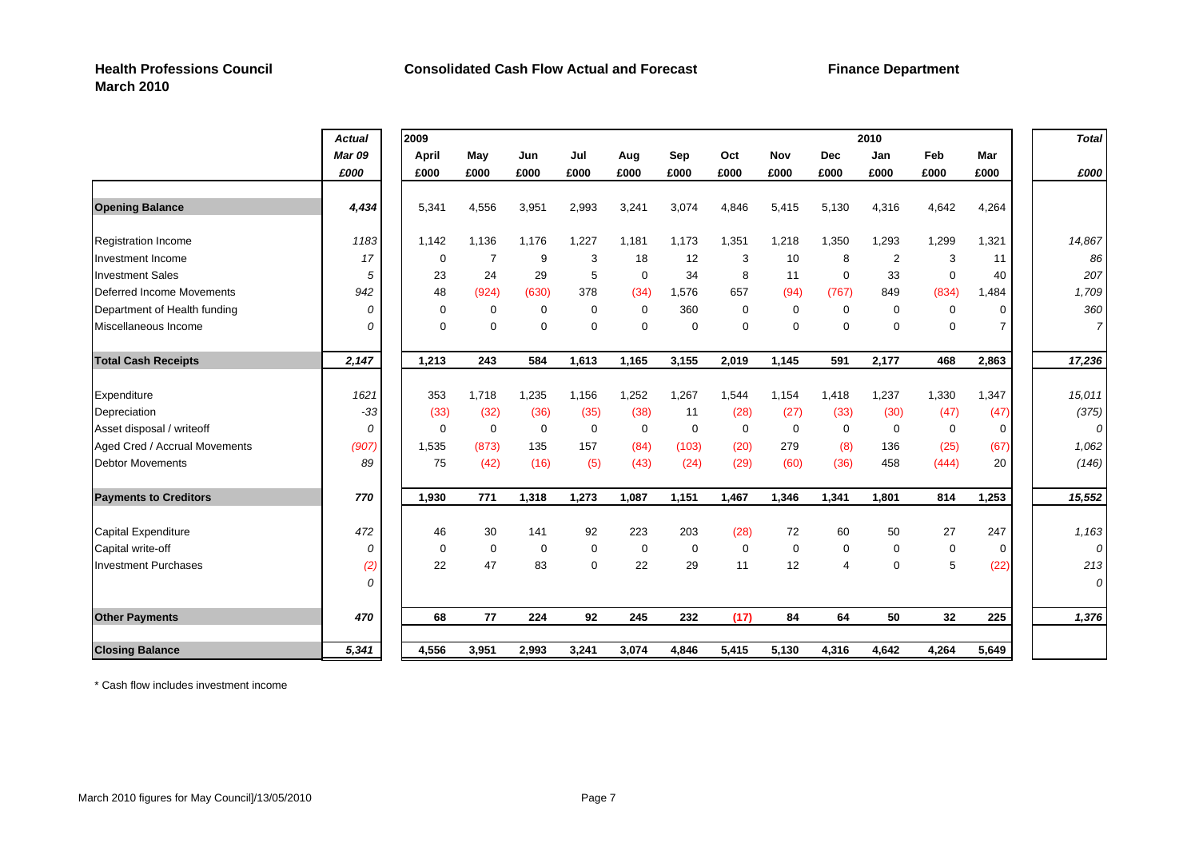**Health Professions Council**
**March 2010**

**Consolidated Cash Flow Actual and Forecast**

**Finance Department**

| | *Actual* | 2009 | | | | | | | | | 2010 | | | *Total* |
|---|---|---|---|---|---|---|---|---|---|---|---|---|---|---|
| | *Mar 09* | April | May | Jun | Jul | Aug | Sep | Oct | Nov | Dec | Jan | Feb | Mar | |
| | *£000* | £000 | £000 | £000 | £000 | £000 | £000 | £000 | £000 | £000 | £000 | £000 | £000 | *£000* |
| **Opening Balance** | ***4,434*** | 5,341 | 4,556 | 3,951 | 2,993 | 3,241 | 3,074 | 4,846 | 5,415 | 5,130 | 4,316 | 4,642 | 4,264 | |
| Registration Income | *1183* | 1,142 | 1,136 | 1,176 | 1,227 | 1,181 | 1,173 | 1,351 | 1,218 | 1,350 | 1,293 | 1,299 | 1,321 | *14,867* |
| Investment Income | *17* | 0 | 7 | 9 | 3 | 18 | 12 | 3 | 10 | 8 | 2 | 3 | 11 | *86* |
| Investment Sales | *5* | 23 | 24 | 29 | 5 | 0 | 34 | 8 | 11 | 0 | 33 | 0 | 40 | *207* |
| Deferred Income Movements | *942* | 48 | (924) | (630) | 378 | (34) | 1,576 | 657 | (94) | (767) | 849 | (834) | 1,484 | *1,709* |
| Department of Health funding | *0* | 0 | 0 | 0 | 0 | 0 | 360 | 0 | 0 | 0 | 0 | 0 | 0 | *360* |
| Miscellaneous Income | *0* | 0 | 0 | 0 | 0 | 0 | 0 | 0 | 0 | 0 | 0 | 0 | 7 | *7* |
| **Total Cash Receipts** | ***2,147*** | **1,213** | **243** | **584** | **1,613** | **1,165** | **3,155** | **2,019** | **1,145** | **591** | **2,177** | **468** | **2,863** | ***17,236*** |
| Expenditure | *1621* | 353 | 1,718 | 1,235 | 1,156 | 1,252 | 1,267 | 1,544 | 1,154 | 1,418 | 1,237 | 1,330 | 1,347 | *15,011* |
| Depreciation | *-33* | (33) | (32) | (36) | (35) | (38) | 11 | (28) | (27) | (33) | (30) | (47) | (47) | *(375)* |
| Asset disposal / writeoff | *0* | 0 | 0 | 0 | 0 | 0 | 0 | 0 | 0 | 0 | 0 | 0 | 0 | *0* |
| Aged Cred / Accrual Movements | *(907)* | 1,535 | (873) | 135 | 157 | (84) | (103) | (20) | 279 | (8) | 136 | (25) | (67) | *1,062* |
| Debtor Movements | *89* | 75 | (42) | (16) | (5) | (43) | (24) | (29) | (60) | (36) | 458 | (444) | 20 | *(146)* |
| **Payments to Creditors** | ***770*** | **1,930** | **771** | **1,318** | **1,273** | **1,087** | **1,151** | **1,467** | **1,346** | **1,341** | **1,801** | **814** | **1,253** | ***15,552*** |
| Capital Expenditure | *472* | 46 | 30 | 141 | 92 | 223 | 203 | (28) | 72 | 60 | 50 | 27 | 247 | *1,163* |
| Capital write-off | *0* | 0 | 0 | 0 | 0 | 0 | 0 | 0 | 0 | 0 | 0 | 0 | 0 | *0* |
| Investment Purchases | *(2)* | 22 | 47 | 83 | 0 | 22 | 29 | 11 | 12 | 4 | 0 | 5 | (22) | *213* |
| | *0* | | | | | | | | | | | | | *0* |
| **Other Payments** | ***470*** | **68** | **77** | **224** | **92** | **245** | **232** | **(17)** | **84** | **64** | **50** | **32** | **225** | ***1,376*** |
| **Closing Balance** | ***5,341*** | **4,556** | **3,951** | **2,993** | **3,241** | **3,074** | **4,846** | **5,415** | **5,130** | **4,316** | **4,642** | **4,264** | **5,649** | |

* Cash flow includes investment income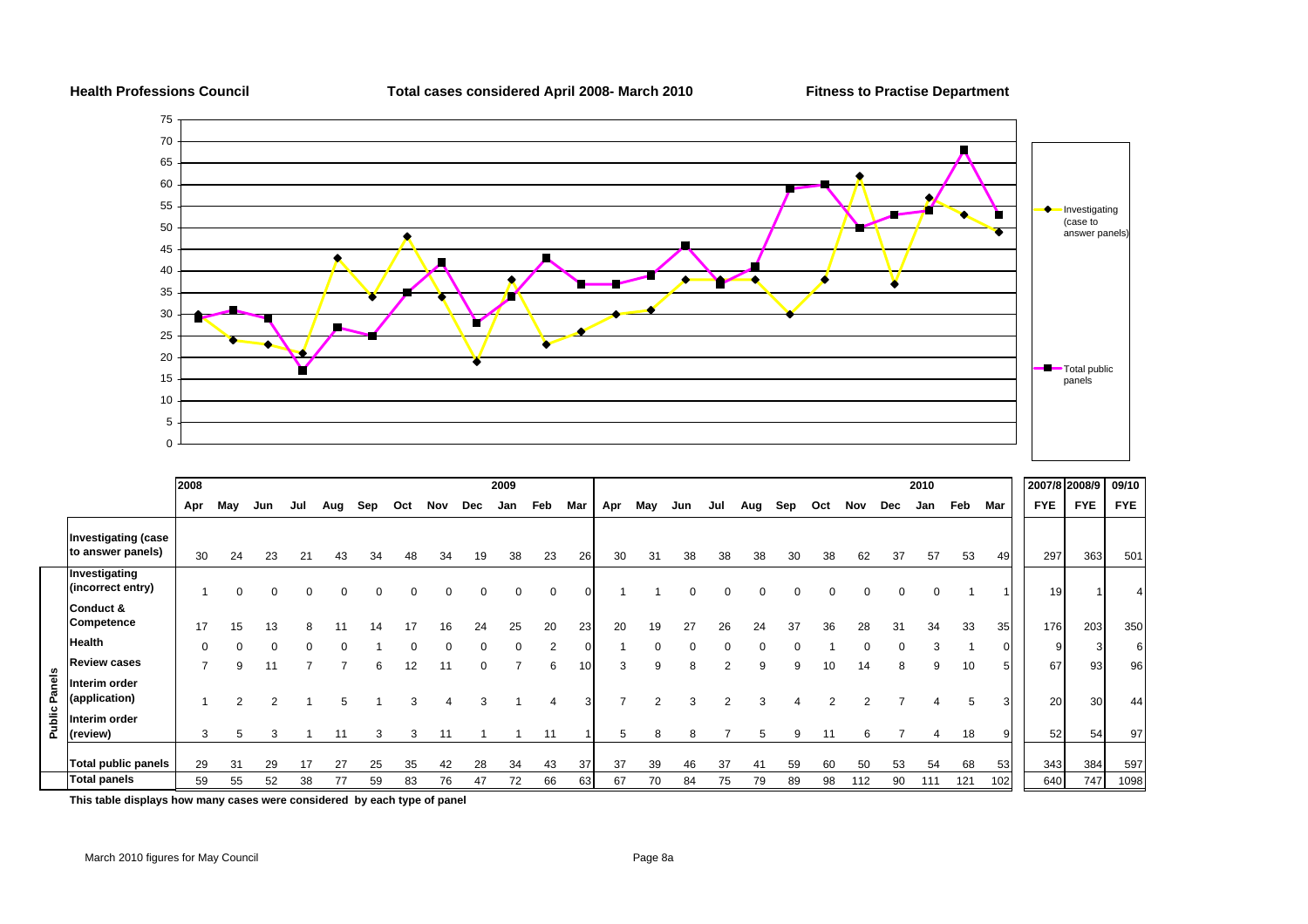**Health Professions Council** | **Total cases considered April 2008- March 2010** | **Fitness to Practise Department**

| | | 2008 | | | | | | | | | 2009 | | | | | | | | | | | | | 2010 | | | 2007/8 | 2008/9 | 09/10 |
|---|---|---|---|---|---|---|---|---|---|---|---|---|---|---|---|---|---|---|---|---|---|---|---|---|---|---|---|---|---|
| | | Apr | May | Jun | Jul | Aug | Sep | Oct | Nov | Dec | Jan | Feb | Mar | Apr | May | Jun | Jul | Aug | Sep | Oct | Nov | Dec | Jan | Feb | Mar | FYE | FYE | FYE |
| | Investigating (case to answer panels) | 30 | 24 | 23 | 21 | 43 | 34 | 48 | 34 | 19 | 38 | 23 | 26 | 30 | 31 | 38 | 38 | 38 | 30 | 38 | 62 | 37 | 57 | 53 | 49 | 297 | 363 | 501 |
| Public Panels | Investigating (incorrect entry) | 1 | 0 | 0 | 0 | 0 | 0 | 0 | 0 | 0 | 0 | 0 | 0 | 1 | 1 | 0 | 0 | 0 | 0 | 0 | 0 | 0 | 0 | 1 | 1 | 19 | 1 | 4 |
| Public Panels | Conduct & Competence | 17 | 15 | 13 | 8 | 11 | 14 | 17 | 16 | 24 | 25 | 20 | 23 | 20 | 19 | 27 | 26 | 24 | 37 | 36 | 28 | 31 | 34 | 33 | 35 | 176 | 203 | 350 |
| Public Panels | Health | 0 | 0 | 0 | 0 | 0 | 1 | 0 | 0 | 0 | 0 | 2 | 0 | 1 | 0 | 0 | 0 | 0 | 0 | 1 | 0 | 0 | 3 | 1 | 0 | 9 | 3 | 6 |
| Public Panels | Review cases | 7 | 9 | 11 | 7 | 7 | 6 | 12 | 11 | 0 | 7 | 6 | 10 | 3 | 9 | 8 | 2 | 9 | 9 | 10 | 14 | 8 | 9 | 10 | 5 | 67 | 93 | 96 |
| Public Panels | Interim order (application) | 1 | 2 | 2 | 1 | 5 | 1 | 3 | 4 | 3 | 1 | 4 | 3 | 7 | 2 | 3 | 2 | 3 | 4 | 2 | 2 | 7 | 4 | 5 | 3 | 20 | 30 | 44 |
| Public Panels | Interim order (review) | 3 | 5 | 3 | 1 | 11 | 3 | 3 | 11 | 1 | 1 | 11 | 1 | 5 | 8 | 8 | 7 | 5 | 9 | 11 | 6 | 7 | 4 | 18 | 9 | 52 | 54 | 97 |
| Public Panels | Total public panels | 29 | 31 | 29 | 17 | 27 | 25 | 35 | 42 | 28 | 34 | 43 | 37 | 37 | 39 | 46 | 37 | 41 | 59 | 60 | 50 | 53 | 54 | 68 | 53 | 343 | 384 | 597 |
| | Total panels | 59 | 55 | 52 | 38 | 77 | 59 | 83 | 76 | 47 | 72 | 66 | 63 | 67 | 70 | 84 | 75 | 79 | 89 | 98 | 112 | 90 | 111 | 121 | 102 | 640 | 747 | 1098 |

**This table displays how many cases were considered by each type of panel**

March 2010 figures for May Council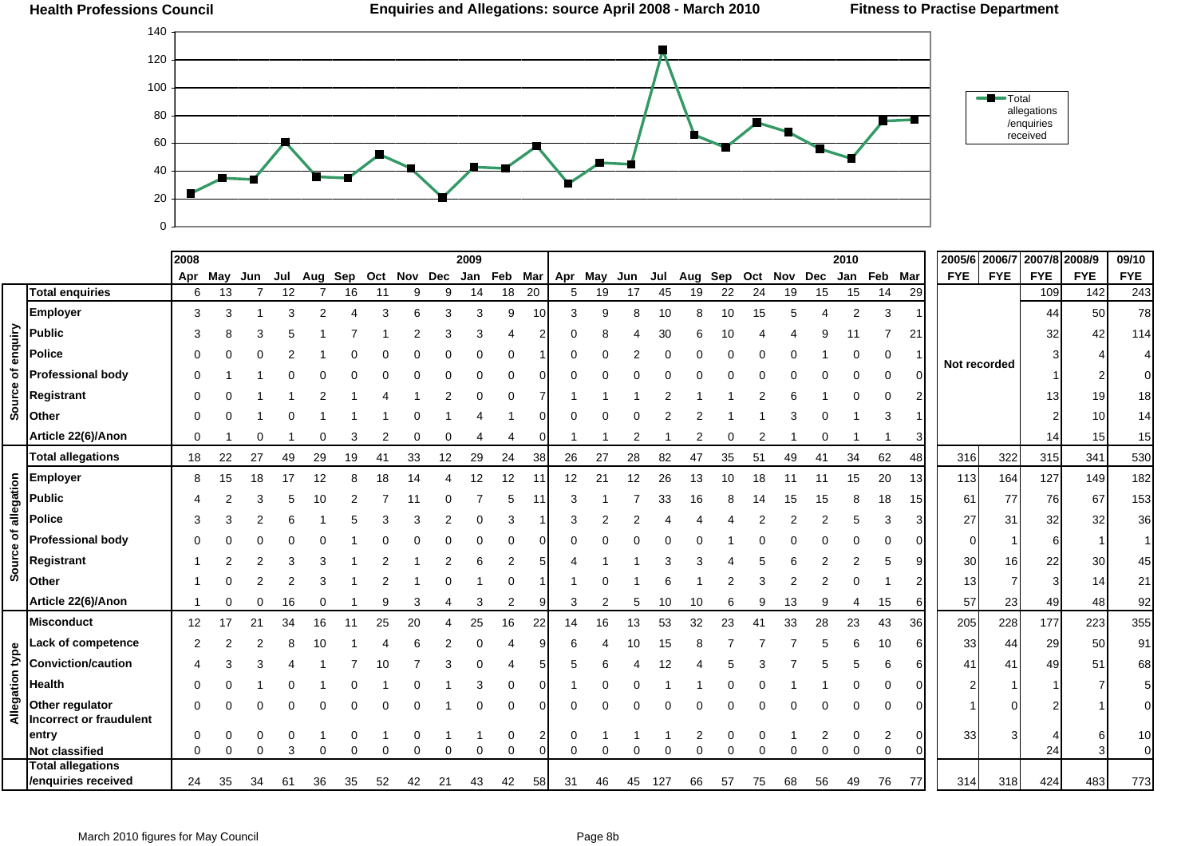Health Professions Council — Enquiries and Allegations: source April 2008 - March 2010 — Fitness to Practise Department

Total allegations /enquiries received

| | | 2008 Apr | May | Jun | Jul | Aug | Sep | Oct | Nov | Dec | 2009 Jan | Feb | Mar | Apr | May | Jun | Jul | Aug | Sep | Oct | Nov | Dec | 2010 Jan | Feb | Mar | 2005/6 FYE | 2006/7 FYE | 2007/8 FYE | 2008/9 FYE | 09/10 FYE |
|---|---|---|---|---|---|---|---|---|---|---|---|---|---|---|---|---|---|---|---|---|---|---|---|---|---|---|---|---|---|---|
| | Total enquiries | 6 | 13 | 7 | 12 | 7 | 16 | 11 | 9 | 9 | 14 | 18 | 20 | 5 | 19 | 17 | 45 | 19 | 22 | 24 | 19 | 15 | 15 | 14 | 29 | | | 109 | 142 | 243 |
| Source of enquiry | Employer | 3 | 3 | 1 | 3 | 2 | 4 | 3 | 6 | 3 | 3 | 9 | 10 | 3 | 9 | 8 | 10 | 8 | 10 | 15 | 5 | 4 | 2 | 3 | 1 | Not recorded | | 44 | 50 | 78 |
| | Public | 3 | 8 | 3 | 5 | 1 | 7 | 1 | 2 | 3 | 3 | 4 | 2 | 0 | 8 | 4 | 30 | 6 | 10 | 4 | 4 | 9 | 11 | 7 | 21 | | | 32 | 42 | 114 |
| | Police | 0 | 0 | 0 | 2 | 1 | 0 | 0 | 0 | 0 | 0 | 0 | 1 | 0 | 0 | 2 | 0 | 0 | 0 | 0 | 0 | 1 | 0 | 0 | 1 | | | 3 | 4 | 4 |
| | Professional body | 0 | 1 | 1 | 0 | 0 | 0 | 0 | 0 | 0 | 0 | 0 | 0 | 0 | 0 | 0 | 0 | 0 | 0 | 0 | 0 | 0 | 0 | 0 | 0 | | | 1 | 2 | 0 |
| | Registrant | 0 | 0 | 1 | 1 | 2 | 1 | 4 | 1 | 2 | 0 | 0 | 7 | 1 | 1 | 1 | 2 | 1 | 1 | 2 | 6 | 1 | 0 | 0 | 2 | | | 13 | 19 | 18 |
| | Other | 0 | 0 | 1 | 0 | 1 | 1 | 1 | 0 | 1 | 4 | 1 | 0 | 0 | 0 | 0 | 2 | 2 | 1 | 1 | 3 | 0 | 1 | 3 | 1 | | | 2 | 10 | 14 |
| | Article 22(6)/Anon | 0 | 1 | 0 | 1 | 0 | 3 | 2 | 0 | 0 | 4 | 4 | 0 | 1 | 1 | 2 | 1 | 2 | 0 | 2 | 1 | 0 | 1 | 1 | 3 | | | 14 | 15 | 15 |
| | Total allegations | 18 | 22 | 27 | 49 | 29 | 19 | 41 | 33 | 12 | 29 | 24 | 38 | 26 | 27 | 28 | 82 | 47 | 35 | 51 | 49 | 41 | 34 | 62 | 48 | 316 | 322 | 315 | 341 | 530 |
| Source of allegation | Employer | 8 | 15 | 18 | 17 | 12 | 8 | 18 | 14 | 4 | 12 | 12 | 11 | 12 | 21 | 12 | 26 | 13 | 10 | 18 | 11 | 11 | 15 | 20 | 13 | 113 | 164 | 127 | 149 | 182 |
| | Public | 4 | 2 | 3 | 5 | 10 | 2 | 7 | 11 | 0 | 7 | 5 | 11 | 3 | 1 | 7 | 33 | 16 | 8 | 14 | 15 | 15 | 8 | 18 | 15 | 61 | 77 | 76 | 67 | 153 |
| | Police | 3 | 3 | 2 | 6 | 1 | 5 | 3 | 3 | 2 | 0 | 3 | 1 | 3 | 2 | 2 | 4 | 4 | 4 | 2 | 2 | 2 | 5 | 3 | 3 | 27 | 31 | 32 | 32 | 36 |
| | Professional body | 0 | 0 | 0 | 0 | 0 | 1 | 0 | 0 | 0 | 0 | 0 | 0 | 0 | 0 | 0 | 0 | 0 | 1 | 0 | 0 | 0 | 0 | 0 | 0 | 0 | 1 | 6 | 1 | 1 |
| | Registrant | 1 | 2 | 2 | 3 | 3 | 1 | 2 | 1 | 2 | 6 | 2 | 5 | 4 | 1 | 1 | 3 | 3 | 4 | 5 | 6 | 2 | 2 | 5 | 9 | 30 | 16 | 22 | 30 | 45 |
| | Other | 1 | 0 | 2 | 2 | 3 | 1 | 2 | 1 | 0 | 1 | 0 | 1 | 1 | 0 | 1 | 6 | 1 | 2 | 3 | 2 | 2 | 0 | 1 | 2 | 13 | 7 | 3 | 14 | 21 |
| | Article 22(6)/Anon | 1 | 0 | 0 | 16 | 0 | 1 | 9 | 3 | 4 | 3 | 2 | 9 | 3 | 2 | 5 | 10 | 10 | 6 | 9 | 13 | 9 | 4 | 15 | 6 | 57 | 23 | 49 | 48 | 92 |
| Allegation type | Misconduct | 12 | 17 | 21 | 34 | 16 | 11 | 25 | 20 | 4 | 25 | 16 | 22 | 14 | 16 | 13 | 53 | 32 | 23 | 41 | 33 | 28 | 23 | 43 | 36 | 205 | 228 | 177 | 223 | 355 |
| | Lack of competence | 2 | 2 | 2 | 8 | 10 | 1 | 4 | 6 | 2 | 0 | 4 | 9 | 6 | 4 | 10 | 15 | 8 | 7 | 7 | 7 | 5 | 6 | 10 | 6 | 33 | 44 | 29 | 50 | 91 |
| | Conviction/caution | 4 | 3 | 3 | 4 | 1 | 7 | 10 | 7 | 3 | 0 | 4 | 5 | 5 | 6 | 4 | 12 | 4 | 5 | 3 | 7 | 5 | 5 | 6 | 6 | 41 | 41 | 49 | 51 | 68 |
| | Health | 0 | 0 | 1 | 0 | 1 | 0 | 1 | 0 | 1 | 3 | 0 | 0 | 1 | 0 | 0 | 1 | 1 | 0 | 0 | 1 | 1 | 0 | 0 | 0 | 2 | 1 | 1 | 7 | 5 |
| | Other regulator | 0 | 0 | 0 | 0 | 0 | 0 | 0 | 0 | 1 | 0 | 0 | 0 | 0 | 0 | 0 | 0 | 0 | 0 | 0 | 0 | 0 | 0 | 0 | 0 | 1 | 0 | 2 | 1 | 0 |
| | Incorrect or fraudulent entry | 0 | 0 | 0 | 0 | 1 | 0 | 1 | 0 | 1 | 1 | 0 | 2 | 0 | 1 | 1 | 1 | 2 | 0 | 0 | 1 | 2 | 0 | 2 | 0 | 33 | 3 | 4 | 6 | 10 |
| | Not classified | 0 | 0 | 0 | 3 | 0 | 0 | 0 | 0 | 0 | 0 | 0 | 0 | 0 | 0 | 0 | 0 | 0 | 0 | 0 | 0 | 0 | 0 | 0 | 0 | | | 24 | 3 | 0 |
| | Total allegations /enquiries received | 24 | 35 | 34 | 61 | 36 | 35 | 52 | 42 | 21 | 43 | 42 | 58 | 31 | 46 | 45 | 127 | 66 | 57 | 75 | 68 | 56 | 49 | 76 | 77 | 314 | 318 | 424 | 483 | 773 |

March 2010 figures for May Council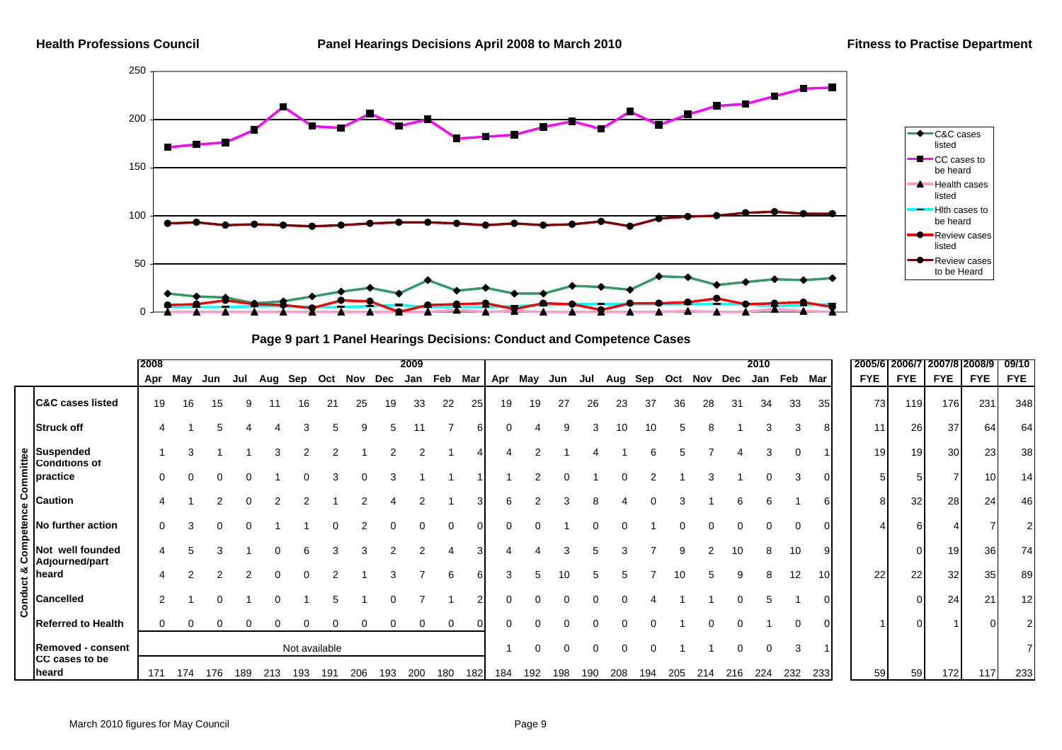# Panel Hearings Decisions April 2008 to March 2010

## Page 9 part 1 Panel Hearings Decisions: Conduct and Competence Cases

| | | 2008 | | | | | | | | | 2009 | | | | | | | | | | | | | | 2010 | | | | 2005/6 | 2006/7 | 2007/8 | 2008/9 | 09/10 |
|---|---|---|---|---|---|---|---|---|---|---|---|---|---|---|---|---|---|---|---|---|---|---|---|---|---|---|---|---|---|---|---|---|---|
| | | Apr | May | Jun | Jul | Aug | Sep | Oct | Nov | Dec | Jan | Feb | Mar | Apr | May | Jun | Jul | Aug | Sep | Oct | Nov | Dec | Jan | Feb | Mar | | FYE | FYE | FYE | FYE | FYE |
| Conduct & Competence Committee | C&C cases listed | 19 | 16 | 15 | 9 | 11 | 16 | 21 | 25 | 19 | 33 | 22 | 25 | 19 | 19 | 27 | 26 | 23 | 37 | 36 | 28 | 31 | 34 | 33 | 35 | | 73 | 119 | 176 | 231 | 348 |
| | Struck off | 4 | 1 | 5 | 4 | 4 | 3 | 5 | 9 | 5 | 11 | 7 | 6 | 0 | 4 | 9 | 3 | 10 | 10 | 5 | 8 | 1 | 3 | 3 | 8 | | 11 | 26 | 37 | 64 | 64 |
| | Suspended | 1 | 3 | 1 | 1 | 3 | 2 | 2 | 1 | 2 | 2 | 1 | 4 | 4 | 2 | 1 | 4 | 1 | 6 | 5 | 7 | 4 | 3 | 0 | 1 | | 19 | 19 | 30 | 23 | 38 |
| | Conditions of practice | 0 | 0 | 0 | 0 | 1 | 0 | 3 | 0 | 3 | 1 | 1 | 1 | 1 | 2 | 0 | 1 | 0 | 2 | 1 | 3 | 1 | 0 | 3 | 0 | | 5 | 5 | 7 | 10 | 14 |
| | Caution | 4 | 1 | 2 | 0 | 2 | 2 | 1 | 2 | 4 | 2 | 1 | 3 | 6 | 2 | 3 | 8 | 4 | 0 | 3 | 1 | 6 | 6 | 1 | 6 | | 8 | 32 | 28 | 24 | 46 |
| | No further action | 0 | 3 | 0 | 0 | 1 | 1 | 0 | 2 | 0 | 0 | 0 | 0 | 0 | 0 | 1 | 0 | 0 | 1 | 0 | 0 | 0 | 0 | 0 | 0 | | 4 | 6 | 4 | 7 | 2 |
| | Not well founded | 4 | 5 | 3 | 1 | 0 | 6 | 3 | 3 | 2 | 2 | 4 | 3 | 4 | 4 | 3 | 5 | 3 | 7 | 9 | 2 | 10 | 8 | 10 | 9 | | | 0 | 19 | 36 | 74 |
| | Adjourned/part heard | 4 | 2 | 2 | 2 | 0 | 0 | 2 | 1 | 3 | 7 | 6 | 6 | 3 | 5 | 10 | 5 | 5 | 7 | 10 | 5 | 9 | 8 | 12 | 10 | | 22 | 22 | 32 | 35 | 89 |
| | Cancelled | 2 | 1 | 0 | 1 | 0 | 1 | 5 | 1 | 0 | 7 | 1 | 2 | 0 | 0 | 0 | 0 | 0 | 4 | 1 | 1 | 0 | 5 | 1 | 0 | | | 0 | 24 | 21 | 12 |
| | Referred to Health | 0 | 0 | 0 | 0 | 0 | 0 | 0 | 0 | 0 | 0 | 0 | 0 | 0 | 0 | 0 | 0 | 0 | 0 | 1 | 0 | 0 | 1 | 0 | 0 | | 1 | 0 | 1 | 0 | 2 |
| | Removed - consent | Not available | | | | | | | | | | | | 1 | 0 | 0 | 0 | 0 | 0 | 1 | 1 | 0 | 0 | 3 | 1 | | | | | | 7 |
| | CC cases to be heard | 171 | 174 | 176 | 189 | 213 | 193 | 191 | 206 | 193 | 200 | 180 | 182 | 184 | 192 | 198 | 190 | 208 | 194 | 205 | 214 | 216 | 224 | 232 | 233 | | 59 | 59 | 172 | 117 | 233 |

March 2010 figures for May Council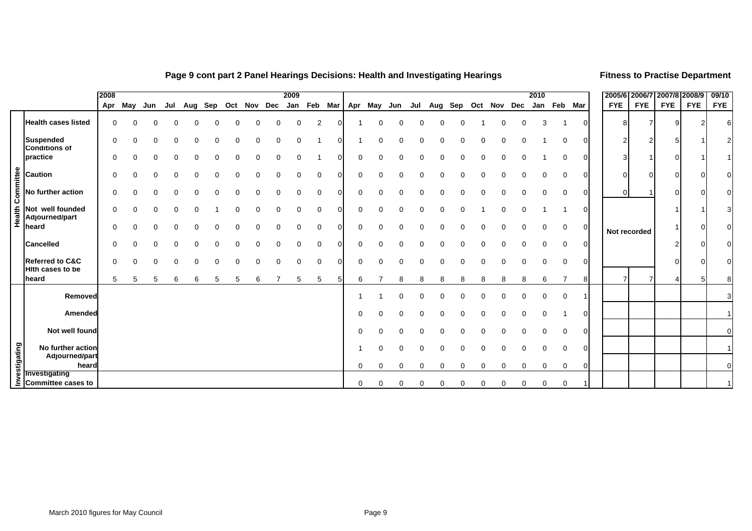## Page 9 cont part 2 Panel Hearings Decisions: Health and Investigating Hearings

**Fitness to Practise Department**

| | | 2008 | | | | | | | | | 2009 | | | | | | | | | | | | | | 2010 | | | | 2005/6 | 2006/7 | 2007/8 | 2008/9 | 09/10 |
|---|---|---|---|---|---|---|---|---|---|---|---|---|---|---|---|---|---|---|---|---|---|---|---|---|---|---|---|---|---|---|---|---|---|
| | | Apr | May | Jun | Jul | Aug | Sep | Oct | Nov | Dec | Jan | Feb | Mar | Apr | May | Jun | Jul | Aug | Sep | Oct | Nov | Dec | Jan | Feb | Mar | | FYE | FYE | FYE | FYE | FYE |
| Health Committee | Health cases listed | 0 | 0 | 0 | 0 | 0 | 0 | 0 | 0 | 0 | 0 | 2 | 0 | 1 | 0 | 0 | 0 | 0 | 0 | 1 | 0 | 0 | 3 | 1 | 0 | | 8 | 7 | 9 | 2 | 6 |
| | Suspended | 0 | 0 | 0 | 0 | 0 | 0 | 0 | 0 | 0 | 0 | 1 | 0 | 1 | 0 | 0 | 0 | 0 | 0 | 0 | 0 | 0 | 1 | 0 | 0 | | 2 | 2 | 5 | 1 | 2 |
| | Conditions of practice | 0 | 0 | 0 | 0 | 0 | 0 | 0 | 0 | 0 | 0 | 1 | 0 | 0 | 0 | 0 | 0 | 0 | 0 | 0 | 0 | 0 | 1 | 0 | 0 | | 3 | 1 | 0 | 1 | 1 |
| | Caution | 0 | 0 | 0 | 0 | 0 | 0 | 0 | 0 | 0 | 0 | 0 | 0 | 0 | 0 | 0 | 0 | 0 | 0 | 0 | 0 | 0 | 0 | 0 | 0 | | 0 | 0 | 0 | 0 | 0 |
| | No further action | 0 | 0 | 0 | 0 | 0 | 0 | 0 | 0 | 0 | 0 | 0 | 0 | 0 | 0 | 0 | 0 | 0 | 0 | 0 | 0 | 0 | 0 | 0 | 0 | | 0 | 1 | 0 | 0 | 0 |
| | Not well founded | 0 | 0 | 0 | 0 | 0 | 1 | 0 | 0 | 0 | 0 | 0 | 0 | 0 | 0 | 0 | 0 | 0 | 0 | 1 | 0 | 0 | 1 | 1 | 0 | | Not recorded | | 1 | 1 | 3 |
| | Adjourned/part heard | 0 | 0 | 0 | 0 | 0 | 0 | 0 | 0 | 0 | 0 | 0 | 0 | 0 | 0 | 0 | 0 | 0 | 0 | 0 | 0 | 0 | 0 | 0 | 0 | | | | 1 | 0 | 0 |
| | Cancelled | 0 | 0 | 0 | 0 | 0 | 0 | 0 | 0 | 0 | 0 | 0 | 0 | 0 | 0 | 0 | 0 | 0 | 0 | 0 | 0 | 0 | 0 | 0 | 0 | | | | 2 | 0 | 0 |
| | Referred to C&C | 0 | 0 | 0 | 0 | 0 | 0 | 0 | 0 | 0 | 0 | 0 | 0 | 0 | 0 | 0 | 0 | 0 | 0 | 0 | 0 | 0 | 0 | 0 | 0 | | | | 0 | 0 | 0 |
| | Hlth cases to be heard | 5 | 5 | 5 | 6 | 6 | 5 | 5 | 6 | 7 | 5 | 5 | 5 | 6 | 7 | 8 | 8 | 8 | 8 | 8 | 8 | 8 | 6 | 7 | 8 | | 7 | 7 | 4 | 5 | 8 |
| Investigating | Removed | | | | | | | | | | | | | 1 | 1 | 0 | 0 | 0 | 0 | 0 | 0 | 0 | 0 | 0 | 1 | | | | | | 3 |
| | Amended | | | | | | | | | | | | | 0 | 0 | 0 | 0 | 0 | 0 | 0 | 0 | 0 | 0 | 1 | 0 | | | | | | 1 |
| | Not well found | | | | | | | | | | | | | 0 | 0 | 0 | 0 | 0 | 0 | 0 | 0 | 0 | 0 | 0 | 0 | | | | | | 0 |
| | No further action | | | | | | | | | | | | | 1 | 0 | 0 | 0 | 0 | 0 | 0 | 0 | 0 | 0 | 0 | 0 | | | | | | 1 |
| | Adjourned/part heard | | | | | | | | | | | | | 0 | 0 | 0 | 0 | 0 | 0 | 0 | 0 | 0 | 0 | 0 | 0 | | | | | | 0 |
| | Investigating Committee cases to | | | | | | | | | | | | | 0 | 0 | 0 | 0 | 0 | 0 | 0 | 0 | 0 | 0 | 0 | 1 | | | | | | 1 |

March 2010 figures for May Council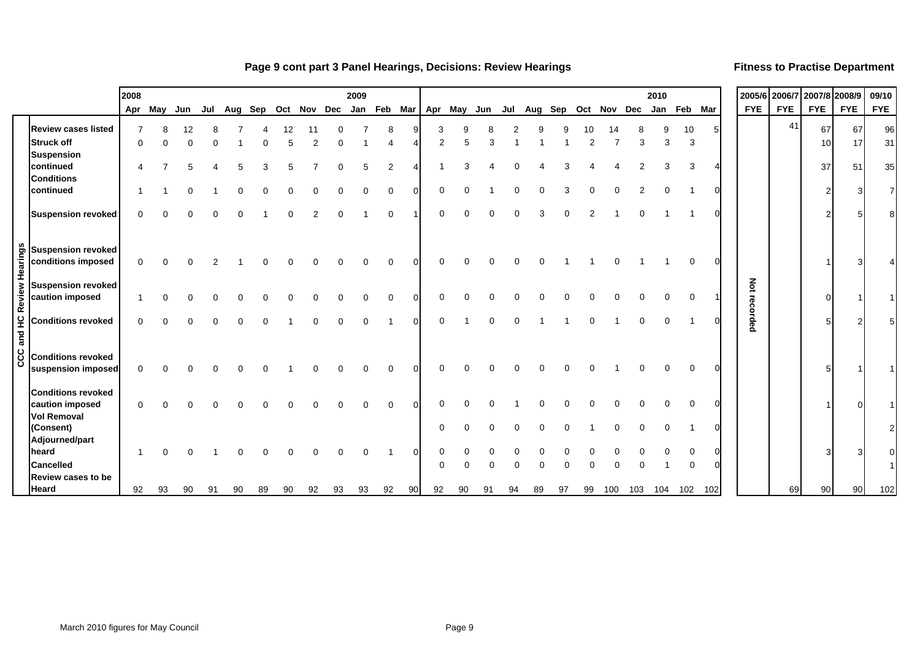## Page 9 cont part 3 Panel Hearings, Decisions: Review Hearings

**Fitness to Practise Department**

| | | 2008 | | | | | | | | | 2009 | | | | | | | | | | | | | 2010 | | | 2005/6 | 2006/7 | 2007/8 | 2008/9 | 09/10 |
|---|---|---|---|---|---|---|---|---|---|---|---|---|---|---|---|---|---|---|---|---|---|---|---|---|---|---|---|---|---|---|---|
| | | Apr | May | Jun | Jul | Aug | Sep | Oct | Nov | Dec | Jan | Feb | Mar | Apr | May | Jun | Jul | Aug | Sep | Oct | Nov | Dec | Jan | Feb | Mar | FYE | FYE | FYE | FYE | FYE |
| CCC and HC Review Hearings | **Review cases listed** | 7 | 8 | 12 | 8 | 7 | 4 | 12 | 11 | 0 | 7 | 8 | 9 | 3 | 9 | 8 | 2 | 9 | 9 | 10 | 14 | 8 | 9 | 10 | 5 | Not recorded | 41 | 67 | 67 | 96 |
| | **Struck off** | 0 | 0 | 0 | 0 | 1 | 0 | 5 | 2 | 0 | 1 | 4 | 4 | 2 | 5 | 3 | 1 | 1 | 1 | 2 | 7 | 3 | 3 | 3 | | | | 10 | 17 | 31 |
| | **Suspension continued** | 4 | 7 | 5 | 4 | 5 | 3 | 5 | 7 | 0 | 5 | 2 | 4 | 1 | 3 | 4 | 0 | 4 | 3 | 4 | 4 | 2 | 3 | 3 | 4 | | | 37 | 51 | 35 |
| | **Conditions continued** | 1 | 1 | 0 | 1 | 0 | 0 | 0 | 0 | 0 | 0 | 0 | 0 | 0 | 0 | 1 | 0 | 0 | 3 | 0 | 0 | 2 | 0 | 1 | 0 | | | 2 | 3 | 7 |
| | **Suspension revoked** | 0 | 0 | 0 | 0 | 0 | 1 | 0 | 2 | 0 | 1 | 0 | 1 | 0 | 0 | 0 | 0 | 3 | 0 | 2 | 1 | 0 | 1 | 1 | 0 | | | 2 | 5 | 8 |
| | **Suspension revoked conditions imposed** | 0 | 0 | 0 | 2 | 1 | 0 | 0 | 0 | 0 | 0 | 0 | 0 | 0 | 0 | 0 | 0 | 0 | 1 | 1 | 0 | 1 | 1 | 0 | 0 | | | 1 | 3 | 4 |
| | **Suspension revoked caution imposed** | 1 | 0 | 0 | 0 | 0 | 0 | 0 | 0 | 0 | 0 | 0 | 0 | 0 | 0 | 0 | 0 | 0 | 0 | 0 | 0 | 0 | 0 | 0 | 1 | | | 0 | 1 | 1 |
| | **Conditions revoked** | 0 | 0 | 0 | 0 | 0 | 0 | 1 | 0 | 0 | 0 | 1 | 0 | 0 | 1 | 0 | 0 | 1 | 1 | 0 | 1 | 0 | 0 | 1 | 0 | | | 5 | 2 | 5 |
| | **Conditions revoked suspension imposed** | 0 | 0 | 0 | 0 | 0 | 0 | 1 | 0 | 0 | 0 | 0 | 0 | 0 | 0 | 0 | 0 | 0 | 0 | 0 | 1 | 0 | 0 | 0 | 0 | | | 5 | 1 | 1 |
| | **Conditions revoked caution imposed** | 0 | 0 | 0 | 0 | 0 | 0 | 0 | 0 | 0 | 0 | 0 | 0 | 0 | 0 | 0 | 1 | 0 | 0 | 0 | 0 | 0 | 0 | 0 | 0 | | | 1 | 0 | 1 |
| | **Vol Removal (Consent)** | | | | | | | | | | | | | 0 | 0 | 0 | 0 | 0 | 0 | 1 | 0 | 0 | 0 | 1 | 0 | | | | | 2 |
| | **Adjourned/part heard** | 1 | 0 | 0 | 1 | 0 | 0 | 0 | 0 | 0 | 0 | 1 | 0 | 0 | 0 | 0 | 0 | 0 | 0 | 0 | 0 | 0 | 0 | 0 | 0 | | | 3 | 3 | 0 |
| | **Cancelled** | | | | | | | | | | | | | 0 | 0 | 0 | 0 | 0 | 0 | 0 | 0 | 0 | 1 | 0 | 0 | | | | | 1 |
| | **Review cases to be Heard** | 92 | 93 | 90 | 91 | 90 | 89 | 90 | 92 | 93 | 93 | 92 | 90 | 92 | 90 | 91 | 94 | 89 | 97 | 99 | 100 | 103 | 104 | 102 | 102 | | 69 | 90 | 90 | 102 |

March 2010 figures for May Council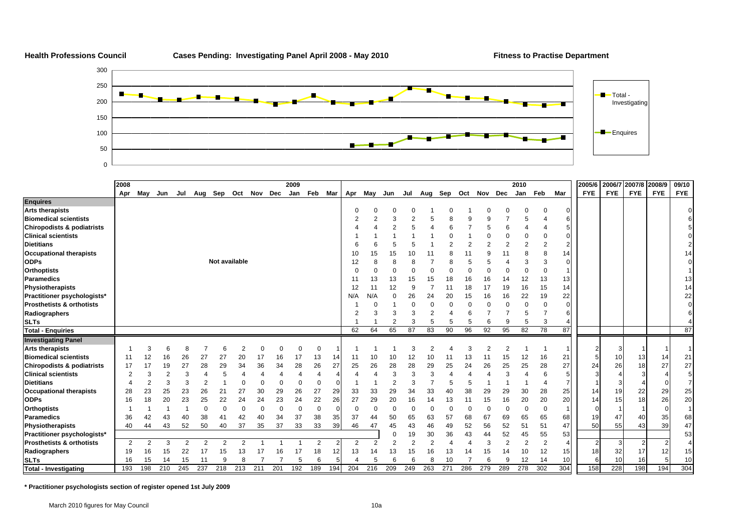**Health Professions Council** **Cases Pending: Investigating Panel April 2008 - May 2010** **Fitness to Practise Department**

| | 2008 | | | | | | | | | 2009 | | | | | | | | | | | | 2010 | | | 2005/6 | 2006/7 | 2007/8 | 2008/9 | 09/10 |
|---|---|---|---|---|---|---|---|---|---|---|---|---|---|---|---|---|---|---|---|---|---|---|---|---|---|---|---|---|---|
| | Apr | May | Jun | Jul | Aug | Sep | Oct | Nov | Dec | Jan | Feb | Mar | Apr | May | Jun | Jul | Aug | Sep | Oct | Nov | Dec | Jan | Feb | Mar | FYE | FYE | FYE | FYE | FYE |
| **Enquires** | | | | | | | | | | | | | | | | | | | | | | | | | | | | | |
| **Arts therapists** | | | | | | | | | | | | | 0 | 0 | 0 | 0 | 1 | 0 | 1 | 0 | 0 | 0 | 0 | 0 | | | | | 0 |
| **Biomedical scientists** | | | | | | | | | | | | | 2 | 2 | 3 | 2 | 5 | 8 | 9 | 9 | 7 | 5 | 4 | 6 | | | | | 6 |
| **Chiropodists & podiatrists** | | | | | | | | | | | | | 4 | 4 | 2 | 5 | 4 | 6 | 7 | 5 | 6 | 4 | 4 | 5 | | | | | 5 |
| **Clinical scientists** | | | | | | | | | | | | | 1 | 1 | 1 | 1 | 1 | 0 | 1 | 0 | 0 | 0 | 0 | 0 | | | | | 0 |
| **Dietitians** | | | | | | | | | | | | | 6 | 6 | 5 | 5 | 1 | 2 | 2 | 2 | 2 | 2 | 2 | 2 | | | | | 2 |
| **Occupational therapists** | | | | | | | | | | | | | 10 | 15 | 15 | 10 | 11 | 8 | 11 | 9 | 11 | 8 | 8 | 14 | | | | | 14 |
| **ODPs** | | | | | | Not available | | | | | | | 12 | 8 | 8 | 8 | 7 | 8 | 5 | 5 | 4 | 3 | 3 | 0 | | | | | 0 |
| **Orthoptists** | | | | | | | | | | | | | 0 | 0 | 0 | 0 | 0 | 0 | 0 | 0 | 0 | 0 | 0 | 1 | | | | | 1 |
| **Paramedics** | | | | | | | | | | | | | 11 | 13 | 13 | 15 | 15 | 18 | 16 | 16 | 14 | 12 | 13 | 13 | | | | | 13 |
| **Physiotherapists** | | | | | | | | | | | | | 12 | 11 | 12 | 9 | 7 | 11 | 18 | 17 | 19 | 16 | 15 | 14 | | | | | 14 |
| **Practitioner psychologists*** | | | | | | | | | | | | | N/A | N/A | 0 | 26 | 24 | 20 | 15 | 16 | 16 | 22 | 19 | 22 | | | | | 22 |
| **Prosthetists & orthotists** | | | | | | | | | | | | | 1 | 0 | 1 | 0 | 0 | 0 | 0 | 0 | 0 | 0 | 0 | 0 | | | | | 0 |
| **Radiographers** | | | | | | | | | | | | | 2 | 3 | 3 | 3 | 2 | 4 | 6 | 7 | 7 | 5 | 7 | 6 | | | | | 6 |
| **SLTs** | | | | | | | | | | | | | 1 | 1 | 2 | 3 | 5 | 5 | 5 | 6 | 9 | 5 | 3 | 4 | | | | | 4 |
| **Total - Enquiries** | | | | | | | | | | | | | 62 | 64 | 65 | 87 | 83 | 90 | 96 | 92 | 95 | 82 | 78 | 87 | | | | | 87 |
| **Investigating Panel** | | | | | | | | | | | | | | | | | | | | | | | | | | | | | |
| **Arts therapists** | 1 | 3 | 6 | 8 | 7 | 6 | 2 | 0 | 0 | 0 | 0 | 1 | 1 | 1 | 1 | 3 | 2 | 4 | 3 | 2 | 2 | 1 | 1 | 1 | 2 | 3 | 1 | 1 | 1 |
| **Biomedical scientists** | 11 | 12 | 16 | 26 | 27 | 27 | 20 | 17 | 16 | 17 | 13 | 14 | 11 | 10 | 10 | 12 | 10 | 11 | 13 | 11 | 15 | 12 | 16 | 21 | 5 | 10 | 13 | 14 | 21 |
| **Chiropodists & podiatrists** | 17 | 17 | 19 | 27 | 28 | 29 | 34 | 36 | 34 | 28 | 26 | 27 | 25 | 26 | 28 | 28 | 29 | 25 | 24 | 26 | 25 | 25 | 28 | 27 | 24 | 26 | 18 | 27 | 27 |
| **Clinical scientists** | 2 | 3 | 2 | 3 | 4 | 5 | 4 | 4 | 4 | 4 | 4 | 4 | 4 | 4 | 3 | 3 | 3 | 4 | 4 | 4 | 3 | 4 | 6 | 5 | 3 | 4 | 3 | 4 | 5 |
| **Dietitians** | 4 | 2 | 3 | 3 | 2 | 1 | 0 | 0 | 0 | 0 | 0 | 0 | 1 | 1 | 2 | 3 | 7 | 5 | 5 | 1 | 1 | 1 | 4 | 7 | 1 | 3 | 4 | 0 | 7 |
| **Occupational therapists** | 28 | 23 | 25 | 23 | 26 | 21 | 27 | 30 | 29 | 26 | 27 | 29 | 33 | 33 | 29 | 34 | 33 | 40 | 38 | 29 | 29 | 30 | 28 | 25 | 14 | 19 | 22 | 29 | 25 |
| **ODPs** | 16 | 18 | 20 | 23 | 25 | 22 | 24 | 24 | 23 | 24 | 22 | 26 | 27 | 29 | 20 | 16 | 14 | 13 | 11 | 15 | 16 | 20 | 20 | 20 | 14 | 15 | 18 | 26 | 20 |
| **Orthoptists** | 1 | 1 | 1 | 1 | 0 | 0 | 0 | 0 | 0 | 0 | 0 | 0 | 0 | 0 | 0 | 0 | 0 | 0 | 0 | 0 | 0 | 0 | 0 | 1 | 0 | 1 | 1 | 0 | 1 |
| **Paramedics** | 36 | 42 | 43 | 40 | 38 | 41 | 42 | 40 | 34 | 37 | 38 | 35 | 37 | 44 | 50 | 65 | 63 | 57 | 68 | 67 | 69 | 65 | 65 | 68 | 19 | 47 | 40 | 35 | 68 |
| **Physiotherapists** | 40 | 44 | 43 | 52 | 50 | 40 | 37 | 35 | 37 | 33 | 33 | 39 | 46 | 47 | 45 | 43 | 46 | 49 | 52 | 56 | 52 | 51 | 51 | 47 | 50 | 55 | 43 | 39 | 47 |
| **Practitioner psychologists*** | | | | | | | | | | | | | | | 0 | 19 | 30 | 36 | 43 | 44 | 52 | 45 | 55 | 53 | | | | | 53 |
| **Prosthetists & orthotists** | 2 | 2 | 3 | 2 | 2 | 2 | 2 | 1 | 1 | 1 | 2 | 2 | 2 | 2 | 2 | 2 | 2 | 4 | 4 | 3 | 2 | 2 | 2 | 4 | 2 | 3 | 2 | 2 | 4 |
| **Radiographers** | 19 | 16 | 15 | 22 | 17 | 15 | 13 | 17 | 16 | 17 | 18 | 12 | 13 | 14 | 13 | 15 | 16 | 13 | 14 | 15 | 14 | 10 | 12 | 15 | 18 | 32 | 17 | 12 | 15 |
| **SLTs** | 16 | 15 | 14 | 15 | 11 | 9 | 8 | 7 | 7 | 5 | 6 | 5 | 4 | 5 | 6 | 6 | 8 | 10 | 7 | 6 | 9 | 12 | 14 | 10 | 6 | 10 | 16 | 5 | 10 |
| **Total - Investigating** | 193 | 198 | 210 | 245 | 237 | 218 | 213 | 211 | 201 | 192 | 189 | 194 | 204 | 216 | 209 | 249 | 263 | 271 | 286 | 279 | 289 | 278 | 302 | 304 | 158 | 228 | 198 | 194 | 304 |

**\* Practitioner psychologists section of register opened 1st July 2009**

March 2010 figures for May Council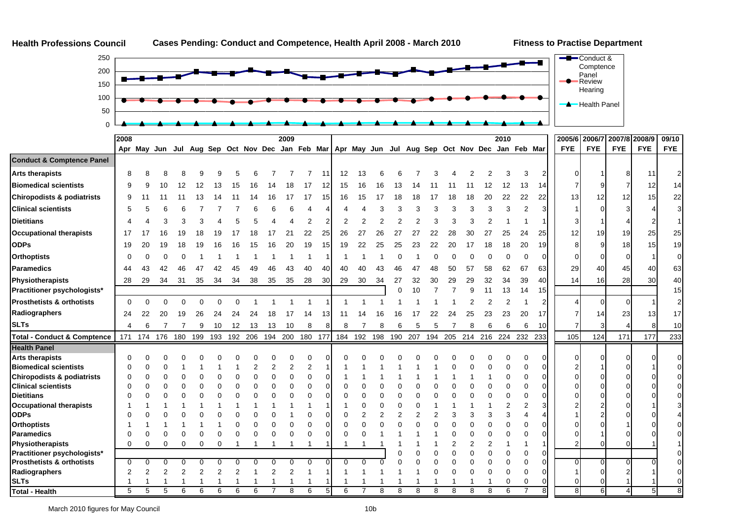**Health Professions Council** — **Cases Pending: Conduct and Competence, Health April 2008 - March 2010** — **Fitness to Practise Department**

Legend: Conduct & Comptence Panel; Review Hearing; Health Panel

| | 2008 Apr | May | Jun | Jul | Aug | Sep | Oct | Nov | Dec | 2009 Jan | Feb | Mar | Apr | May | Jun | Jul | Aug | Sep | Oct | Nov | Dec | 2010 Jan | Feb | Mar | 2005/6 FYE | 2006/7 FYE | 2007/8 FYE | 2008/9 FYE | 09/10 FYE |
|---|---|---|---|---|---|---|---|---|---|---|---|---|---|---|---|---|---|---|---|---|---|---|---|---|---|---|---|---|---|
| **Conduct & Comptence Panel** | | | | | | | | | | | | | | | | | | | | | | | | | | | | | |
| **Arts therapists** | 8 | 8 | 8 | 8 | 9 | 9 | 5 | 6 | 7 | 7 | 7 | 11 | 12 | 13 | 6 | 6 | 7 | 3 | 4 | 2 | 2 | 3 | 3 | 2 | 0 | 1 | 8 | 11 | 2 |
| **Biomedical scientists** | 9 | 9 | 10 | 12 | 12 | 13 | 15 | 16 | 14 | 18 | 17 | 12 | 15 | 16 | 16 | 13 | 14 | 11 | 11 | 11 | 12 | 12 | 13 | 14 | 7 | 9 | 7 | 12 | 14 |
| **Chiropodists & podiatrists** | 9 | 11 | 11 | 11 | 13 | 14 | 11 | 14 | 16 | 17 | 17 | 15 | 16 | 15 | 17 | 18 | 18 | 17 | 18 | 18 | 20 | 22 | 22 | 22 | 13 | 12 | 12 | 15 | 22 |
| **Clinical scientists** | 5 | 5 | 6 | 6 | 7 | 7 | 7 | 6 | 6 | 6 | 4 | 4 | 4 | 4 | 3 | 3 | 3 | 3 | 3 | 3 | 3 | 3 | 2 | 3 | 1 | 0 | 3 | 4 | 3 |
| **Dietitians** | 4 | 4 | 3 | 3 | 3 | 4 | 5 | 5 | 4 | 4 | 2 | 2 | 2 | 2 | 2 | 2 | 2 | 3 | 3 | 3 | 2 | 1 | 1 | 1 | 3 | 1 | 4 | 2 | 1 |
| **Occupational therapists** | 17 | 17 | 16 | 19 | 18 | 19 | 17 | 18 | 17 | 21 | 22 | 25 | 26 | 27 | 26 | 27 | 27 | 22 | 28 | 30 | 27 | 25 | 24 | 25 | 12 | 19 | 19 | 25 | 25 |
| **ODPs** | 19 | 20 | 19 | 18 | 19 | 16 | 16 | 15 | 16 | 20 | 19 | 15 | 19 | 22 | 25 | 25 | 23 | 22 | 20 | 17 | 18 | 18 | 20 | 19 | 8 | 9 | 18 | 15 | 19 |
| **Orthoptists** | 0 | 0 | 0 | 0 | 1 | 1 | 1 | 1 | 1 | 1 | 1 | 1 | 1 | 1 | 1 | 0 | 1 | 0 | 0 | 0 | 0 | 0 | 0 | 0 | 0 | 0 | 0 | 1 | 0 |
| **Paramedics** | 44 | 43 | 42 | 46 | 47 | 42 | 45 | 49 | 46 | 43 | 40 | 40 | 40 | 40 | 43 | 46 | 47 | 48 | 50 | 57 | 58 | 62 | 67 | 63 | 29 | 40 | 45 | 40 | 63 |
| **Physiotherapists** | 28 | 29 | 34 | 31 | 35 | 34 | 34 | 38 | 35 | 35 | 28 | 30 | 29 | 30 | 34 | 27 | 32 | 30 | 29 | 29 | 32 | 34 | 39 | 40 | 14 | 16 | 28 | 30 | 40 |
| **Practitioner psychologists*** | | | | | | | | | | | | | | | | 0 | 10 | 7 | 7 | 9 | 11 | 13 | 14 | 15 | | | | | 15 |
| **Prosthetists & orthotists** | 0 | 0 | 0 | 0 | 0 | 0 | 0 | 1 | 1 | 1 | 1 | 1 | 1 | 1 | 1 | 1 | 1 | 1 | 1 | 2 | 2 | 2 | 1 | 2 | 4 | 0 | 0 | 1 | 2 |
| **Radiographers** | 24 | 22 | 20 | 19 | 26 | 24 | 24 | 24 | 18 | 17 | 14 | 13 | 11 | 14 | 16 | 16 | 17 | 22 | 24 | 25 | 23 | 23 | 20 | 17 | 7 | 14 | 23 | 13 | 17 |
| **SLTs** | 4 | 6 | 7 | 7 | 9 | 10 | 12 | 13 | 13 | 10 | 8 | 8 | 8 | 7 | 8 | 6 | 5 | 5 | 7 | 8 | 6 | 6 | 6 | 10 | 7 | 3 | 4 | 8 | 10 |
| **Total - Conduct & Comptence** | 171 | 174 | 176 | 180 | 199 | 193 | 192 | 206 | 194 | 200 | 180 | 177 | 184 | 192 | 198 | 190 | 207 | 194 | 205 | 214 | 216 | 224 | 232 | 233 | 105 | 124 | 171 | 177 | 233 |
| **Health Panel** | | | | | | | | | | | | | | | | | | | | | | | | | | | | | |
| **Arts therapists** | 0 | 0 | 0 | 0 | 0 | 0 | 0 | 0 | 0 | 0 | 0 | 0 | 0 | 0 | 0 | 0 | 0 | 0 | 0 | 0 | 0 | 0 | 0 | 0 | 0 | 0 | 0 | 0 | 0 |
| **Biomedical scientists** | 0 | 0 | 0 | 1 | 1 | 1 | 1 | 2 | 2 | 2 | 2 | 1 | 1 | 1 | 1 | 1 | 1 | 1 | 0 | 0 | 0 | 0 | 0 | 0 | 2 | 1 | 0 | 1 | 0 |
| **Chiropodists & podiatrists** | 0 | 0 | 0 | 0 | 0 | 0 | 0 | 0 | 0 | 0 | 0 | 0 | 1 | 1 | 1 | 1 | 1 | 1 | 1 | 1 | 1 | 0 | 0 | 0 | 0 | 0 | 0 | 0 | 0 |
| **Clinical scientists** | 0 | 0 | 0 | 0 | 0 | 0 | 0 | 0 | 0 | 0 | 0 | 0 | 0 | 0 | 0 | 0 | 0 | 0 | 0 | 0 | 0 | 0 | 0 | 0 | 0 | 0 | 0 | 0 | 0 |
| **Dietitians** | 0 | 0 | 0 | 0 | 0 | 0 | 0 | 0 | 0 | 0 | 0 | 0 | 0 | 0 | 0 | 0 | 0 | 0 | 0 | 0 | 0 | 0 | 0 | 0 | 0 | 0 | 0 | 0 | 0 |
| **Occupational therapists** | 1 | 1 | 1 | 1 | 1 | 1 | 1 | 1 | 1 | 1 | 1 | 1 | 1 | 0 | 0 | 0 | 0 | 1 | 1 | 1 | 1 | 2 | 2 | 3 | 2 | 2 | 0 | 1 | 3 |
| **ODPs** | 0 | 0 | 0 | 0 | 0 | 0 | 0 | 0 | 0 | 1 | 0 | 0 | 0 | 2 | 2 | 2 | 2 | 2 | 3 | 3 | 3 | 3 | 4 | 4 | 1 | 2 | 0 | 0 | 4 |
| **Orthoptists** | 1 | 1 | 1 | 1 | 1 | 1 | 0 | 0 | 0 | 0 | 0 | 0 | 0 | 0 | 0 | 0 | 0 | 0 | 0 | 0 | 0 | 0 | 0 | 0 | 0 | 0 | 1 | 0 | 0 |
| **Paramedics** | 0 | 0 | 0 | 0 | 0 | 0 | 0 | 0 | 0 | 0 | 0 | 0 | 0 | 0 | 1 | 1 | 1 | 1 | 0 | 0 | 0 | 0 | 0 | 0 | 0 | 1 | 0 | 0 | 0 |
| **Physiotherapists** | 0 | 0 | 0 | 0 | 0 | 0 | 1 | 1 | 1 | 1 | 1 | 1 | 1 | 1 | 1 | 1 | 1 | 1 | 2 | 2 | 2 | 1 | 1 | 1 | 2 | 0 | 0 | 1 | 1 |
| **Practitioner psychologists*** | | | | | | | | | | | | | | | | 0 | 0 | 0 | 0 | 0 | 0 | 0 | 0 | 0 | | | | | 0 |
| **Prosthetists & orthotists** | 0 | 0 | 0 | 0 | 0 | 0 | 0 | 0 | 0 | 0 | 0 | 0 | 0 | 0 | 0 | 0 | 0 | 0 | 0 | 0 | 0 | 0 | 0 | 0 | 0 | 0 | 0 | 0 | 0 |
| **Radiographers** | 2 | 2 | 2 | 2 | 2 | 2 | 2 | 1 | 2 | 2 | 1 | 1 | 1 | 1 | 1 | 1 | 1 | 0 | 0 | 0 | 0 | 0 | 0 | 0 | 1 | 0 | 2 | 1 | 0 |
| **SLTs** | 1 | 1 | 1 | 1 | 1 | 1 | 1 | 1 | 1 | 1 | 1 | 1 | 1 | 1 | 1 | 1 | 1 | 1 | 1 | 1 | 1 | 0 | 0 | 0 | 0 | 0 | 1 | 1 | 0 |
| **Total - Health** | 5 | 5 | 5 | 6 | 6 | 6 | 6 | 6 | 7 | 8 | 6 | 5 | 6 | 7 | 8 | 8 | 8 | 8 | 8 | 8 | 8 | 6 | 7 | 8 | 8 | 6 | 4 | 5 | 8 |

March 2010 figures for May Council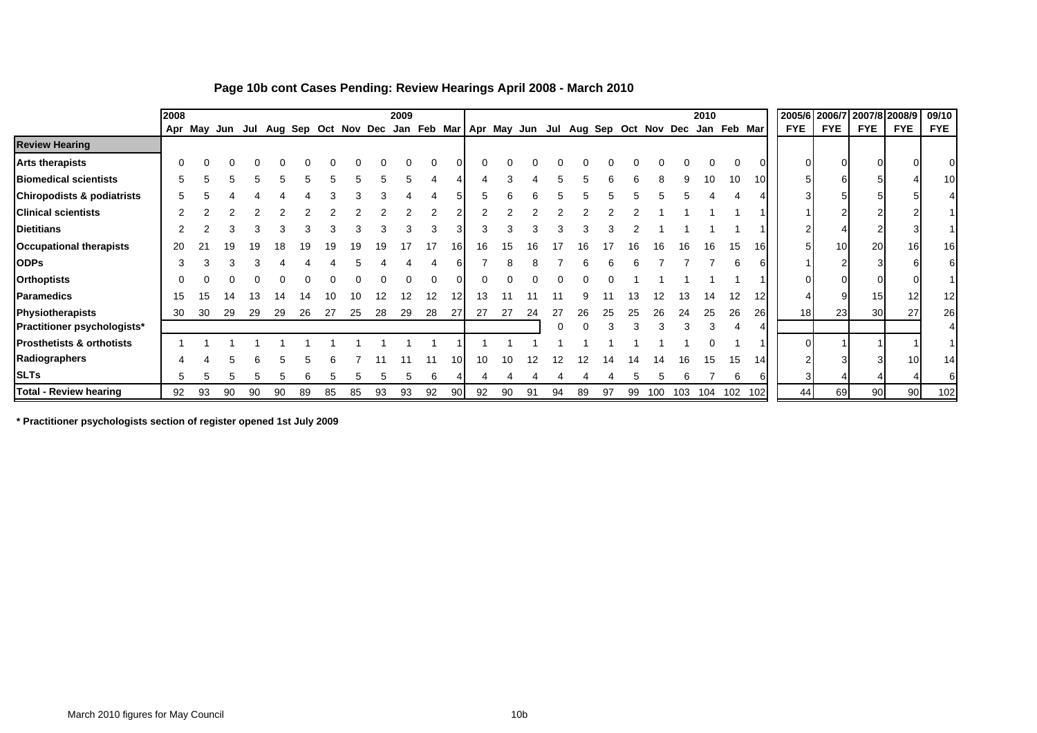## Page 10b cont Cases Pending: Review Hearings April 2008 - March 2010

| | 2008 | | | | | | | | | 2009 | | | | | | | | | | | | | 2010 | | | 2005/6 | 2006/7 | 2007/8 | 2008/9 | 09/10 |
|---|---|---|---|---|---|---|---|---|---|---|---|---|---|---|---|---|---|---|---|---|---|---|---|---|---|---|---|---|---|---|
| | Apr | May | Jun | Jul | Aug | Sep | Oct | Nov | Dec | Jan | Feb | Mar | Apr | May | Jun | Jul | Aug | Sep | Oct | Nov | Dec | Jan | Feb | Mar | FYE | FYE | FYE | FYE | FYE |
| **Review Hearing** | | | | | | | | | | | | | | | | | | | | | | | | | | | | | |
| **Arts therapists** | 0 | 0 | 0 | 0 | 0 | 0 | 0 | 0 | 0 | 0 | 0 | 0 | 0 | 0 | 0 | 0 | 0 | 0 | 0 | 0 | 0 | 0 | 0 | 0 | 0 | 0 | 0 | 0 | 0 |
| **Biomedical scientists** | 5 | 5 | 5 | 5 | 5 | 5 | 5 | 5 | 5 | 5 | 4 | 4 | 4 | 3 | 4 | 5 | 5 | 6 | 6 | 8 | 9 | 10 | 10 | 10 | 5 | 6 | 5 | 4 | 10 |
| **Chiropodists & podiatrists** | 5 | 5 | 4 | 4 | 4 | 4 | 3 | 3 | 3 | 4 | 4 | 5 | 5 | 6 | 6 | 5 | 5 | 5 | 5 | 5 | 5 | 4 | 4 | 4 | 3 | 5 | 5 | 5 | 4 |
| **Clinical scientists** | 2 | 2 | 2 | 2 | 2 | 2 | 2 | 2 | 2 | 2 | 2 | 2 | 2 | 2 | 2 | 2 | 2 | 2 | 2 | 1 | 1 | 1 | 1 | 1 | 1 | 2 | 2 | 2 | 1 |
| **Dietitians** | 2 | 2 | 3 | 3 | 3 | 3 | 3 | 3 | 3 | 3 | 3 | 3 | 3 | 3 | 3 | 3 | 3 | 3 | 2 | 1 | 1 | 1 | 1 | 1 | 2 | 4 | 2 | 3 | 1 |
| **Occupational therapists** | 20 | 21 | 19 | 19 | 18 | 19 | 19 | 19 | 19 | 17 | 17 | 16 | 16 | 15 | 16 | 17 | 16 | 17 | 16 | 16 | 16 | 16 | 15 | 16 | 5 | 10 | 20 | 16 | 16 |
| **ODPs** | 3 | 3 | 3 | 3 | 4 | 4 | 4 | 5 | 4 | 4 | 4 | 6 | 7 | 8 | 8 | 7 | 6 | 6 | 6 | 7 | 7 | 7 | 6 | 6 | 1 | 2 | 3 | 6 | 6 |
| **Orthoptists** | 0 | 0 | 0 | 0 | 0 | 0 | 0 | 0 | 0 | 0 | 0 | 0 | 0 | 0 | 0 | 0 | 0 | 0 | 1 | 1 | 1 | 1 | 1 | 1 | 0 | 0 | 0 | 0 | 1 |
| **Paramedics** | 15 | 15 | 14 | 13 | 14 | 14 | 10 | 10 | 12 | 12 | 12 | 12 | 13 | 11 | 11 | 11 | 9 | 11 | 13 | 12 | 13 | 14 | 12 | 12 | 4 | 9 | 15 | 12 | 12 |
| **Physiotherapists** | 30 | 30 | 29 | 29 | 29 | 26 | 27 | 25 | 28 | 29 | 28 | 27 | 27 | 27 | 24 | 27 | 26 | 25 | 25 | 26 | 24 | 25 | 26 | 26 | 18 | 23 | 30 | 27 | 26 |
| **Practitioner psychologists*** | | | | | | | | | | | | | | | | 0 | 0 | 3 | 3 | 3 | 3 | 3 | 4 | 4 | | | | | 4 |
| **Prosthetists & orthotists** | 1 | 1 | 1 | 1 | 1 | 1 | 1 | 1 | 1 | 1 | 1 | 1 | 1 | 1 | 1 | 1 | 1 | 1 | 1 | 1 | 1 | 0 | 1 | 1 | 0 | 1 | 1 | 1 | 1 |
| **Radiographers** | 4 | 4 | 5 | 6 | 5 | 5 | 6 | 7 | 11 | 11 | 11 | 10 | 10 | 10 | 12 | 12 | 12 | 14 | 14 | 14 | 16 | 15 | 15 | 14 | 2 | 3 | 3 | 10 | 14 |
| **SLTs** | 5 | 5 | 5 | 5 | 5 | 6 | 5 | 5 | 5 | 5 | 6 | 4 | 4 | 4 | 4 | 4 | 4 | 4 | 5 | 5 | 6 | 7 | 6 | 6 | 3 | 4 | 4 | 4 | 6 |
| **Total - Review hearing** | 92 | 93 | 90 | 90 | 90 | 89 | 85 | 85 | 93 | 93 | 92 | 90 | 92 | 90 | 91 | 94 | 89 | 97 | 99 | 100 | 103 | 104 | 102 | 102 | 44 | 69 | 90 | 90 | 102 |

**\* Practitioner psychologists section of register opened 1st July 2009**

March 2010 figures for May Council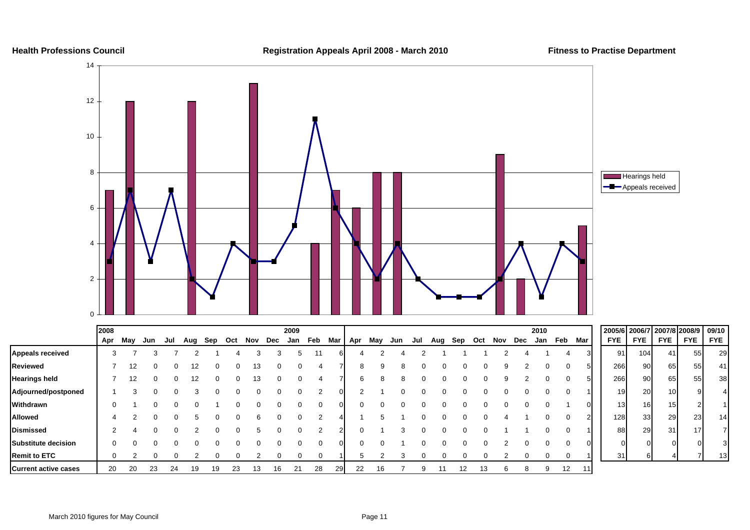**Health Professions Council** **Registration Appeals April 2008 - March 2010** **Fitness to Practise Department**

| | 2008 Apr | May | Jun | Jul | Aug | Sep | Oct | Nov | Dec | 2009 Jan | Feb | Mar | Apr | May | Jun | Jul | Aug | Sep | Oct | Nov | Dec | 2010 Jan | Feb | Mar | 2005/6 FYE | 2006/7 FYE | 2007/8 FYE | 2008/9 FYE | 09/10 FYE |
|---|---|---|---|---|---|---|---|---|---|---|---|---|---|---|---|---|---|---|---|---|---|---|---|---|---|---|---|---|---|
| **Appeals received** | 3 | 7 | 3 | 7 | 2 | 1 | 4 | 3 | 3 | 5 | 11 | 6 | 4 | 2 | 4 | 2 | 1 | 1 | 1 | 2 | 4 | 1 | 4 | 3 | 91 | 104 | 41 | 55 | 29 |
| **Reviewed** | 7 | 12 | 0 | 0 | 12 | 0 | 0 | 13 | 0 | 0 | 4 | 7 | 8 | 9 | 8 | 0 | 0 | 0 | 0 | 9 | 2 | 0 | 0 | 5 | 266 | 90 | 65 | 55 | 41 |
| **Hearings held** | 7 | 12 | 0 | 0 | 12 | 0 | 0 | 13 | 0 | 0 | 4 | 7 | 6 | 8 | 8 | 0 | 0 | 0 | 0 | 9 | 2 | 0 | 0 | 5 | 266 | 90 | 65 | 55 | 38 |
| **Adjourned/postponed** | 1 | 3 | 0 | 0 | 3 | 0 | 0 | 0 | 0 | 0 | 2 | 0 | 2 | 1 | 0 | 0 | 0 | 0 | 0 | 0 | 0 | 0 | 0 | 1 | 19 | 20 | 10 | 9 | 4 |
| **Withdrawn** | 0 | 1 | 0 | 0 | 0 | 1 | 0 | 0 | 0 | 0 | 0 | 0 | 0 | 0 | 0 | 0 | 0 | 0 | 0 | 0 | 0 | 0 | 1 | 0 | 13 | 16 | 15 | 2 | 1 |
| **Allowed** | 4 | 2 | 0 | 0 | 5 | 0 | 0 | 6 | 0 | 0 | 2 | 4 | 1 | 5 | 1 | 0 | 0 | 0 | 0 | 4 | 1 | 0 | 0 | 2 | 128 | 33 | 29 | 23 | 14 |
| **Dismissed** | 2 | 4 | 0 | 0 | 2 | 0 | 0 | 5 | 0 | 0 | 2 | 2 | 0 | 1 | 3 | 0 | 0 | 0 | 0 | 1 | 1 | 0 | 0 | 1 | 88 | 29 | 31 | 17 | 7 |
| **Substitute decision** | 0 | 0 | 0 | 0 | 0 | 0 | 0 | 0 | 0 | 0 | 0 | 0 | 0 | 0 | 1 | 0 | 0 | 0 | 0 | 2 | 0 | 0 | 0 | 0 | 0 | 0 | 0 | 0 | 3 |
| **Remit to ETC** | 0 | 2 | 0 | 0 | 2 | 0 | 0 | 2 | 0 | 0 | 0 | 1 | 5 | 2 | 3 | 0 | 0 | 0 | 0 | 2 | 0 | 0 | 0 | 1 | 31 | 6 | 4 | 7 | 13 |
| **Current active cases** | 20 | 20 | 23 | 24 | 19 | 19 | 23 | 13 | 16 | 21 | 28 | 29 | 22 | 16 | 7 | 9 | 11 | 12 | 13 | 6 | 8 | 9 | 12 | 11 | | | | | |

March 2010 figures for May Council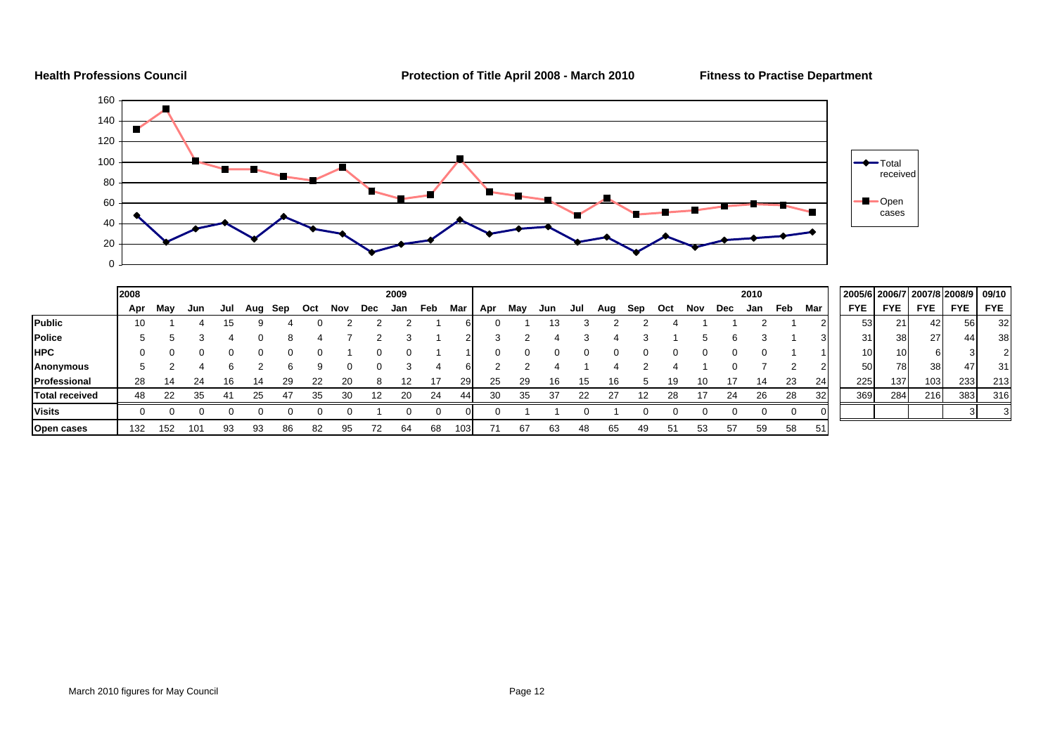**Health Professions Council** **Protection of Title April 2008 - March 2010** **Fitness to Practise Department**

| | 2008 | | | | | | | | | 2009 | | | | | | | | | | | | | 2010 | | | | 2005/6 | 2006/7 | 2007/8 | 2008/9 | 09/10 |
|---|---|---|---|---|---|---|---|---|---|---|---|---|---|---|---|---|---|---|---|---|---|---|---|---|---|---|---|---|---|---|---|
| | Apr | May | Jun | Jul | Aug | Sep | Oct | Nov | Dec | Jan | Feb | Mar | Apr | May | Jun | Jul | Aug | Sep | Oct | Nov | Dec | Jan | Feb | Mar | FYE | FYE | FYE | FYE | FYE |
| **Public** | 10 | 1 | 4 | 15 | 9 | 4 | 0 | 2 | 2 | 2 | 1 | 6 | 0 | 1 | 13 | 3 | 2 | 2 | 4 | 1 | 1 | 2 | 1 | 2 | 53 | 21 | 42 | 56 | 32 |
| **Police** | 5 | 5 | 3 | 4 | 0 | 8 | 4 | 7 | 2 | 3 | 1 | 2 | 3 | 2 | 4 | 3 | 4 | 3 | 1 | 5 | 6 | 3 | 1 | 3 | 31 | 38 | 27 | 44 | 38 |
| **HPC** | 0 | 0 | 0 | 0 | 0 | 0 | 0 | 1 | 0 | 0 | 1 | 1 | 0 | 0 | 0 | 0 | 0 | 0 | 0 | 0 | 0 | 0 | 1 | 1 | 10 | 10 | 6 | 3 | 2 |
| **Anonymous** | 5 | 2 | 4 | 6 | 2 | 6 | 9 | 0 | 0 | 3 | 4 | 6 | 2 | 2 | 4 | 1 | 4 | 2 | 4 | 1 | 0 | 7 | 2 | 2 | 50 | 78 | 38 | 47 | 31 |
| **Professional** | 28 | 14 | 24 | 16 | 14 | 29 | 22 | 20 | 8 | 12 | 17 | 29 | 25 | 29 | 16 | 15 | 16 | 5 | 19 | 10 | 17 | 14 | 23 | 24 | 225 | 137 | 103 | 233 | 213 |
| **Total received** | 48 | 22 | 35 | 41 | 25 | 47 | 35 | 30 | 12 | 20 | 24 | 44 | 30 | 35 | 37 | 22 | 27 | 12 | 28 | 17 | 24 | 26 | 28 | 32 | 369 | 284 | 216 | 383 | 316 |
| **Visits** | 0 | 0 | 0 | 0 | 0 | 0 | 0 | 0 | 1 | 0 | 0 | 0 | 0 | 1 | 1 | 0 | 1 | 0 | 0 | 0 | 0 | 0 | 0 | 0 | | | | 3 | 3 |
| **Open cases** | 132 | 152 | 101 | 93 | 93 | 86 | 82 | 95 | 72 | 64 | 68 | 103 | 71 | 67 | 63 | 48 | 65 | 49 | 51 | 53 | 57 | 59 | 58 | 51 | | | | | |

March 2010 figures for May Council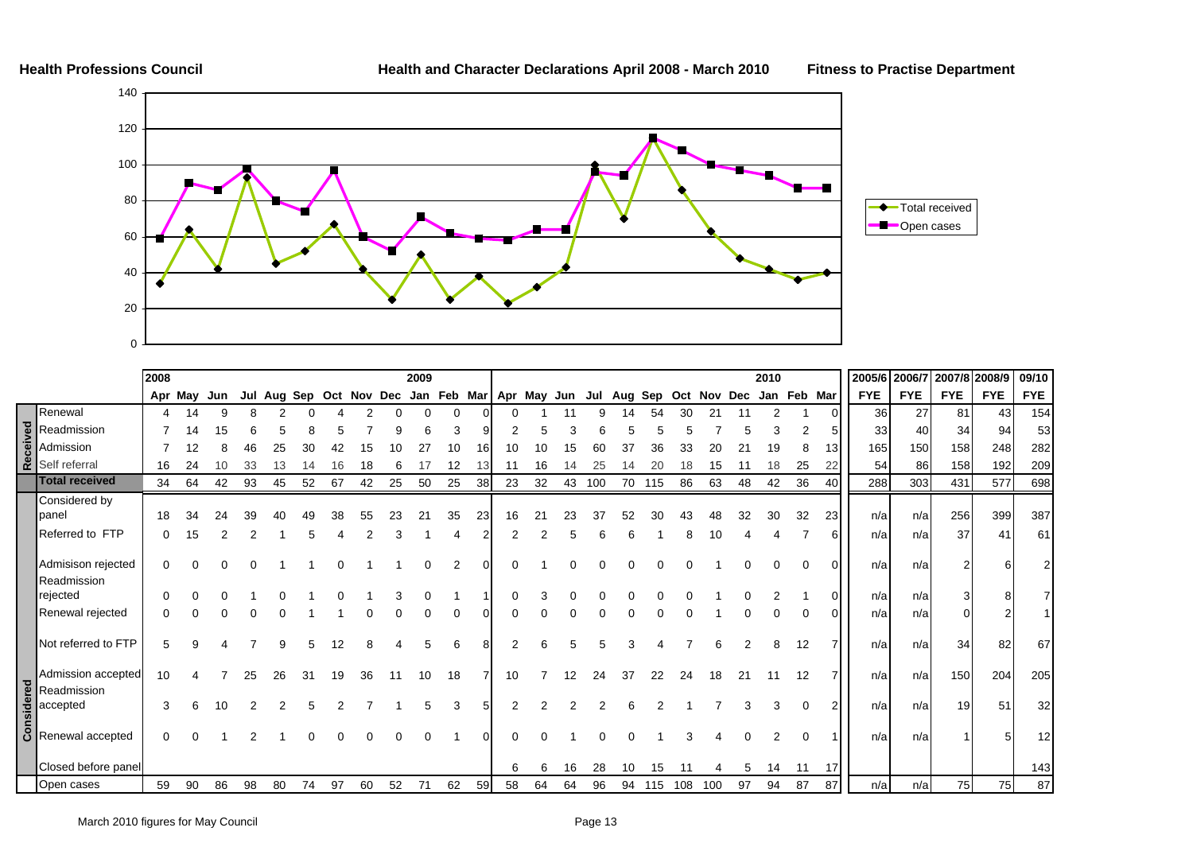**Health Professions Council** | **Health and Character Declarations April 2008 - March 2010** | **Fitness to Practise Department**

| | | 2008 | | | | | | | | | 2009 | | | | | | | | | | | | 2010 | | | 2005/6 | 2006/7 | 2007/8 | 2008/9 | 09/10 |
|---|---|---|---|---|---|---|---|---|---|---|---|---|---|---|---|---|---|---|---|---|---|---|---|---|---|---|---|---|---|---|
| | | Apr | May | Jun | Jul | Aug | Sep | Oct | Nov | Dec | Jan | Feb | Mar | Apr | May | Jun | Jul | Aug | Sep | Oct | Nov | Dec | Jan | Feb | Mar | FYE | FYE | FYE | FYE | FYE |
| Received | Renewal | 4 | 14 | 9 | 8 | 2 | 0 | 4 | 2 | 0 | 0 | 0 | 0 | 0 | 1 | 11 | 9 | 14 | 54 | 30 | 21 | 11 | 2 | 1 | 0 | 36 | 27 | 81 | 43 | 154 |
| | Readmission | 7 | 14 | 15 | 6 | 5 | 8 | 5 | 7 | 9 | 6 | 3 | 9 | 2 | 5 | 3 | 6 | 5 | 5 | 5 | 7 | 5 | 3 | 2 | 5 | 33 | 40 | 34 | 94 | 53 |
| | Admission | 7 | 12 | 8 | 46 | 25 | 30 | 42 | 15 | 10 | 27 | 10 | 16 | 10 | 10 | 15 | 60 | 37 | 36 | 33 | 20 | 21 | 19 | 8 | 13 | 165 | 150 | 158 | 248 | 282 |
| | Self referral | 16 | 24 | 10 | 33 | 13 | 14 | 16 | 18 | 6 | 17 | 12 | 13 | 11 | 16 | 14 | 25 | 14 | 20 | 18 | 15 | 11 | 18 | 25 | 22 | 54 | 86 | 158 | 192 | 209 |
| | **Total received** | 34 | 64 | 42 | 93 | 45 | 52 | 67 | 42 | 25 | 50 | 25 | 38 | 23 | 32 | 43 | 100 | 70 | 115 | 86 | 63 | 48 | 42 | 36 | 40 | 288 | 303 | 431 | 577 | 698 |
| Considered | Considered by panel | 18 | 34 | 24 | 39 | 40 | 49 | 38 | 55 | 23 | 21 | 35 | 23 | 16 | 21 | 23 | 37 | 52 | 30 | 43 | 48 | 32 | 30 | 32 | 23 | n/a | n/a | 256 | 399 | 387 |
| | Referred to FTP | 0 | 15 | 2 | 2 | 1 | 5 | 4 | 2 | 3 | 1 | 4 | 2 | 2 | 2 | 5 | 6 | 6 | 1 | 8 | 10 | 4 | 4 | 7 | 6 | n/a | n/a | 37 | 41 | 61 |
| | Admisison rejected | 0 | 0 | 0 | 0 | 1 | 1 | 0 | 1 | 1 | 0 | 2 | 0 | 0 | 1 | 0 | 0 | 0 | 0 | 0 | 1 | 0 | 0 | 0 | 0 | n/a | n/a | 2 | 6 | 2 |
| | Readmission rejected | 0 | 0 | 0 | 1 | 0 | 1 | 0 | 1 | 3 | 0 | 1 | 1 | 0 | 3 | 0 | 0 | 0 | 0 | 0 | 1 | 0 | 2 | 1 | 0 | n/a | n/a | 3 | 8 | 7 |
| | Renewal rejected | 0 | 0 | 0 | 0 | 0 | 1 | 1 | 0 | 0 | 0 | 0 | 0 | 0 | 0 | 0 | 0 | 0 | 0 | 0 | 1 | 0 | 0 | 0 | 0 | n/a | n/a | 0 | 2 | 1 |
| | Not referred to FTP | 5 | 9 | 4 | 7 | 9 | 5 | 12 | 8 | 4 | 5 | 6 | 8 | 2 | 6 | 5 | 5 | 3 | 4 | 7 | 6 | 2 | 8 | 12 | 7 | n/a | n/a | 34 | 82 | 67 |
| | Admission accepted | 10 | 4 | 7 | 25 | 26 | 31 | 19 | 36 | 11 | 10 | 18 | 7 | 10 | 7 | 12 | 24 | 37 | 22 | 24 | 18 | 21 | 11 | 12 | 7 | n/a | n/a | 150 | 204 | 205 |
| | Readmission accepted | 3 | 6 | 10 | 2 | 2 | 5 | 2 | 7 | 1 | 5 | 3 | 5 | 2 | 2 | 2 | 2 | 6 | 2 | 1 | 7 | 3 | 3 | 0 | 2 | n/a | n/a | 19 | 51 | 32 |
| | Renewal accepted | 0 | 0 | 1 | 2 | 1 | 0 | 0 | 0 | 0 | 0 | 1 | 0 | 0 | 0 | 1 | 0 | 0 | 1 | 3 | 4 | 0 | 2 | 0 | 1 | n/a | n/a | 1 | 5 | 12 |
| | Closed before panel | | | | | | | | | | | | | 6 | 6 | 16 | 28 | 10 | 15 | 11 | 4 | 5 | 14 | 11 | 17 | | | | | 143 |
| | Open cases | 59 | 90 | 86 | 98 | 80 | 74 | 97 | 60 | 52 | 71 | 62 | 59 | 58 | 64 | 64 | 96 | 94 | 115 | 108 | 100 | 97 | 94 | 87 | 87 | n/a | n/a | 75 | 75 | 87 |

March 2010 figures for May Council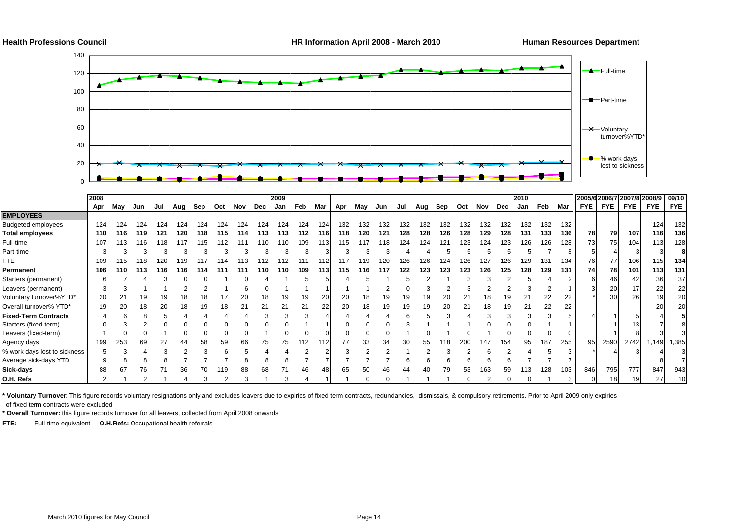**Health Professions Council** | **HR Information April 2008 - March 2010** | **Human Resources Department**

| | 2008 | | | | | | | | | 2009 | | | | | | | | | | | | | 2010 | | | 2005/6 | 2006/7 | 2007/8 | 2008/9 | 09/10 |
|---|---|---|---|---|---|---|---|---|---|---|---|---|---|---|---|---|---|---|---|---|---|---|---|---|---|---|---|---|---|---|
| | Apr | May | Jun | Jul | Aug | Sep | Oct | Nov | Dec | Jan | Feb | Mar | Apr | May | Jun | Jul | Aug | Sep | Oct | Nov | Dec | Jan | Feb | Mar | FYE | FYE | FYE | FYE | FYE |
| **EMPLOYEES** | | | | | | | | | | | | | | | | | | | | | | | | | | | | | |
| Budgeted employees | 124 | 124 | 124 | 124 | 124 | 124 | 124 | 124 | 124 | 124 | 124 | 124 | 132 | 132 | 132 | 132 | 132 | 132 | 132 | 132 | 132 | 132 | 132 | 132 | | | | 124 | 132 |
| **Total employees** | **110** | **116** | **119** | **121** | **120** | **118** | **115** | **114** | **113** | **113** | **112** | **116** | **118** | **120** | **121** | **128** | **128** | **126** | **128** | **129** | **128** | **131** | **133** | **136** | **78** | **79** | **107** | **116** | **136** |
| Full-time | 107 | 113 | 116 | 118 | 117 | 115 | 112 | 111 | 110 | 110 | 109 | 113 | 115 | 117 | 118 | 124 | 124 | 121 | 123 | 124 | 123 | 126 | 126 | 128 | 73 | 75 | 104 | 113 | 128 |
| Part-time | 3 | 3 | 3 | 3 | 3 | 3 | 3 | 3 | 3 | 3 | 3 | 3 | 3 | 3 | 3 | 4 | 4 | 5 | 5 | 5 | 5 | 5 | 7 | 8 | 5 | 4 | 3 | 3 | **8** |
| FTE | 109 | 115 | 118 | 120 | 119 | 117 | 114 | 113 | 112 | 112 | 111 | 112 | 117 | 119 | 120 | 126 | 126 | 124 | 126 | 127 | 126 | 129 | 131 | 134 | 76 | 77 | 106 | 115 | **134** |
| **Permanent** | **106** | **110** | **113** | **116** | **116** | **114** | **111** | **111** | **110** | **110** | **109** | **113** | **115** | **116** | **117** | **122** | **123** | **123** | **123** | **126** | **125** | **128** | **129** | **131** | **74** | **78** | **101** | **113** | **131** |
| Starters (permanent) | 6 | 7 | 4 | 3 | 0 | 0 | 1 | 0 | 4 | 1 | 5 | 5 | 4 | 5 | 1 | 5 | 2 | 1 | 3 | 3 | 2 | 5 | 4 | 2 | 6 | 46 | 42 | 36 | 37 |
| Leavers (permanent) | 3 | 3 | 1 | 1 | 2 | 2 | 1 | 6 | 0 | 1 | 1 | 1 | 1 | 1 | 2 | 0 | 3 | 2 | 3 | 2 | 2 | 3 | 2 | 1 | 3 | 20 | 17 | 22 | 22 |
| Voluntary turnover%YTD* | 20 | 21 | 19 | 19 | 18 | 18 | 17 | 20 | 18 | 19 | 19 | 20 | 20 | 18 | 19 | 19 | 19 | 20 | 21 | 18 | 19 | 21 | 22 | 22 | * | 30 | 26 | 19 | 20 |
| Overall turnover% YTD* | 19 | 20 | 18 | 20 | 18 | 19 | 18 | 21 | 21 | 21 | 21 | 22 | 20 | 18 | 19 | 19 | 19 | 20 | 21 | 18 | 19 | 21 | 22 | 22 | | | | 20 | 20 |
| **Fixed-Term Contracts** | 4 | 6 | 8 | 5 | 4 | 4 | 4 | 4 | 3 | 3 | 3 | 4 | 4 | 4 | 4 | 6 | 5 | 3 | 4 | 3 | 3 | 3 | 3 | 5 | 4 | 1 | 5 | 4 | **5** |
| Starters (fixed-term) | 0 | 3 | 2 | 0 | 0 | 0 | 0 | 0 | 0 | 0 | 1 | 1 | 0 | 0 | 0 | 3 | 1 | 1 | 1 | 0 | 0 | 0 | 1 | 1 | | 1 | 13 | 7 | 8 |
| Leavers (fixed-term) | 1 | 0 | 0 | 1 | 0 | 0 | 0 | 0 | 1 | 0 | 0 | 0 | 0 | 0 | 0 | 1 | 0 | 1 | 0 | 1 | 0 | 0 | 0 | 0 | | 1 | 8 | 3 | 3 |
| Agency days | 199 | 253 | 69 | 27 | 44 | 58 | 59 | 66 | 75 | 75 | 112 | 112 | 77 | 33 | 34 | 30 | 55 | 118 | 200 | 147 | 154 | 95 | 187 | 255 | 95 | 2590 | 2742 | 1,149 | 1,385 |
| % work days lost to sickness | 5 | 3 | 4 | 3 | 2 | 3 | 6 | 5 | 4 | 4 | 2 | 2 | 3 | 2 | 2 | 1 | 2 | 3 | 2 | 6 | 2 | 4 | 5 | 3 | * | 4 | 3 | 4 | 3 |
| Average sick-days YTD | 9 | 8 | 8 | 8 | 7 | 7 | 7 | 8 | 8 | 8 | 7 | 7 | 7 | 7 | 7 | 6 | 6 | 6 | 6 | 6 | 6 | 7 | 7 | 7 | | | | 8 | 7 |
| **Sick-days** | 88 | 67 | 76 | 71 | 36 | 70 | 119 | 88 | 68 | 71 | 46 | 48 | 65 | 50 | 46 | 44 | 40 | 79 | 53 | 163 | 59 | 113 | 128 | 103 | 846 | 795 | 777 | 847 | 943 |
| **O.H. Refs** | 2 | 1 | 2 | 1 | 4 | 3 | 2 | 3 | 1 | 3 | 4 | 1 | 1 | 0 | 0 | 1 | 1 | 1 | 0 | 2 | 0 | 0 | 1 | 3 | 0 | 18 | 19 | 27 | 10 |

**\* Voluntary Turnover**: This figure records voluntary resignations only and excludes leavers due to expiries of fixed term contracts, redundancies, dismissals, & compulsory retirements. Prior to April 2009 only expiries of fixed term contracts were excluded

**\* Overall Turnover:** this figure records turnover for all leavers, collected from April 2008 onwards

**FTE:** Full-time equivalent **O.H.Refs:** Occupational health referrals

March 2010 figures for May Council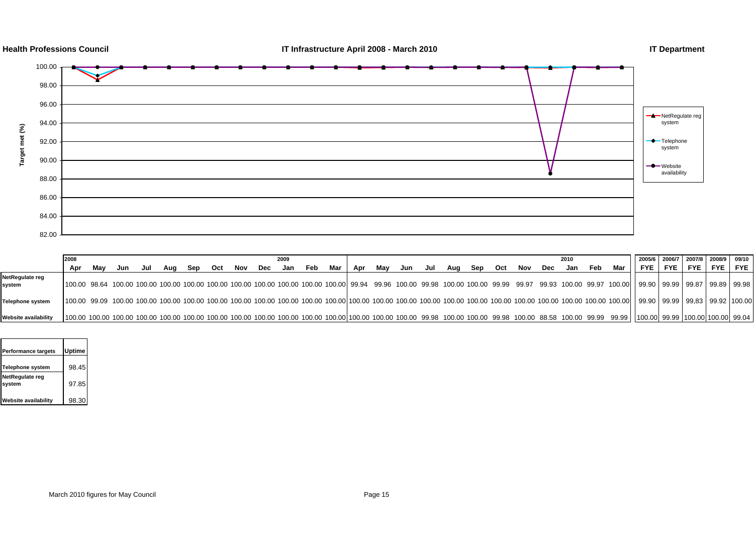**Health Professions Council** | **IT Infrastructure April 2008 - March 2010** | **IT Department**

Target met (%)

Legend: NetRegulate reg system; Telephone system; Website availability

| | 2008 Apr | May | Jun | Jul | Aug | Sep | Oct | Nov | Dec | 2009 Jan | Feb | Mar | Apr | May | Jun | Jul | Aug | Sep | Oct | Nov | Dec | 2010 Jan | Feb | Mar | 2005/6 FYE | 2006/7 FYE | 2007/8 FYE | 2008/9 FYE | 09/10 FYE |
|---|---|---|---|---|---|---|---|---|---|---|---|---|---|---|---|---|---|---|---|---|---|---|---|---|---|---|---|---|---|
| **NetRegulate reg system** | 100.00 | 98.64 | 100.00 | 100.00 | 100.00 | 100.00 | 100.00 | 100.00 | 100.00 | 100.00 | 100.00 | 100.00 | 99.94 | 99.96 | 100.00 | 99.98 | 100.00 | 100.00 | 99.99 | 99.97 | 99.93 | 100.00 | 99.97 | 100.00 | 99.90 | 99.99 | 99.87 | 99.89 | 99.98 |
| **Telephone system** | 100.00 | 99.09 | 100.00 | 100.00 | 100.00 | 100.00 | 100.00 | 100.00 | 100.00 | 100.00 | 100.00 | 100.00 | 100.00 | 100.00 | 100.00 | 100.00 | 100.00 | 100.00 | 100.00 | 100.00 | 100.00 | 100.00 | 100.00 | 100.00 | 99.90 | 99.99 | 99,83 | 99.92 | 100.00 |
| **Website availability** | 100.00 | 100.00 | 100.00 | 100.00 | 100.00 | 100.00 | 100.00 | 100.00 | 100.00 | 100.00 | 100.00 | 100.00 | 100.00 | 100.00 | 100.00 | 99.98 | 100.00 | 100.00 | 99.98 | 100.00 | 88.58 | 100.00 | 99.99 | 99.99 | 100.00 | 99.99 | 100.00 | 100.00 | 99.04 |

| Performance targets | Uptime |
|---|---|
| **Telephone system** | 98.45 |
| **NetRegulate reg system** | 97.85 |
| **Website availability** | 98.30 |

March 2010 figures for May Council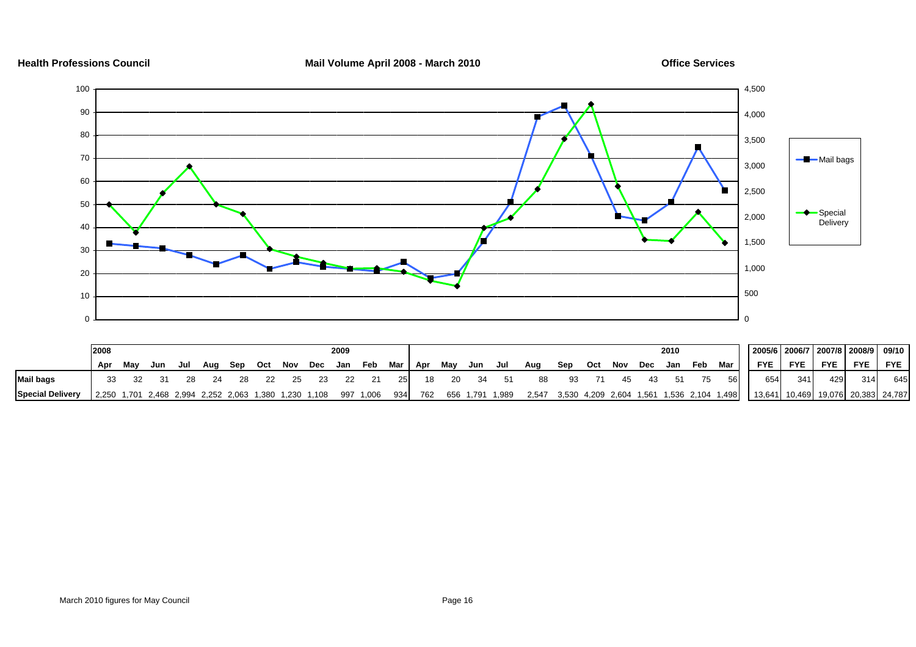**Health Professions Council** **Mail Volume April 2008 - March 2010** **Office Services**

| | 2008 | | | | | | | | | 2009 | | | | | | | | | | | | 2010 | | | 2005/6 | 2006/7 | 2007/8 | 2008/9 | 09/10 |
|---|---|---|---|---|---|---|---|---|---|---|---|---|---|---|---|---|---|---|---|---|---|---|---|---|---|---|---|---|---|
| | Apr | May | Jun | Jul | Aug | Sep | Oct | Nov | Dec | Jan | Feb | Mar | Apr | May | Jun | Jul | Aug | Sep | Oct | Nov | Dec | Jan | Feb | Mar | FYE | FYE | FYE | FYE | FYE |
| **Mail bags** | 33 | 32 | 31 | 28 | 24 | 28 | 22 | 25 | 23 | 22 | 21 | 25 | 18 | 20 | 34 | 51 | 88 | 93 | 71 | 45 | 43 | 51 | 75 | 56 | 654 | 341 | 429 | 314 | 645 |
| **Special Delivery** | 2,250 | 1,701 | 2,468 | 2,994 | 2,252 | 2,063 | 1,380 | 1,230 | 1,108 | 997 | 1,006 | 934 | 762 | 656 | 1,791 | 1,989 | 2,547 | 3,530 | 4,209 | 2,604 | 1,561 | 1,536 | 2,104 | 1,498 | 13,641 | 10,469 | 19,076 | 20,383 | 24,787 |

March 2010 figures for May Council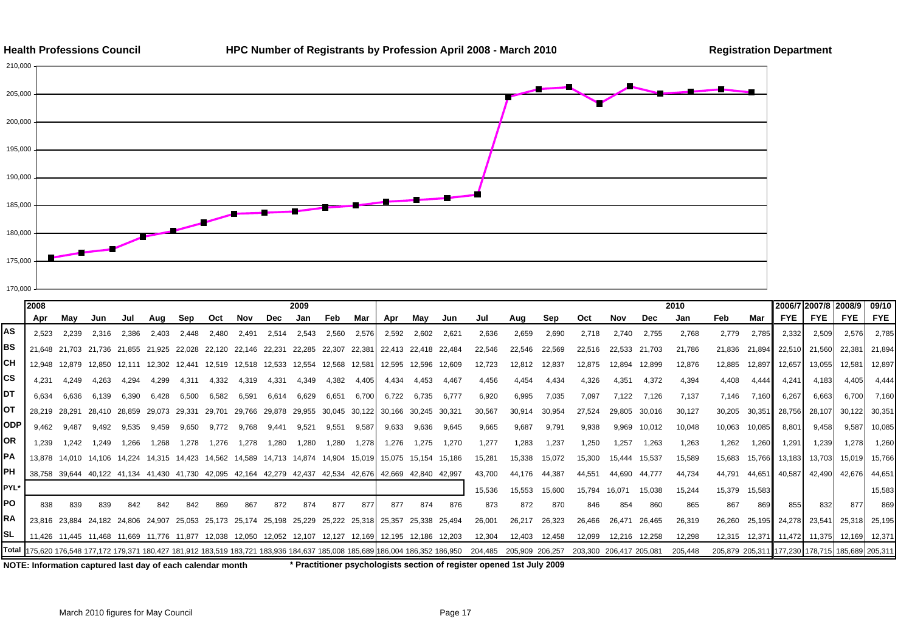**Health Professions Council** | **HPC Number of Registrants by Profession April 2008 - March 2010** | **Registration Department**

| | 2008 | | | | | | | | | 2009 | | | | | | | | | | | | | 2010 | | | 2006/7 | 2007/8 | 2008/9 | 09/10 |
|---|---|---|---|---|---|---|---|---|---|---|---|---|---|---|---|---|---|---|---|---|---|---|---|---|---|---|---|---|---|
| | Apr | May | Jun | Jul | Aug | Sep | Oct | Nov | Dec | Jan | Feb | Mar | Apr | May | Jun | Jul | Aug | Sep | Oct | Nov | Dec | Jan | Feb | Mar | FYE | FYE | FYE | FYE |
| **AS** | 2,523 | 2,239 | 2,316 | 2,386 | 2,403 | 2,448 | 2,480 | 2,491 | 2,514 | 2,543 | 2,560 | 2,576 | 2,592 | 2,602 | 2,621 | 2,636 | 2,659 | 2,690 | 2,718 | 2,740 | 2,755 | 2,768 | 2,779 | 2,785 | 2,332 | 2,509 | 2,576 | 2,785 |
| **BS** | 21,648 | 21,703 | 21,736 | 21,855 | 21,925 | 22,028 | 22,120 | 22,146 | 22,231 | 22,285 | 22,307 | 22,381 | 22,413 | 22,418 | 22,484 | 22,546 | 22,546 | 22,569 | 22,516 | 22,533 | 21,703 | 21,786 | 21,836 | 21,894 | 22,510 | 21,560 | 22,381 | 21,894 |
| **CH** | 12,948 | 12,879 | 12,850 | 12,111 | 12,302 | 12,441 | 12,519 | 12,518 | 12,533 | 12,554 | 12,568 | 12,581 | 12,595 | 12,596 | 12,609 | 12,723 | 12,812 | 12,837 | 12,875 | 12,894 | 12,899 | 12,876 | 12,885 | 12,897 | 12,657 | 13,055 | 12,581 | 12,897 |
| **CS** | 4,231 | 4,249 | 4,263 | 4,294 | 4,299 | 4,311 | 4,332 | 4,319 | 4,331 | 4,349 | 4,382 | 4,405 | 4,434 | 4,453 | 4,467 | 4,456 | 4,454 | 4,434 | 4,326 | 4,351 | 4,372 | 4,394 | 4,408 | 4,444 | 4,241 | 4,183 | 4,405 | 4,444 |
| **DT** | 6,634 | 6,636 | 6,139 | 6,390 | 6,428 | 6,500 | 6,582 | 6,591 | 6,614 | 6,629 | 6,651 | 6,700 | 6,722 | 6,735 | 6,777 | 6,920 | 6,995 | 7,035 | 7,097 | 7,122 | 7,126 | 7,137 | 7,146 | 7,160 | 6,267 | 6,663 | 6,700 | 7,160 |
| **OT** | 28,219 | 28,291 | 28,410 | 28,859 | 29,073 | 29,331 | 29,701 | 29,766 | 29,878 | 29,955 | 30,045 | 30,122 | 30,166 | 30,245 | 30,321 | 30,567 | 30,914 | 30,954 | 27,524 | 29,805 | 30,016 | 30,127 | 30,205 | 30,351 | 28,756 | 28,107 | 30,122 | 30,351 |
| **ODP** | 9,462 | 9,487 | 9,492 | 9,535 | 9,459 | 9,650 | 9,772 | 9,768 | 9,441 | 9,521 | 9,551 | 9,587 | 9,633 | 9,636 | 9,645 | 9,665 | 9,687 | 9,791 | 9,938 | 9,969 | 10,012 | 10,048 | 10,063 | 10,085 | 8,801 | 9,458 | 9,587 | 10,085 |
| **OR** | 1,239 | 1,242 | 1,249 | 1,266 | 1,268 | 1,278 | 1,276 | 1,278 | 1,280 | 1,280 | 1,280 | 1,278 | 1,276 | 1,275 | 1,270 | 1,277 | 1,283 | 1,237 | 1,250 | 1,257 | 1,263 | 1,263 | 1,262 | 1,260 | 1,291 | 1,239 | 1,278 | 1,260 |
| **PA** | 13,878 | 14,010 | 14,106 | 14,224 | 14,315 | 14,423 | 14,562 | 14,589 | 14,713 | 14,874 | 14,904 | 15,019 | 15,075 | 15,154 | 15,186 | 15,281 | 15,338 | 15,072 | 15,300 | 15,444 | 15,537 | 15,589 | 15,683 | 15,766 | 13,183 | 13,703 | 15,019 | 15,766 |
| **PH** | 38,758 | 39,644 | 40,122 | 41,134 | 41,430 | 41,730 | 42,095 | 42,164 | 42,279 | 42,437 | 42,534 | 42,676 | 42,669 | 42,840 | 42,997 | 43,700 | 44,176 | 44,387 | 44,551 | 44,690 | 44,777 | 44,734 | 44,791 | 44,651 | 40,587 | 42,490 | 42,676 | 44,651 |
| **PYL*** | | | | | | | | | | | | | | | | 15,536 | 15,553 | 15,600 | 15,794 | 16,071 | 15,038 | 15,244 | 15,379 | 15,583 | | | | 15,583 |
| **PO** | 838 | 839 | 839 | 842 | 842 | 842 | 869 | 867 | 872 | 874 | 877 | 877 | 877 | 874 | 876 | 873 | 872 | 870 | 846 | 854 | 860 | 865 | 867 | 869 | 855 | 832 | 877 | 869 |
| **RA** | 23,816 | 23,884 | 24,182 | 24,806 | 24,907 | 25,053 | 25,173 | 25,174 | 25,198 | 25,229 | 25,222 | 25,318 | 25,357 | 25,338 | 25,494 | 26,001 | 26,217 | 26,323 | 26,466 | 26,471 | 26,465 | 26,319 | 26,260 | 25,195 | 24,278 | 23,541 | 25,318 | 25,195 |
| **SL** | 11,426 | 11,445 | 11,468 | 11,669 | 11,776 | 11,877 | 12,038 | 12,050 | 12,052 | 12,107 | 12,127 | 12,169 | 12,195 | 12,186 | 12,203 | 12,304 | 12,403 | 12,458 | 12,099 | 12,216 | 12,258 | 12,298 | 12,315 | 12,371 | 11,472 | 11,375 | 12,169 | 12,371 |
| **Total** | 175,620 | 176,548 | 177,172 | 179,371 | 180,427 | 181,912 | 183,519 | 183,721 | 183,936 | 184,637 | 185,008 | 185,689 | 186,004 | 186,352 | 186,950 | 204,485 | 205,909 | 206,257 | 203,300 | 206,417 | 205,081 | 205,448 | 205,879 | 205,311 | 177,230 | 178,715 | 185,689 | 205,311 |

**NOTE: Information captured last day of each calendar month**

**\* Practitioner psychologists section of register opened 1st July 2009**

March 2010 figures for May Council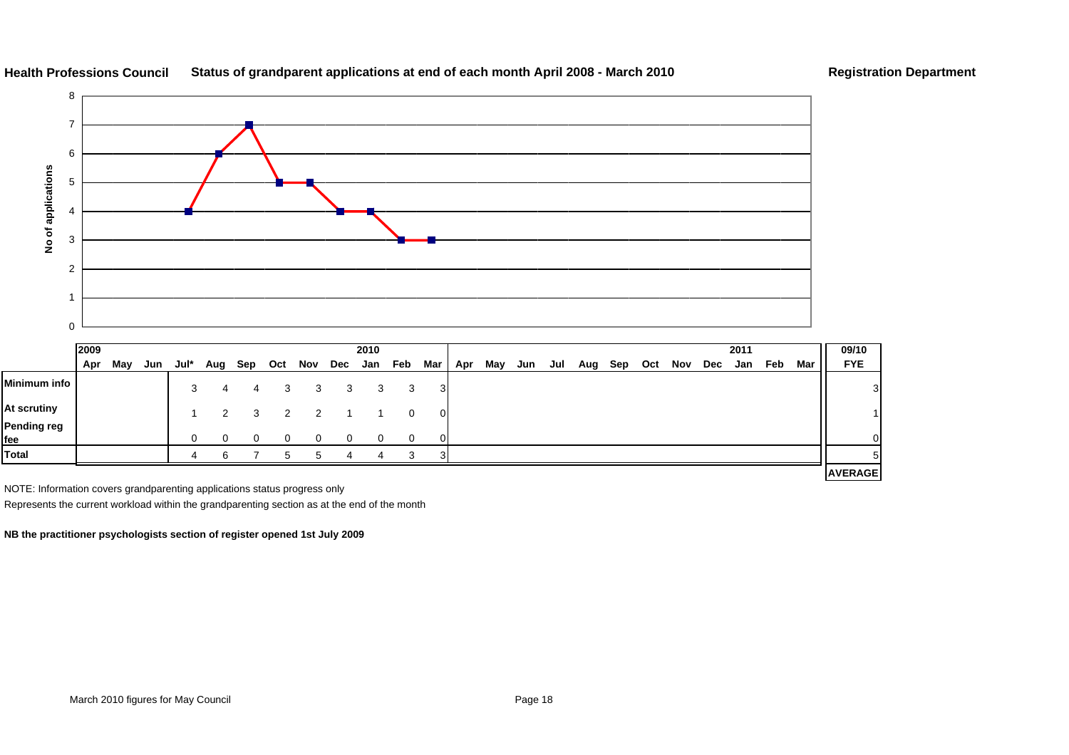**Health Professions Council** **Status of grandparent applications at end of each month April 2008 - March 2010** **Registration Department**

| | 2009 | | | | | | | | | 2010 | | | | | | | | | | | | | 2011 | | | 09/10 |
|---|---|---|---|---|---|---|---|---|---|---|---|---|---|---|---|---|---|---|---|---|---|---|---|---|---|---|
| | Apr | May | Jun | Jul* | Aug | Sep | Oct | Nov | Dec | Jan | Feb | Mar | Apr | May | Jun | Jul | Aug | Sep | Oct | Nov | Dec | Jan | Feb | Mar | | FYE |
| Minimum info | | | | 3 | 4 | 4 | 3 | 3 | 3 | 3 | 3 | 3 | | | | | | | | | | | | | | 3 |
| At scrutiny | | | | 1 | 2 | 3 | 2 | 2 | 1 | 1 | 0 | 0 | | | | | | | | | | | | | | 1 |
| Pending reg fee | | | | 0 | 0 | 0 | 0 | 0 | 0 | 0 | 0 | 0 | | | | | | | | | | | | | | 0 |
| Total | | | | 4 | 6 | 7 | 5 | 5 | 4 | 4 | 3 | 3 | | | | | | | | | | | | | | 5 |
| | | | | | | | | | | | | | | | | | | | | | | | | | | AVERAGE |

NOTE: Information covers grandparenting applications status progress only

Represents the current workload within the grandparenting section as at the end of the month

**NB the practitioner psychologists section of register opened 1st July 2009**

March 2010 figures for May Council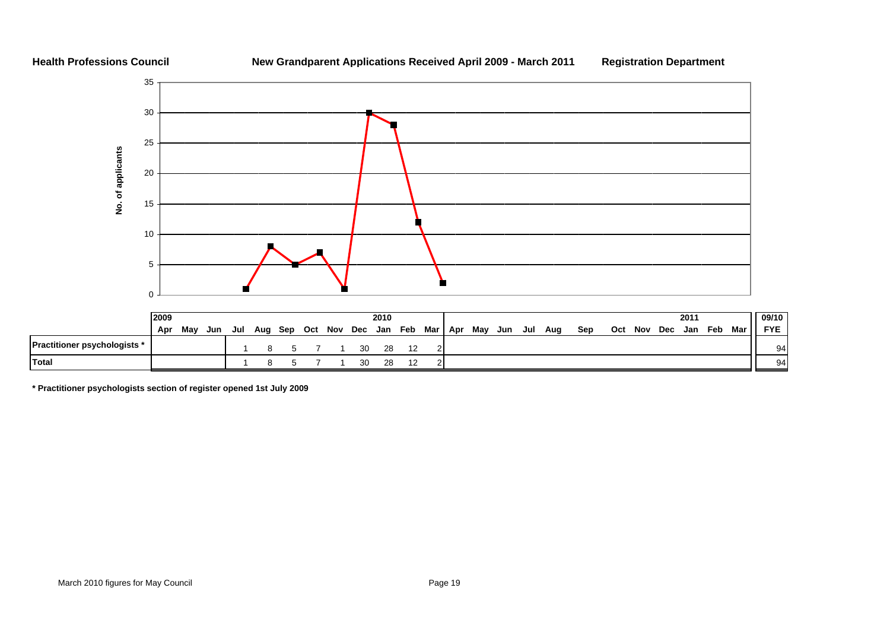**Health Professions Council** **New Grandparent Applications Received April 2009 - March 2011** **Registration Department**

| | 2009 Apr | May | Jun | Jul | Aug | Sep | Oct | Nov | Dec | 2010 Jan | Feb | Mar | Apr | May | Jun | Jul | Aug | Sep | Oct | Nov | Dec | 2011 Jan | Feb | Mar | 09/10 FYE |
|---|---|---|---|---|---|---|---|---|---|---|---|---|---|---|---|---|---|---|---|---|---|---|---|---|---|
| **Practitioner psychologists *** | | | | 1 | 8 | 5 | 7 | 1 | 30 | 28 | 12 | 2 | | | | | | | | | | | | | 94 |
| **Total** | | | | 1 | 8 | 5 | 7 | 1 | 30 | 28 | 12 | 2 | | | | | | | | | | | | | 94 |

**\* Practitioner psychologists section of register opened 1st July 2009**

March 2010 figures for May Council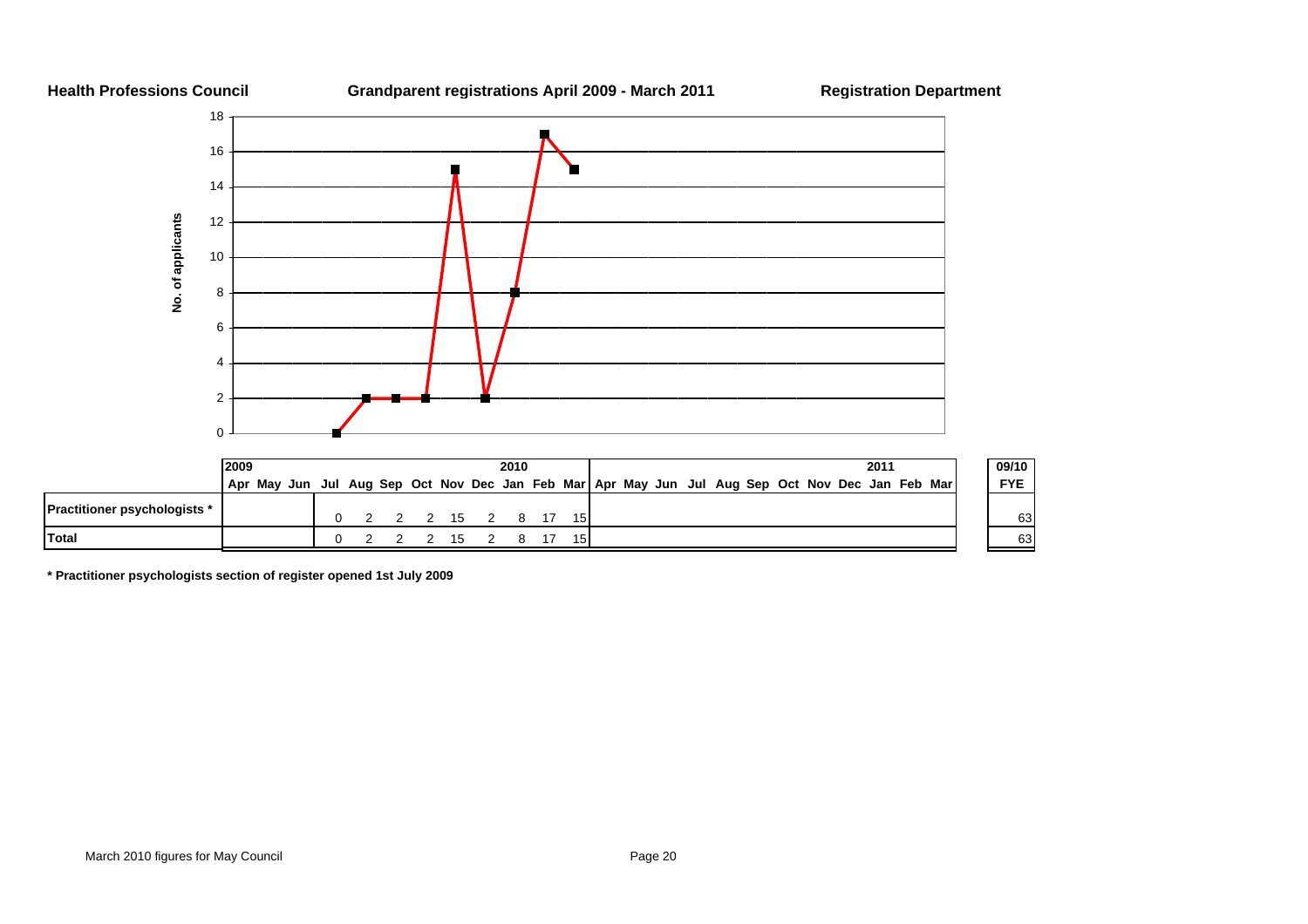**Health Professions Council** **Grandparent registrations April 2009 - March 2011** **Registration Department**

| | 2009 Apr | May | Jun | Jul | Aug | Sep | Oct | Nov | Dec | 2010 Jan | Feb | Mar | Apr | May | Jun | Jul | Aug | Sep | Oct | Nov | Dec | 2011 Jan | Feb | Mar | 09/10 FYE |
|---|---|---|---|---|---|---|---|---|---|---|---|---|---|---|---|---|---|---|---|---|---|---|---|---|---|
| **Practitioner psychologists *** | | | | 0 | 2 | 2 | 2 | 15 | 2 | 8 | 17 | 15 | | | | | | | | | | | | | 63 |
| **Total** | | | | 0 | 2 | 2 | 2 | 15 | 2 | 8 | 17 | 15 | | | | | | | | | | | | | 63 |

**\* Practitioner psychologists section of register opened 1st July 2009**

March 2010 figures for May Council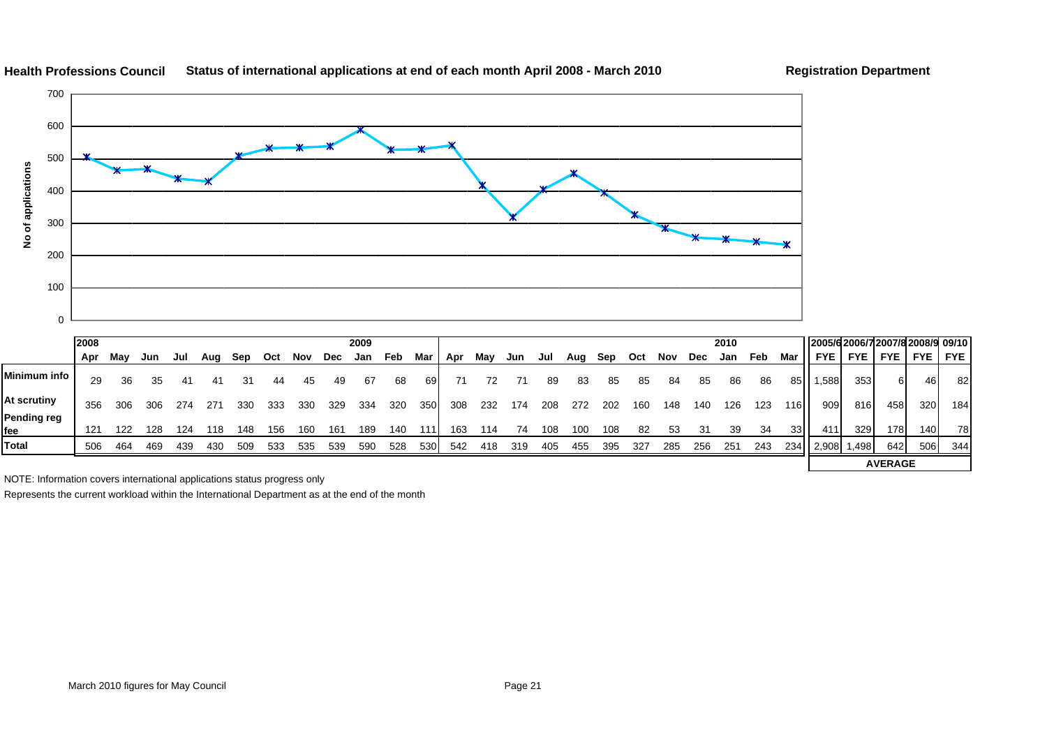**Health Professions Council** **Status of international applications at end of each month April 2008 - March 2010** **Registration Department**

| | 2008 Apr | May | Jun | Jul | Aug | Sep | Oct | Nov | Dec | 2009 Jan | Feb | Mar | Apr | May | Jun | Jul | Aug | Sep | Oct | Nov | Dec | 2010 Jan | Feb | Mar | 2005/6 FYE | 2006/7 FYE | 2007/8 FYE | 2008/9 FYE | 09/10 FYE |
|---|---|---|---|---|---|---|---|---|---|---|---|---|---|---|---|---|---|---|---|---|---|---|---|---|---|---|---|---|---|
| Minimum info | 29 | 36 | 35 | 41 | 41 | 31 | 44 | 45 | 49 | 67 | 68 | 69 | 71 | 72 | 71 | 89 | 83 | 85 | 85 | 84 | 85 | 86 | 86 | 85 | 1,588 | 353 | 6 | 46 | 82 |
| At scrutiny | 356 | 306 | 306 | 274 | 271 | 330 | 333 | 330 | 329 | 334 | 320 | 350 | 308 | 232 | 174 | 208 | 272 | 202 | 160 | 148 | 140 | 126 | 123 | 116 | 909 | 816 | 458 | 320 | 184 |
| Pending reg fee | 121 | 122 | 128 | 124 | 118 | 148 | 156 | 160 | 161 | 189 | 140 | 111 | 163 | 114 | 74 | 108 | 100 | 108 | 82 | 53 | 31 | 39 | 34 | 33 | 411 | 329 | 178 | 140 | 78 |
| Total | 506 | 464 | 469 | 439 | 430 | 509 | 533 | 535 | 539 | 590 | 528 | 530 | 542 | 418 | 319 | 405 | 455 | 395 | 327 | 285 | 256 | 251 | 243 | 234 | 2,908 | 1,498 | 642 | 506 | 344 |
| | | | | | | | | | | | | | | | | | | | | | | | | | AVERAGE | | | | |

NOTE: Information covers international applications status progress only

Represents the current workload within the International Department as at the end of the month

March 2010 figures for May Council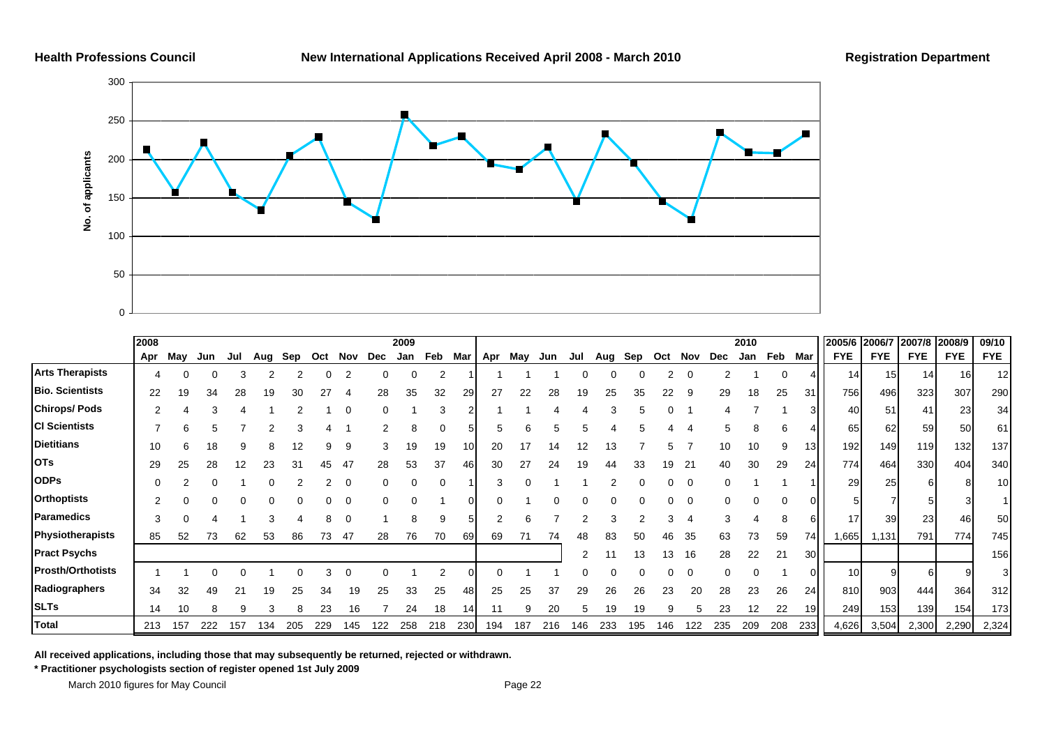**Health Professions Council** **New International Applications Received April 2008 - March 2010** **Registration Department**

| | 2008 Apr | May | Jun | Jul | Aug | Sep | Oct | Nov | Dec | 2009 Jan | Feb | Mar | Apr | May | Jun | Jul | Aug | Sep | Oct | Nov | Dec | 2010 Jan | Feb | Mar | 2005/6 FYE | 2006/7 FYE | 2007/8 FYE | 2008/9 FYE | 09/10 FYE |
|---|---|---|---|---|---|---|---|---|---|---|---|---|---|---|---|---|---|---|---|---|---|---|---|---|---|---|---|---|---|
| **Arts Therapists** | 4 | 0 | 0 | 3 | 2 | 2 | 0 | 2 | 0 | 0 | 2 | 1 | 1 | 1 | 1 | 0 | 0 | 0 | 2 | 0 | 2 | 1 | 0 | 4 | 14 | 15 | 14 | 16 | 12 |
| **Bio. Scientists** | 22 | 19 | 34 | 28 | 19 | 30 | 27 | 4 | 28 | 35 | 32 | 29 | 27 | 22 | 28 | 19 | 25 | 35 | 22 | 9 | 29 | 18 | 25 | 31 | 756 | 496 | 323 | 307 | 290 |
| **Chirops/ Pods** | 2 | 4 | 3 | 4 | 1 | 2 | 1 | 0 | 0 | 1 | 3 | 2 | 1 | 1 | 4 | 4 | 3 | 5 | 0 | 1 | 4 | 7 | 1 | 3 | 40 | 51 | 41 | 23 | 34 |
| **Cl Scientists** | 7 | 6 | 5 | 7 | 2 | 3 | 4 | 1 | 2 | 8 | 0 | 5 | 5 | 6 | 5 | 5 | 4 | 5 | 4 | 4 | 5 | 8 | 6 | 4 | 65 | 62 | 59 | 50 | 61 |
| **Dietitians** | 10 | 6 | 18 | 9 | 8 | 12 | 9 | 9 | 3 | 19 | 19 | 10 | 20 | 17 | 14 | 12 | 13 | 7 | 5 | 7 | 10 | 10 | 9 | 13 | 192 | 149 | 119 | 132 | 137 |
| **OTs** | 29 | 25 | 28 | 12 | 23 | 31 | 45 | 47 | 28 | 53 | 37 | 46 | 30 | 27 | 24 | 19 | 44 | 33 | 19 | 21 | 40 | 30 | 29 | 24 | 774 | 464 | 330 | 404 | 340 |
| **ODPs** | 0 | 2 | 0 | 1 | 0 | 2 | 2 | 0 | 0 | 0 | 0 | 1 | 3 | 0 | 1 | 1 | 2 | 0 | 0 | 0 | 0 | 1 | 1 | 1 | 29 | 25 | 6 | 8 | 10 |
| **Orthoptists** | 2 | 0 | 0 | 0 | 0 | 0 | 0 | 0 | 0 | 0 | 1 | 0 | 0 | 1 | 0 | 0 | 0 | 0 | 0 | 0 | 0 | 0 | 0 | 0 | 5 | 7 | 5 | 3 | 1 |
| **Paramedics** | 3 | 0 | 4 | 1 | 3 | 4 | 8 | 0 | 1 | 8 | 9 | 5 | 2 | 6 | 7 | 2 | 3 | 2 | 3 | 4 | 3 | 4 | 8 | 6 | 17 | 39 | 23 | 46 | 50 |
| **Physiotherapists** | 85 | 52 | 73 | 62 | 53 | 86 | 73 | 47 | 28 | 76 | 70 | 69 | 69 | 71 | 74 | 48 | 83 | 50 | 46 | 35 | 63 | 73 | 59 | 74 | 1,665 | 1,131 | 791 | 774 | 745 |
| **Pract Psychs** | | | | | | | | | | | | | | | | 2 | 11 | 13 | 13 | 16 | 28 | 22 | 21 | 30 | | | | | 156 |
| **Prosth/Orthotists** | 1 | 1 | 0 | 0 | 1 | 0 | 3 | 0 | 0 | 1 | 2 | 0 | 0 | 1 | 1 | 0 | 0 | 0 | 0 | 0 | 0 | 0 | 1 | 0 | 10 | 9 | 6 | 9 | 3 |
| **Radiographers** | 34 | 32 | 49 | 21 | 19 | 25 | 34 | 19 | 25 | 33 | 25 | 48 | 25 | 25 | 37 | 29 | 26 | 26 | 23 | 20 | 28 | 23 | 26 | 24 | 810 | 903 | 444 | 364 | 312 |
| **SLTs** | 14 | 10 | 8 | 9 | 3 | 8 | 23 | 16 | 7 | 24 | 18 | 14 | 11 | 9 | 20 | 5 | 19 | 19 | 9 | 5 | 23 | 12 | 22 | 19 | 249 | 153 | 139 | 154 | 173 |
| **Total** | 213 | 157 | 222 | 157 | 134 | 205 | 229 | 145 | 122 | 258 | 218 | 230 | 194 | 187 | 216 | 146 | 233 | 195 | 146 | 122 | 235 | 209 | 208 | 233 | 4,626 | 3,504 | 2,300 | 2,290 | 2,324 |

**All received applications, including those that may subsequently be returned, rejected or withdrawn.**

**\* Practitioner psychologists section of register opened 1st July 2009**

March 2010 figures for May Council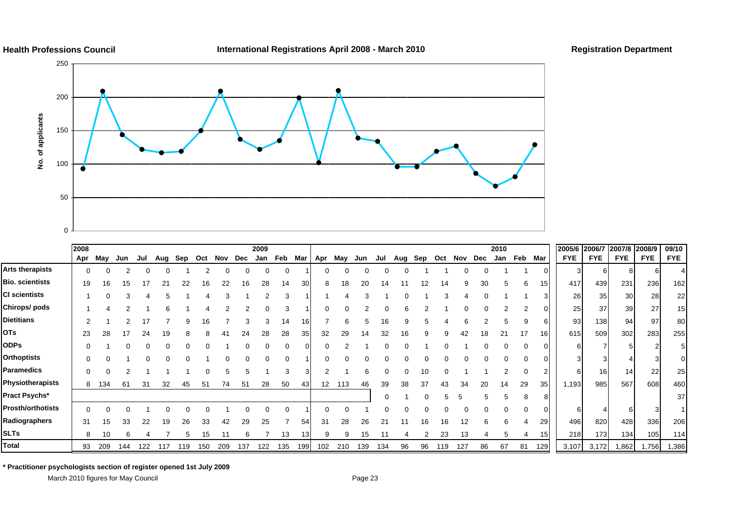**Health Professions Council** — **International Registrations April 2008 - March 2010** — **Registration Department**

| | 2008 Apr | May | Jun | Jul | Aug | Sep | Oct | Nov | Dec | 2009 Jan | Feb | Mar | Apr | May | Jun | Jul | Aug | Sep | Oct | Nov | Dec | 2010 Jan | Feb | Mar | 2005/6 FYE | 2006/7 FYE | 2007/8 FYE | 2008/9 FYE | 09/10 FYE |
|---|---|---|---|---|---|---|---|---|---|---|---|---|---|---|---|---|---|---|---|---|---|---|---|---|---|---|---|---|---|
| Arts therapists | 0 | 0 | 2 | 0 | 0 | 1 | 2 | 0 | 0 | 0 | 0 | 1 | 0 | 0 | 0 | 0 | 0 | 1 | 1 | 0 | 0 | 1 | 1 | 0 | 3 | 6 | 8 | 6 | 4 |
| Bio. scientists | 19 | 16 | 15 | 17 | 21 | 22 | 16 | 22 | 16 | 28 | 14 | 30 | 8 | 18 | 20 | 14 | 11 | 12 | 14 | 9 | 30 | 5 | 6 | 15 | 417 | 439 | 231 | 236 | 162 |
| Cl scientists | 1 | 0 | 3 | 4 | 5 | 1 | 4 | 3 | 1 | 2 | 3 | 1 | 1 | 4 | 3 | 1 | 0 | 1 | 3 | 4 | 0 | 1 | 1 | 3 | 26 | 35 | 30 | 28 | 22 |
| Chirops/ pods | 1 | 4 | 2 | 1 | 6 | 1 | 4 | 2 | 2 | 0 | 3 | 1 | 0 | 0 | 2 | 0 | 6 | 2 | 1 | 0 | 0 | 2 | 2 | 0 | 25 | 37 | 39 | 27 | 15 |
| Dietitians | 2 | 1 | 2 | 17 | 7 | 9 | 16 | 7 | 3 | 3 | 14 | 16 | 7 | 6 | 5 | 16 | 9 | 5 | 4 | 6 | 2 | 5 | 9 | 6 | 93 | 138 | 94 | 97 | 80 |
| OTs | 23 | 28 | 17 | 24 | 19 | 8 | 8 | 41 | 24 | 28 | 28 | 35 | 32 | 29 | 14 | 32 | 16 | 9 | 9 | 42 | 18 | 21 | 17 | 16 | 615 | 509 | 302 | 283 | 255 |
| ODPs | 0 | 1 | 0 | 0 | 0 | 0 | 0 | 1 | 0 | 0 | 0 | 0 | 0 | 2 | 1 | 0 | 0 | 1 | 0 | 1 | 0 | 0 | 0 | 0 | 6 | 7 | 5 | 2 | 5 |
| Orthoptists | 0 | 0 | 1 | 0 | 0 | 0 | 1 | 0 | 0 | 0 | 0 | 1 | 0 | 0 | 0 | 0 | 0 | 0 | 0 | 0 | 0 | 0 | 0 | 0 | 3 | 3 | 4 | 3 | 0 |
| Paramedics | 0 | 0 | 2 | 1 | 1 | 1 | 0 | 5 | 5 | 1 | 3 | 3 | 2 | 1 | 6 | 0 | 0 | 10 | 0 | 1 | 1 | 2 | 0 | 2 | 6 | 16 | 14 | 22 | 25 |
| Physiotherapists | 8 | 134 | 61 | 31 | 32 | 45 | 51 | 74 | 51 | 28 | 50 | 43 | 12 | 113 | 46 | 39 | 38 | 37 | 43 | 34 | 20 | 14 | 29 | 35 | 1,193 | 985 | 567 | 608 | 460 |
| Pract Psychs* | | | | | | | | | | | | | | | | 0 | 1 | 0 | 5 | 5 | 5 | 5 | 8 | 8 | | | | | 37 |
| Prosth/orthotists | 0 | 0 | 0 | 1 | 0 | 0 | 0 | 1 | 0 | 0 | 0 | 1 | 0 | 0 | 1 | 0 | 0 | 0 | 0 | 0 | 0 | 0 | 0 | 0 | 6 | 4 | 6 | 3 | 1 |
| Radiographers | 31 | 15 | 33 | 22 | 19 | 26 | 33 | 42 | 29 | 25 | 7 | 54 | 31 | 28 | 26 | 21 | 11 | 16 | 16 | 12 | 6 | 6 | 4 | 29 | 496 | 820 | 428 | 336 | 206 |
| SLTs | 8 | 10 | 6 | 4 | 7 | 5 | 15 | 11 | 6 | 7 | 13 | 13 | 9 | 9 | 15 | 11 | 4 | 2 | 23 | 13 | 4 | 5 | 4 | 15 | 218 | 173 | 134 | 105 | 114 |
| Total | 93 | 209 | 144 | 122 | 117 | 119 | 150 | 209 | 137 | 122 | 135 | 199 | 102 | 210 | 139 | 134 | 96 | 96 | 119 | 127 | 86 | 67 | 81 | 129 | 3,107 | 3,172 | 1,862 | 1,756 | 1,386 |

**\* Practitioner psychologists section of register opened 1st July 2009**

March 2010 figures for May Council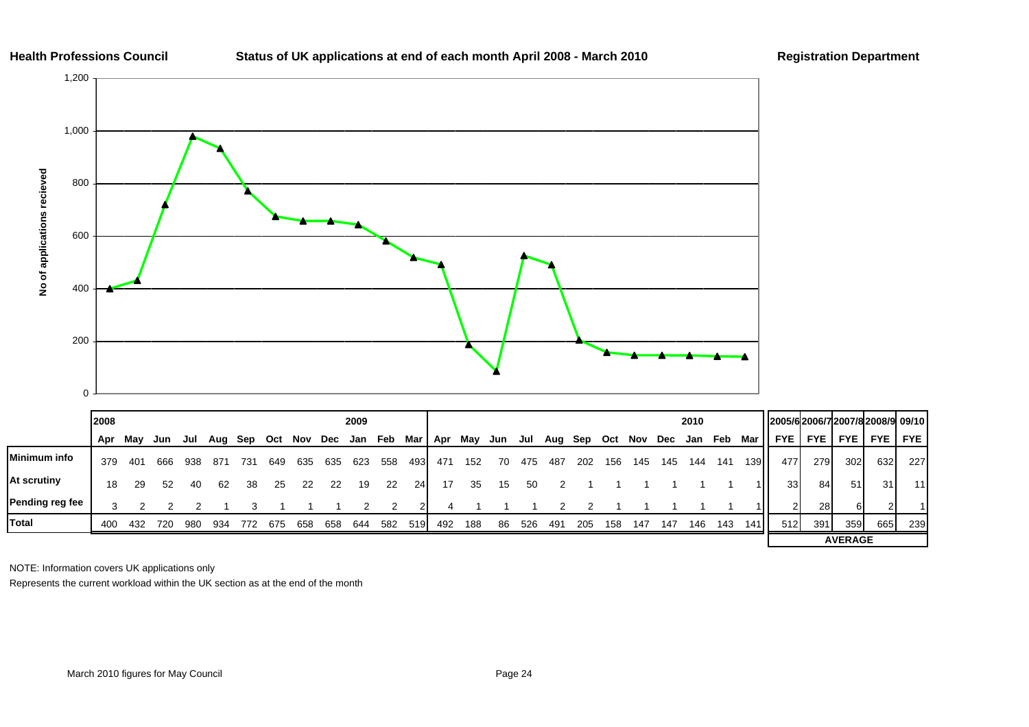**Health Professions Council** — **Status of UK applications at end of each month April 2008 - March 2010** — **Registration Department**

No of applications recieved

| | 2008 | | | | | | | | | 2009 | | | | | | | | | | | | | 2010 | | | 2005/6 | 2006/7 | 2007/8 | 2008/9 | 09/10 |
|---|---|---|---|---|---|---|---|---|---|---|---|---|---|---|---|---|---|---|---|---|---|---|---|---|---|---|---|---|---|---|
| | Apr | May | Jun | Jul | Aug | Sep | Oct | Nov | Dec | Jan | Feb | Mar | Apr | May | Jun | Jul | Aug | Sep | Oct | Nov | Dec | Jan | Feb | Mar | FYE | FYE | FYE | FYE | FYE |
| **Minimum info** | 379 | 401 | 666 | 938 | 871 | 731 | 649 | 635 | 635 | 623 | 558 | 493 | 471 | 152 | 70 | 475 | 487 | 202 | 156 | 145 | 145 | 144 | 141 | 139 | 477 | 279 | 302 | 632 | 227 |
| **At scrutiny** | 18 | 29 | 52 | 40 | 62 | 38 | 25 | 22 | 22 | 19 | 22 | 24 | 17 | 35 | 15 | 50 | 2 | 1 | 1 | 1 | 1 | 1 | 1 | 1 | 33 | 84 | 51 | 31 | 11 |
| **Pending reg fee** | 3 | 2 | 2 | 2 | 1 | 3 | 1 | 1 | 1 | 2 | 2 | 2 | 4 | 1 | 1 | 1 | 2 | 2 | 1 | 1 | 1 | 1 | 1 | 1 | 2 | 28 | 6 | 2 | 1 |
| **Total** | 400 | 432 | 720 | 980 | 934 | 772 | 675 | 658 | 658 | 644 | 582 | 519 | 492 | 188 | 86 | 526 | 491 | 205 | 158 | 147 | 147 | 146 | 143 | 141 | 512 | 391 | 359 | 665 | 239 |
| | | | | | | | | | | | | | | | | | | | | | | | | | **AVERAGE** | | | | |

NOTE: Information covers UK applications only

Represents the current workload within the UK section as at the end of the month

March 2010 figures for May Council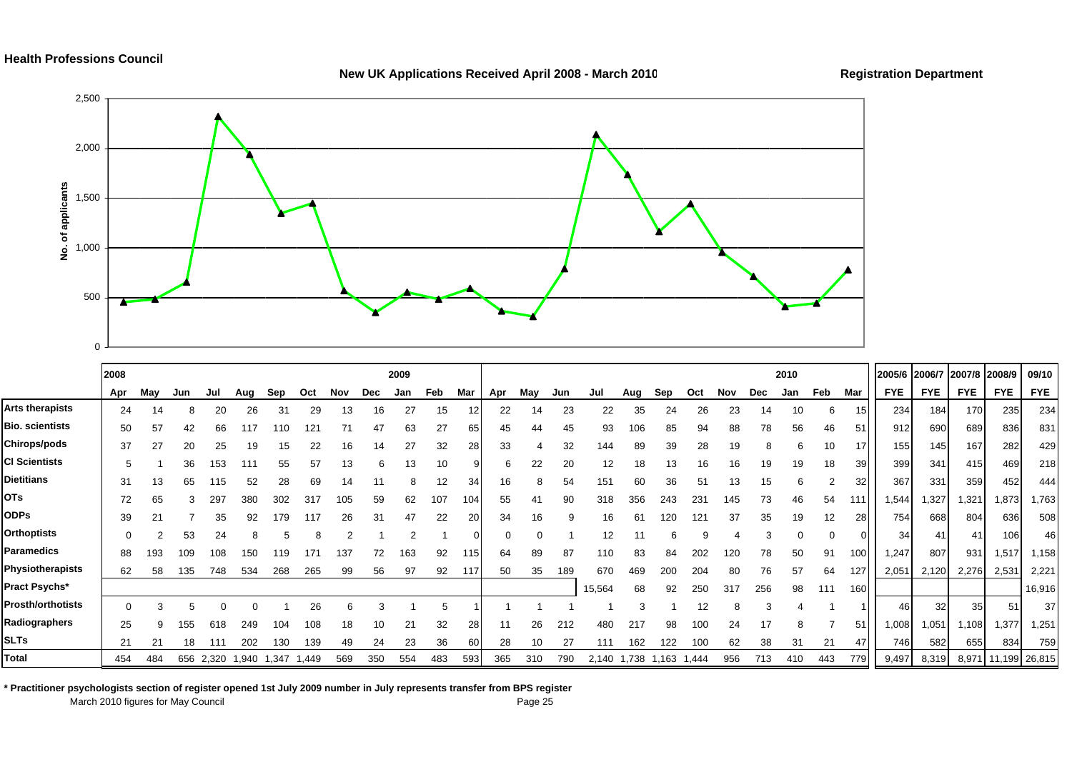**Health Professions Council**

**New UK Applications Received April 2008 - March 2010**

**Registration Department**

| | 2008 | | | | | | | | | 2009 | | | | | | | | | | | | 2010 | | | 2005/6 | 2006/7 | 2007/8 | 2008/9 | 09/10 |
|---|---|---|---|---|---|---|---|---|---|---|---|---|---|---|---|---|---|---|---|---|---|---|---|---|---|---|---|---|---|
| | Apr | May | Jun | Jul | Aug | Sep | Oct | Nov | Dec | Jan | Feb | Mar | Apr | May | Jun | Jul | Aug | Sep | Oct | Nov | Dec | Jan | Feb | Mar | FYE | FYE | FYE | FYE | FYE |
| **Arts therapists** | 24 | 14 | 8 | 20 | 26 | 31 | 29 | 13 | 16 | 27 | 15 | 12 | 22 | 14 | 23 | 22 | 35 | 24 | 26 | 23 | 14 | 10 | 6 | 15 | 234 | 184 | 170 | 235 | 234 |
| **Bio. scientists** | 50 | 57 | 42 | 66 | 117 | 110 | 121 | 71 | 47 | 63 | 27 | 65 | 45 | 44 | 45 | 93 | 106 | 85 | 94 | 88 | 78 | 56 | 46 | 51 | 912 | 690 | 689 | 836 | 831 |
| **Chirops/pods** | 37 | 27 | 20 | 25 | 19 | 15 | 22 | 16 | 14 | 27 | 32 | 28 | 33 | 4 | 32 | 144 | 89 | 39 | 28 | 19 | 8 | 6 | 10 | 17 | 155 | 145 | 167 | 282 | 429 |
| **Cl Scientists** | 5 | 1 | 36 | 153 | 111 | 55 | 57 | 13 | 6 | 13 | 10 | 9 | 6 | 22 | 20 | 12 | 18 | 13 | 16 | 16 | 19 | 19 | 18 | 39 | 399 | 341 | 415 | 469 | 218 |
| **Dietitians** | 31 | 13 | 65 | 115 | 52 | 28 | 69 | 14 | 11 | 8 | 12 | 34 | 16 | 8 | 54 | 151 | 60 | 36 | 51 | 13 | 15 | 6 | 2 | 32 | 367 | 331 | 359 | 452 | 444 |
| **OTs** | 72 | 65 | 3 | 297 | 380 | 302 | 317 | 105 | 59 | 62 | 107 | 104 | 55 | 41 | 90 | 318 | 356 | 243 | 231 | 145 | 73 | 46 | 54 | 111 | 1,544 | 1,327 | 1,321 | 1,873 | 1,763 |
| **ODPs** | 39 | 21 | 7 | 35 | 92 | 179 | 117 | 26 | 31 | 47 | 22 | 20 | 34 | 16 | 9 | 16 | 61 | 120 | 121 | 37 | 35 | 19 | 12 | 28 | 754 | 668 | 804 | 636 | 508 |
| **Orthoptists** | 0 | 2 | 53 | 24 | 8 | 5 | 8 | 2 | 1 | 2 | 1 | 0 | 0 | 0 | 1 | 12 | 11 | 6 | 9 | 4 | 3 | 0 | 0 | 0 | 34 | 41 | 41 | 106 | 46 |
| **Paramedics** | 88 | 193 | 109 | 108 | 150 | 119 | 171 | 137 | 72 | 163 | 92 | 115 | 64 | 89 | 87 | 110 | 83 | 84 | 202 | 120 | 78 | 50 | 91 | 100 | 1,247 | 807 | 931 | 1,517 | 1,158 |
| **Physiotherapists** | 62 | 58 | 135 | 748 | 534 | 268 | 265 | 99 | 56 | 97 | 92 | 117 | 50 | 35 | 189 | 670 | 469 | 200 | 204 | 80 | 76 | 57 | 64 | 127 | 2,051 | 2,120 | 2,276 | 2,531 | 2,221 |
| **Pract Psychs*** | | | | | | | | | | | | | | | | 15,564 | 68 | 92 | 250 | 317 | 256 | 98 | 111 | 160 | | | | | 16,916 |
| **Prosth/orthotists** | 0 | 3 | 5 | 0 | 0 | 1 | 26 | 6 | 3 | 1 | 5 | 1 | 1 | 1 | 1 | 1 | 3 | 1 | 12 | 8 | 3 | 4 | 1 | 1 | 46 | 32 | 35 | 51 | 37 |
| **Radiographers** | 25 | 9 | 155 | 618 | 249 | 104 | 108 | 18 | 10 | 21 | 32 | 28 | 11 | 26 | 212 | 480 | 217 | 98 | 100 | 24 | 17 | 8 | 7 | 51 | 1,008 | 1,051 | 1,108 | 1,377 | 1,251 |
| **SLTs** | 21 | 21 | 18 | 111 | 202 | 130 | 139 | 49 | 24 | 23 | 36 | 60 | 28 | 10 | 27 | 111 | 162 | 122 | 100 | 62 | 38 | 31 | 21 | 47 | 746 | 582 | 655 | 834 | 759 |
| **Total** | 454 | 484 | 656 | 2,320 | 1,940 | 1,347 | 1,449 | 569 | 350 | 554 | 483 | 593 | 365 | 310 | 790 | 2,140 | 1,738 | 1,163 | 1,444 | 956 | 713 | 410 | 443 | 779 | 9,497 | 8,319 | 8,971 | 11,199 | 26,815 |

**\* Practitioner psychologists section of register opened 1st July 2009 number in July represents transfer from BPS register**

March 2010 figures for May Council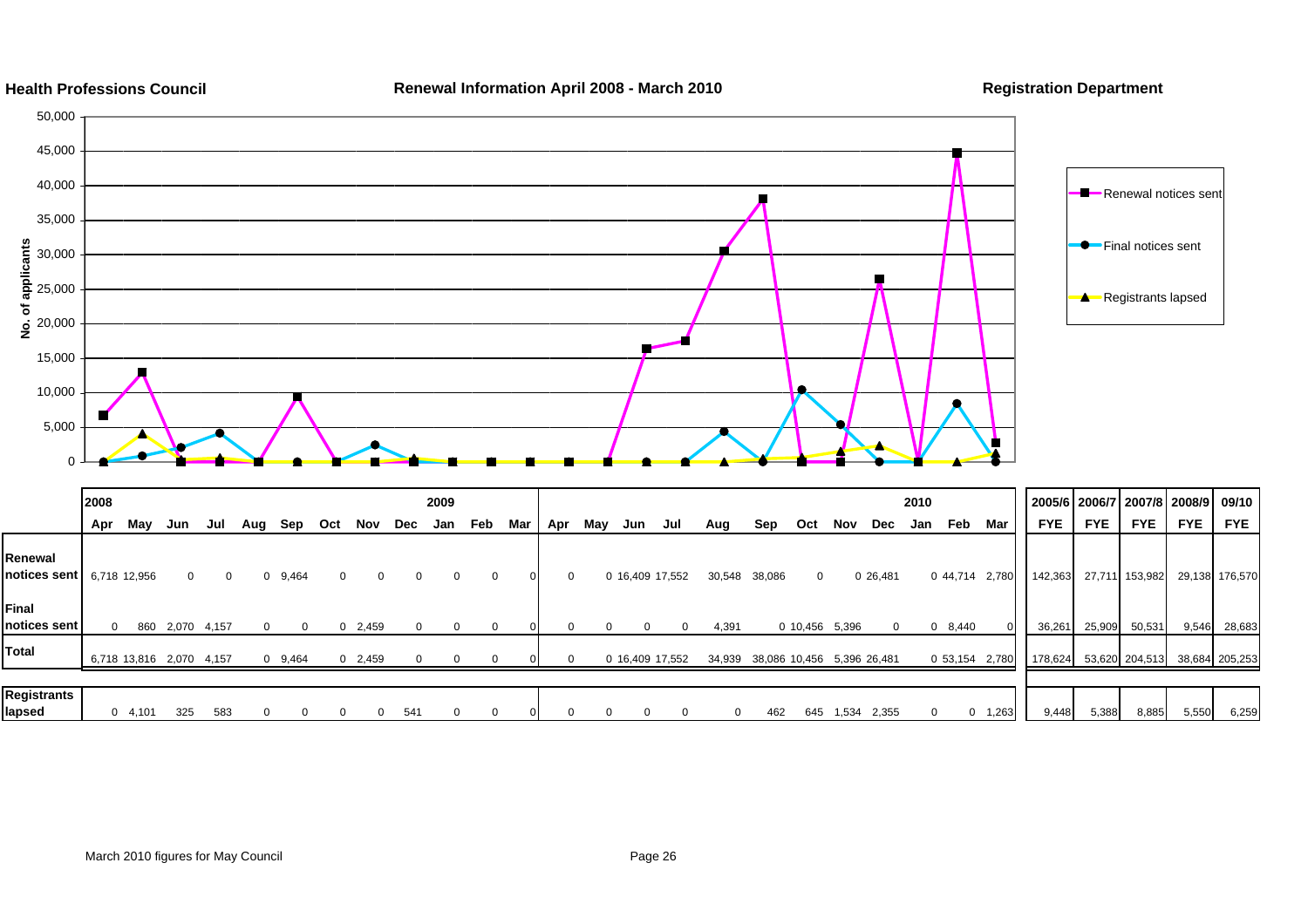**Health Professions Council** | **Renewal Information April 2008 - March 2010** | **Registration Department**

| | 2008 | | | | | | | | | 2009 | | | | | | | | | | | | 2010 | | | 2005/6 | 2006/7 | 2007/8 | 2008/9 | 09/10 |
|---|---|---|---|---|---|---|---|---|---|---|---|---|---|---|---|---|---|---|---|---|---|---|---|---|---|---|---|---|---|
| | Apr | May | Jun | Jul | Aug | Sep | Oct | Nov | Dec | Jan | Feb | Mar | Apr | May | Jun | Jul | Aug | Sep | Oct | Nov | Dec | Jan | Feb | Mar | FYE | FYE | FYE | FYE | FYE |
| **Renewal notices sent** | 6,718 | 12,956 | 0 | 0 | 0 | 9,464 | 0 | 0 | 0 | 0 | 0 | 0 | 0 | 0 | 16,409 | 17,552 | 30,548 | 38,086 | 0 | 0 | 26,481 | 0 | 44,714 | 2,780 | 142,363 | 27,711 | 153,982 | 29,138 | 176,570 |
| **Final notices sent** | 0 | 860 | 2,070 | 4,157 | 0 | 0 | 0 | 2,459 | 0 | 0 | 0 | 0 | 0 | 0 | 0 | 0 | 4,391 | 0 | 10,456 | 5,396 | 0 | 0 | 8,440 | 0 | 36,261 | 25,909 | 50,531 | 9,546 | 28,683 |
| **Total** | 6,718 | 13,816 | 2,070 | 4,157 | 0 | 9,464 | 0 | 2,459 | 0 | 0 | 0 | 0 | 0 | 0 | 16,409 | 17,552 | 34,939 | 38,086 | 10,456 | 5,396 | 26,481 | 0 | 53,154 | 2,780 | 178,624 | 53,620 | 204,513 | 38,684 | 205,253 |
| **Registrants lapsed** | 0 | 4,101 | 325 | 583 | 0 | 0 | 0 | 0 | 541 | 0 | 0 | 0 | 0 | 0 | 0 | 0 | 0 | 462 | 645 | 1,534 | 2,355 | 0 | 0 | 1,263 | 9,448 | 5,388 | 8,885 | 5,550 | 6,259 |

March 2010 figures for May Council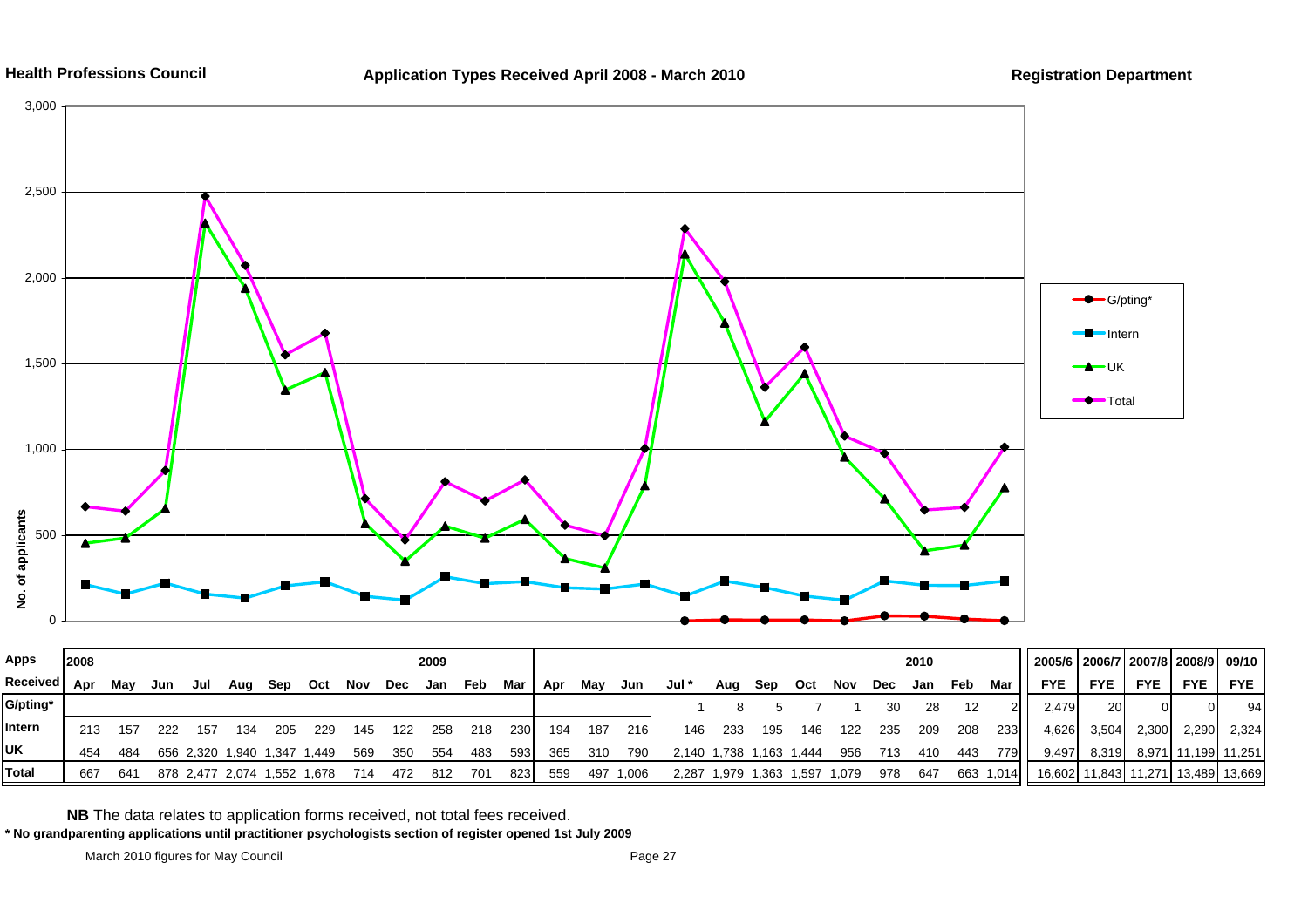**Health Professions Council** | **Application Types Received April 2008 - March 2010** | **Registration Department**

| Apps Received | Apr 2008 | May | Jun | Jul | Aug | Sep | Oct | Nov | Dec | Jan 2009 | Feb | Mar | Apr | May | Jun | Jul * | Aug | Sep | Oct | Nov | Dec | Jan 2010 | Feb | Mar | 2005/6 FYE | 2006/7 FYE | 2007/8 FYE | 2008/9 FYE | 09/10 FYE |
|---|---|---|---|---|---|---|---|---|---|---|---|---|---|---|---|---|---|---|---|---|---|---|---|---|---|---|---|---|---|
| G/pting* | | | | | | | | | | | | | | | | 1 | 8 | 5 | 7 | 1 | 30 | 28 | 12 | 2 | 2,479 | 20 | 0 | 0 | 94 |
| Intern | 213 | 157 | 222 | 157 | 134 | 205 | 229 | 145 | 122 | 258 | 218 | 230 | 194 | 187 | 216 | 146 | 233 | 195 | 146 | 122 | 235 | 209 | 208 | 233 | 4,626 | 3,504 | 2,300 | 2,290 | 2,324 |
| UK | 454 | 484 | 656 | 2,320 | 1,940 | 1,347 | 1,449 | 569 | 350 | 554 | 483 | 593 | 365 | 310 | 790 | 2,140 | 1,738 | 1,163 | 1,444 | 956 | 713 | 410 | 443 | 779 | 9,497 | 8,319 | 8,971 | 11,199 | 11,251 |
| Total | 667 | 641 | 878 | 2,477 | 2,074 | 1,552 | 1,678 | 714 | 472 | 812 | 701 | 823 | 559 | 497 | 1,006 | 2,287 | 1,979 | 1,363 | 1,597 | 1,079 | 978 | 647 | 663 | 1,014 | 16,602 | 11,843 | 11,271 | 13,489 | 13,669 |

**NB** The data relates to application forms received, not total fees received.

**\* No grandparenting applications until practitioner psychologists section of register opened 1st July 2009**

March 2010 figures for May Council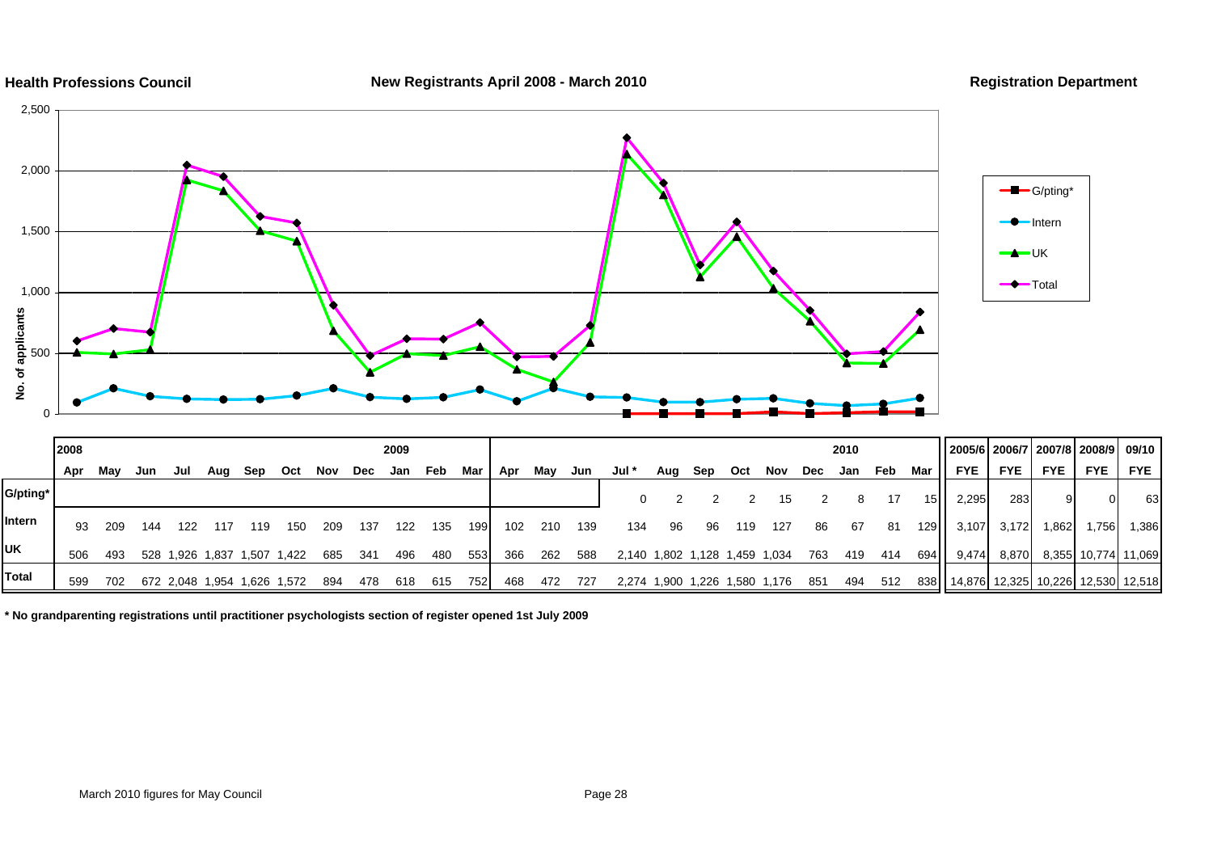**Health Professions Council** **New Registrants April 2008 - March 2010** **Registration Department**

| | 2008 | | | | | | | | | 2009 | | | | | | | | | | | | 2010 | | | | | | | | |
|---|---|---|---|---|---|---|---|---|---|---|---|---|---|---|---|---|---|---|---|---|---|---|---|---|---|---|---|---|---|---|
| | Apr | May | Jun | Jul | Aug | Sep | Oct | Nov | Dec | Jan | Feb | Mar | Apr | May | Jun | Jul * | Aug | Sep | Oct | Nov | Dec | Jan | Feb | Mar | 2005/6 FYE | 2006/7 FYE | 2007/8 FYE | 2008/9 FYE | 09/10 FYE |
| G/pting* | | | | | | | | | | | | | | | | 0 | 2 | 2 | 2 | 15 | 2 | 8 | 17 | 15 | 2,295 | 283 | 9 | 0 | 63 |
| Intern | 93 | 209 | 144 | 122 | 117 | 119 | 150 | 209 | 137 | 122 | 135 | 199 | 102 | 210 | 139 | 134 | 96 | 96 | 119 | 127 | 86 | 67 | 81 | 129 | 3,107 | 3,172 | 1,862 | 1,756 | 1,386 |
| UK | 506 | 493 | 528 | 1,926 | 1,837 | 1,507 | 1,422 | 685 | 341 | 496 | 480 | 553 | 366 | 262 | 588 | 2,140 | 1,802 | 1,128 | 1,459 | 1,034 | 763 | 419 | 414 | 694 | 9,474 | 8,870 | 8,355 | 10,774 | 11,069 |
| Total | 599 | 702 | 672 | 2,048 | 1,954 | 1,626 | 1,572 | 894 | 478 | 618 | 615 | 752 | 468 | 472 | 727 | 2,274 | 1,900 | 1,226 | 1,580 | 1,176 | 851 | 494 | 512 | 838 | 14,876 | 12,325 | 10,226 | 12,530 | 12,518 |

**\* No grandparenting registrations until practitioner psychologists section of register opened 1st July 2009**

March 2010 figures for May Council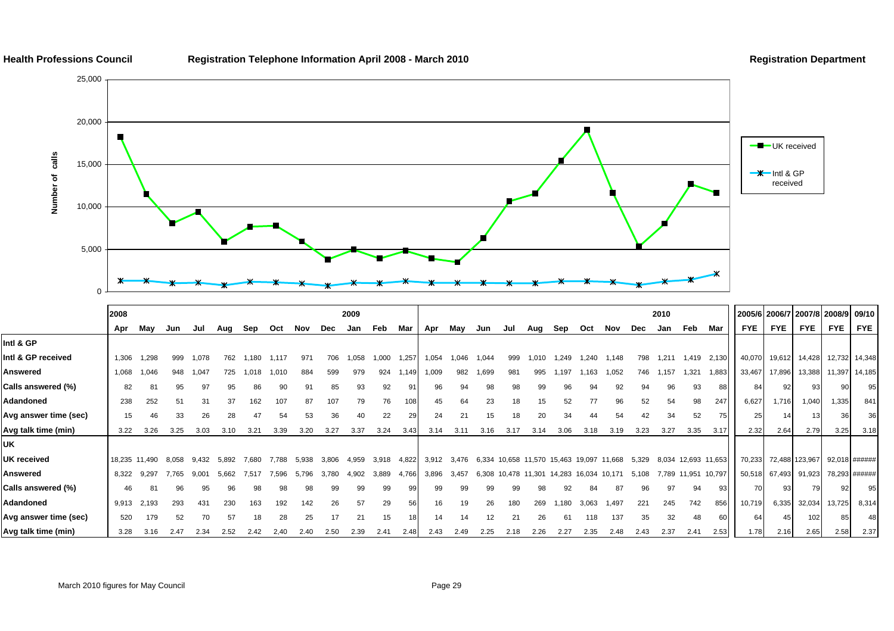**Health Professions Council** **Registration Telephone Information April 2008 - March 2010** **Registration Department**

| | 2008 | | | | | | | | | 2009 | | | | | | | | | | | | | 2010 | | | 2005/6 | 2006/7 | 2007/8 | 2008/9 | 09/10 |
|---|---|---|---|---|---|---|---|---|---|---|---|---|---|---|---|---|---|---|---|---|---|---|---|---|---|---|---|---|---|---|
| | Apr | May | Jun | Jul | Aug | Sep | Oct | Nov | Dec | Jan | Feb | Mar | Apr | May | Jun | Jul | Aug | Sep | Oct | Nov | Dec | Jan | Feb | Mar | FYE | FYE | FYE | FYE | FYE |
| **Intl & GP** | | | | | | | | | | | | | | | | | | | | | | | | | | | | | |
| **Intl & GP received** | 1,306 | 1,298 | 999 | 1,078 | 762 | 1,180 | 1,117 | 971 | 706 | 1,058 | 1,000 | 1,257 | 1,054 | 1,046 | 1,044 | 999 | 1,010 | 1,249 | 1,240 | 1,148 | 798 | 1,211 | 1,419 | 2,130 | 40,070 | 19,612 | 14,428 | 12,732 | 14,348 |
| **Answered** | 1,068 | 1,046 | 948 | 1,047 | 725 | 1,018 | 1,010 | 884 | 599 | 979 | 924 | 1,149 | 1,009 | 982 | 1,699 | 981 | 995 | 1,197 | 1,163 | 1,052 | 746 | 1,157 | 1,321 | 1,883 | 33,467 | 17,896 | 13,388 | 11,397 | 14,185 |
| **Calls answered (%)** | 82 | 81 | 95 | 97 | 95 | 86 | 90 | 91 | 85 | 93 | 92 | 91 | 96 | 94 | 98 | 98 | 99 | 96 | 94 | 92 | 94 | 96 | 93 | 88 | 84 | 92 | 93 | 90 | 95 |
| **Adandoned** | 238 | 252 | 51 | 31 | 37 | 162 | 107 | 87 | 107 | 79 | 76 | 108 | 45 | 64 | 23 | 18 | 15 | 52 | 77 | 96 | 52 | 54 | 98 | 247 | 6,627 | 1,716 | 1,040 | 1,335 | 841 |
| **Avg answer time (sec)** | 15 | 46 | 33 | 26 | 28 | 47 | 54 | 53 | 36 | 40 | 22 | 29 | 24 | 21 | 15 | 18 | 20 | 34 | 44 | 54 | 42 | 34 | 52 | 75 | 25 | 14 | 13 | 36 | 36 |
| **Avg talk time (min)** | 3.22 | 3.26 | 3.25 | 3.03 | 3.10 | 3.21 | 3.39 | 3.20 | 3.27 | 3.37 | 3.24 | 3.43 | 3.14 | 3.11 | 3.16 | 3.17 | 3.14 | 3.06 | 3.18 | 3.19 | 3.23 | 3.27 | 3.35 | 3.17 | 2.32 | 2.64 | 2.79 | 3.25 | 3.18 |
| **UK** | | | | | | | | | | | | | | | | | | | | | | | | | | | | | |
| **UK received** | 18,235 | 11,490 | 8,058 | 9,432 | 5,892 | 7,680 | 7,788 | 5,938 | 3,806 | 4,959 | 3,918 | 4,822 | 3,912 | 3,476 | 6,334 | 10,658 | 11,570 | 15,463 | 19,097 | 11,668 | 5,329 | 8,034 | 12,693 | 11,653 | 70,233 | 72,488 | 123,967 | 92,018 | ###### |
| **Answered** | 8,322 | 9,297 | 7,765 | 9,001 | 5,662 | 7,517 | 7,596 | 5,796 | 3,780 | 4,902 | 3,889 | 4,766 | 3,896 | 3,457 | 6,308 | 10,478 | 11,301 | 14,283 | 16,034 | 10,171 | 5,108 | 7,789 | 11,951 | 10,797 | 50,518 | 67,493 | 91,923 | 78,293 | ###### |
| **Calls answered (%)** | 46 | 81 | 96 | 95 | 96 | 98 | 98 | 98 | 99 | 99 | 99 | 99 | 99 | 99 | 99 | 99 | 98 | 92 | 84 | 87 | 96 | 97 | 94 | 93 | 70 | 93 | 79 | 92 | 95 |
| **Adandoned** | 9,913 | 2,193 | 293 | 431 | 230 | 163 | 192 | 142 | 26 | 57 | 29 | 56 | 16 | 19 | 26 | 180 | 269 | 1,180 | 3,063 | 1,497 | 221 | 245 | 742 | 856 | 10,719 | 6,335 | 32,034 | 13,725 | 8,314 |
| **Avg answer time (sec)** | 520 | 179 | 52 | 70 | 57 | 18 | 28 | 25 | 17 | 21 | 15 | 18 | 14 | 14 | 12 | 21 | 26 | 61 | 118 | 137 | 35 | 32 | 48 | 60 | 64 | 45 | 102 | 85 | 48 |
| **Avg talk time (min)** | 3.28 | 3.16 | 2.47 | 2.34 | 2.52 | 2.42 | 2,40 | 2.40 | 2.50 | 2.39 | 2.41 | 2.48 | 2.43 | 2.49 | 2.25 | 2.18 | 2.26 | 2.27 | 2.35 | 2.48 | 2.43 | 2.37 | 2.41 | 2.53 | 1.78 | 2.16 | 2.65 | 2.58 | 2.37 |

March 2010 figures for May Council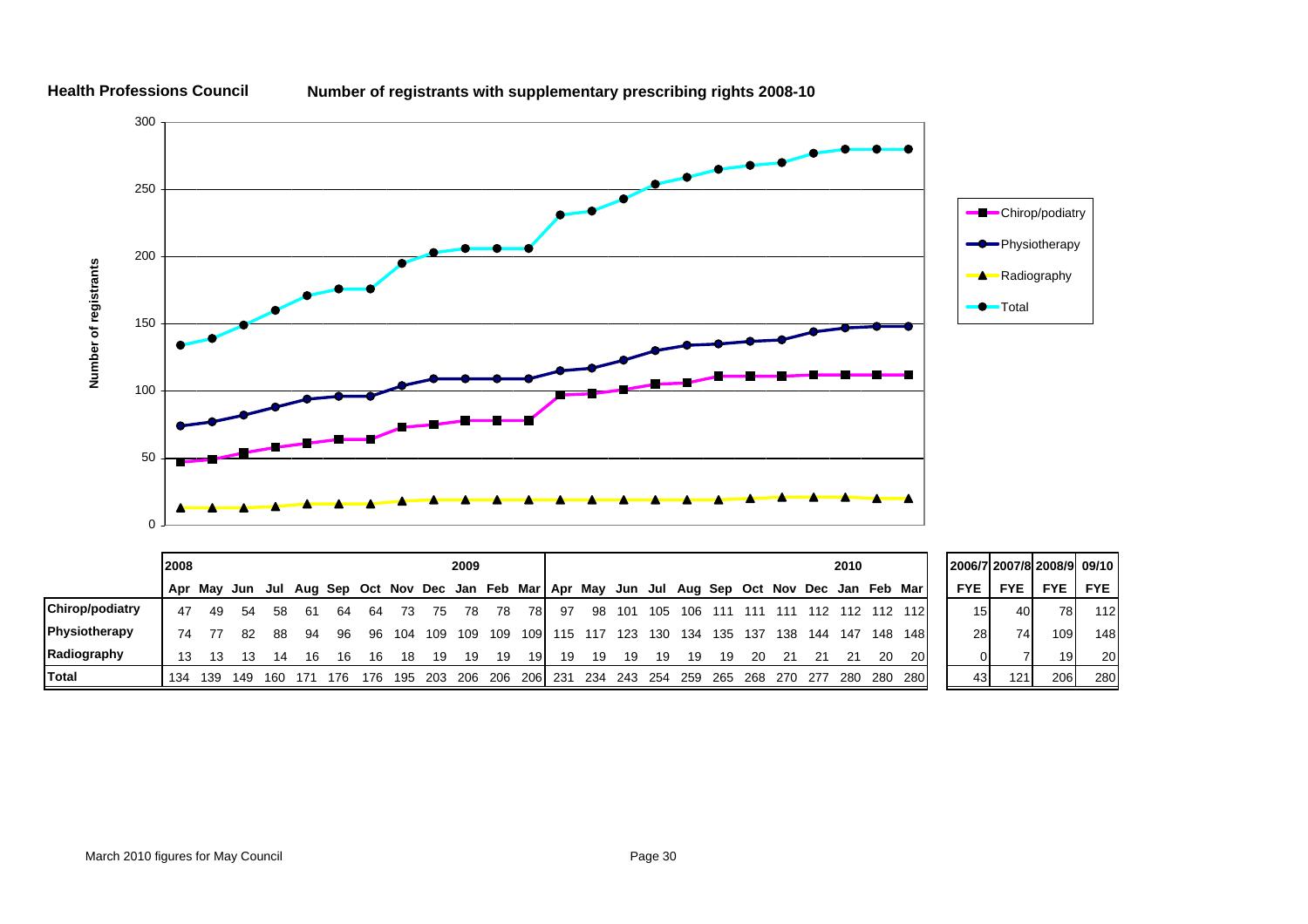**Health Professions Council** **Number of registrants with supplementary prescribing rights 2008-10**

300
250
200
150
100
50
0

Number of registrants

Chirop/podiatry
Physiotherapy
Radiography
Total

| | 2008 | | | | | | | | | 2009 | | | | | | | | | | | | 2010 | | | | 2006/7 | 2007/8 | 2008/9 | 09/10 |
|---|---|---|---|---|---|---|---|---|---|---|---|---|---|---|---|---|---|---|---|---|---|---|---|---|---|---|---|---|
| | Apr | May | Jun | Jul | Aug | Sep | Oct | Nov | Dec | Jan | Feb | Mar | Apr | May | Jun | Jul | Aug | Sep | Oct | Nov | Dec | Jan | Feb | Mar | FYE | FYE | FYE | FYE |
| **Chirop/podiatry** | 47 | 49 | 54 | 58 | 61 | 64 | 64 | 73 | 75 | 78 | 78 | 78 | 97 | 98 | 101 | 105 | 106 | 111 | 111 | 111 | 112 | 112 | 112 | 112 | 15 | 40 | 78 | 112 |
| **Physiotherapy** | 74 | 77 | 82 | 88 | 94 | 96 | 96 | 104 | 109 | 109 | 109 | 109 | 115 | 117 | 123 | 130 | 134 | 135 | 137 | 138 | 144 | 147 | 148 | 148 | 28 | 74 | 109 | 148 |
| **Radiography** | 13 | 13 | 13 | 14 | 16 | 16 | 16 | 18 | 19 | 19 | 19 | 19 | 19 | 19 | 19 | 19 | 19 | 19 | 20 | 21 | 21 | 21 | 20 | 20 | 0 | 7 | 19 | 20 |
| **Total** | 134 | 139 | 149 | 160 | 171 | 176 | 176 | 195 | 203 | 206 | 206 | 206 | 231 | 234 | 243 | 254 | 259 | 265 | 268 | 270 | 277 | 280 | 280 | 280 | 43 | 121 | 206 | 280 |

March 2010 figures for May Council